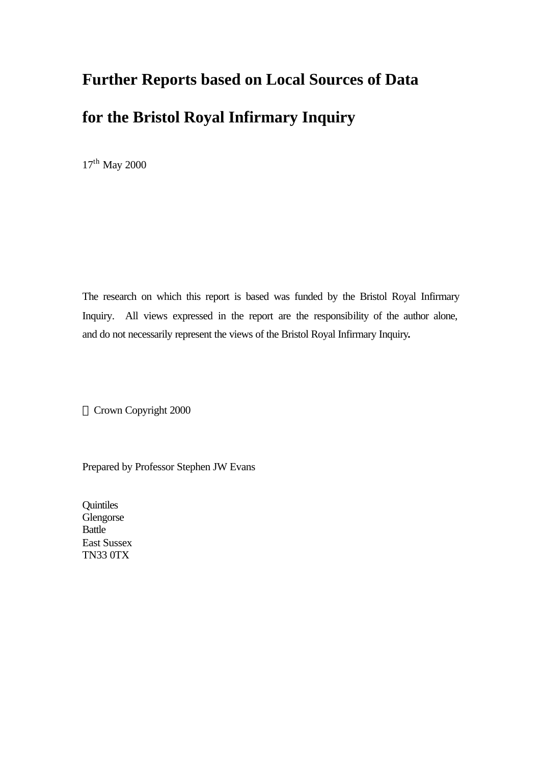# Further Reports based on Local Sources of Data

# for the Bristol Royal Infirmary Inquiry

17th May 2000

The research on which this report is based was funded by the Bristol Royal Infirmary Inquiry. All views expressed in the report are the responsibility of the author alone, and do not necessarily represent the views of the Bristol Royal Infirmary Inquiry**.**

© Crown Copyright 2000

Prepared by Professor Stephen JW Evans

Quintiles
Glengorse
Battle
East Sussex
TN33 0TX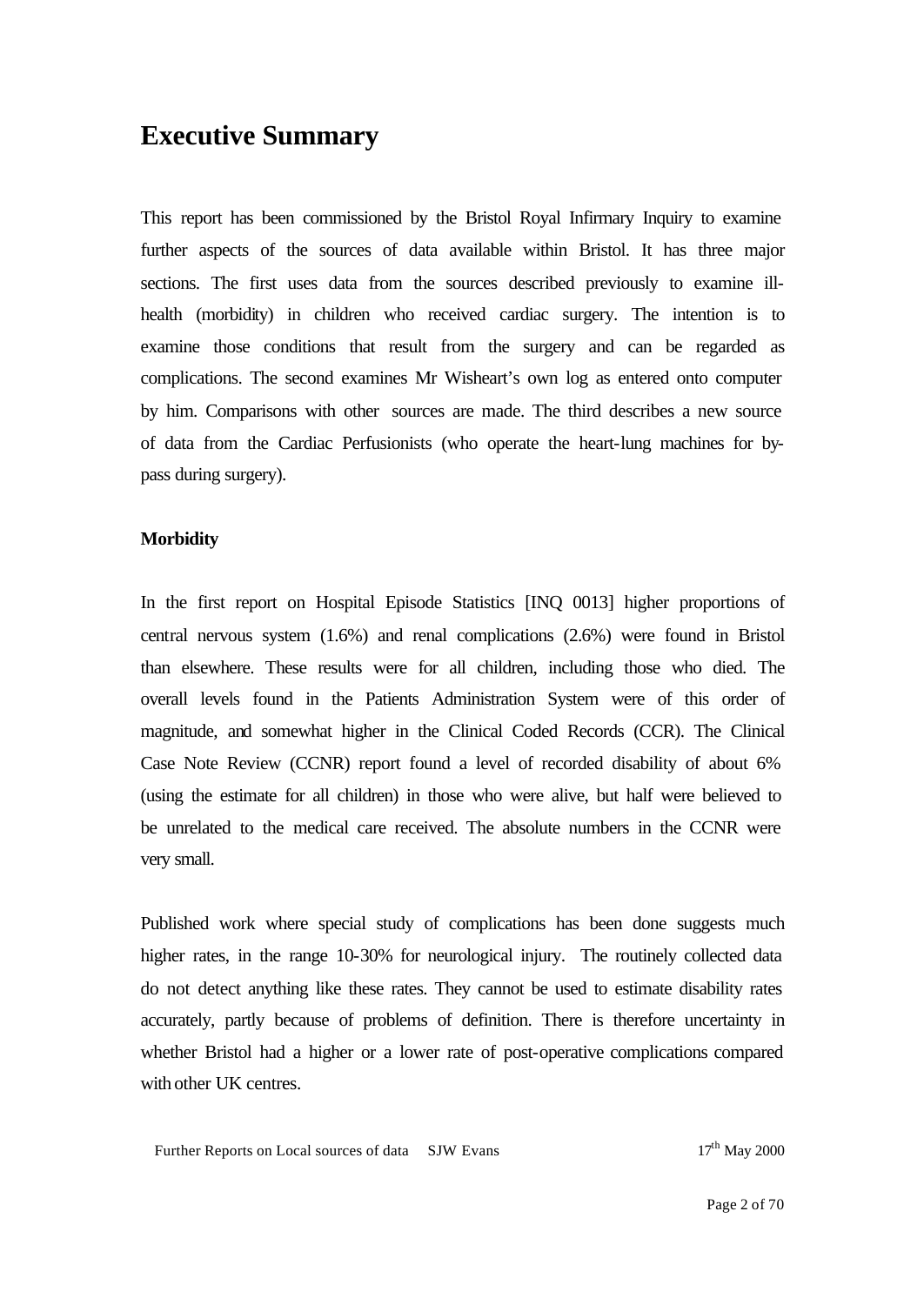# Executive Summary

This report has been commissioned by the Bristol Royal Infirmary Inquiry to examine further aspects of the sources of data available within Bristol. It has three major sections. The first uses data from the sources described previously to examine ill-health (morbidity) in children who received cardiac surgery. The intention is to examine those conditions that result from the surgery and can be regarded as complications. The second examines Mr Wisheart's own log as entered onto computer by him. Comparisons with other sources are made. The third describes a new source of data from the Cardiac Perfusionists (who operate the heart-lung machines for by-pass during surgery).

**Morbidity**

In the first report on Hospital Episode Statistics [INQ 0013] higher proportions of central nervous system (1.6%) and renal complications (2.6%) were found in Bristol than elsewhere. These results were for all children, including those who died. The overall levels found in the Patients Administration System were of this order of magnitude, and somewhat higher in the Clinical Coded Records (CCR). The Clinical Case Note Review (CCNR) report found a level of recorded disability of about 6% (using the estimate for all children) in those who were alive, but half were believed to be unrelated to the medical care received. The absolute numbers in the CCNR were very small.

Published work where special study of complications has been done suggests much higher rates, in the range 10-30% for neurological injury. The routinely collected data do not detect anything like these rates. They cannot be used to estimate disability rates accurately, partly because of problems of definition. There is therefore uncertainty in whether Bristol had a higher or a lower rate of post-operative complications compared with other UK centres.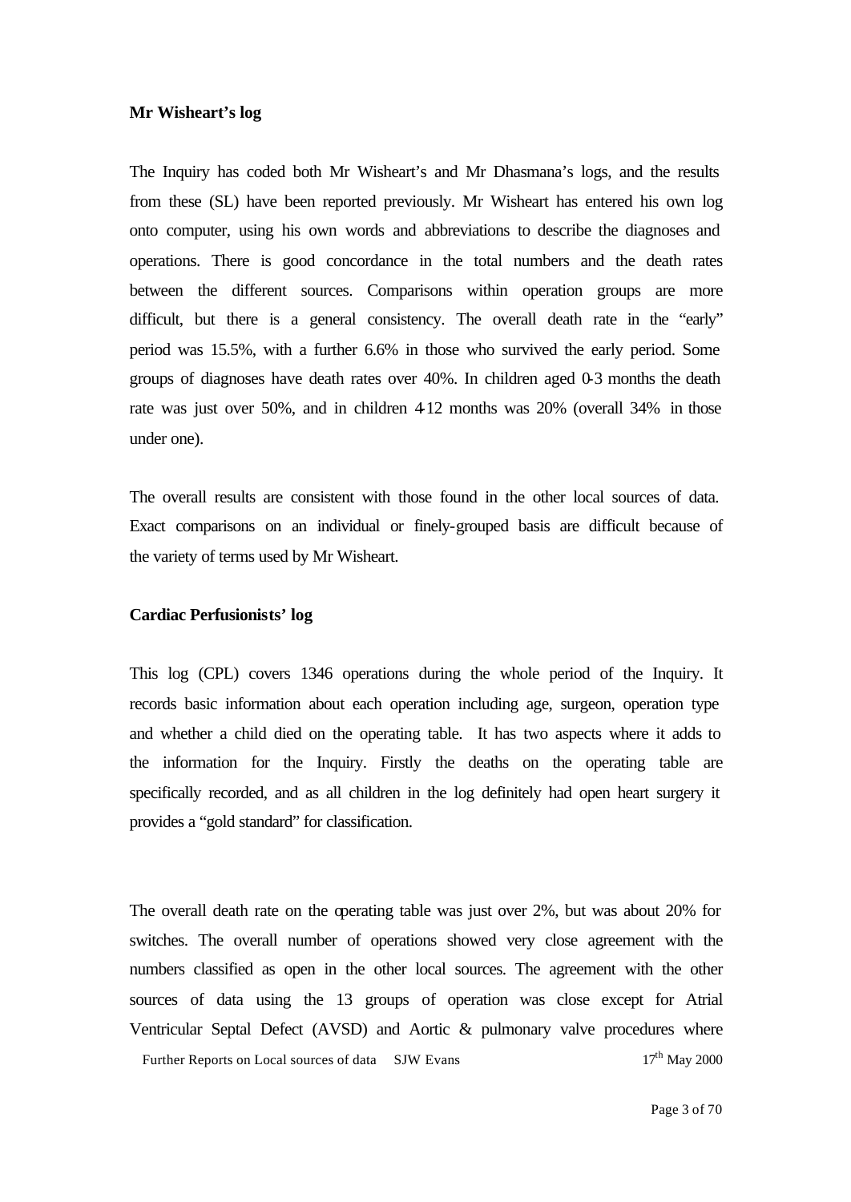**Mr Wisheart's log**

The Inquiry has coded both Mr Wisheart's and Mr Dhasmana's logs, and the results from these (SL) have been reported previously. Mr Wisheart has entered his own log onto computer, using his own words and abbreviations to describe the diagnoses and operations. There is good concordance in the total numbers and the death rates between the different sources. Comparisons within operation groups are more difficult, but there is a general consistency. The overall death rate in the "early" period was 15.5%, with a further 6.6% in those who survived the early period. Some groups of diagnoses have death rates over 40%. In children aged 0-3 months the death rate was just over 50%, and in children 4-12 months was 20% (overall 34% in those under one).

The overall results are consistent with those found in the other local sources of data. Exact comparisons on an individual or finely-grouped basis are difficult because of the variety of terms used by Mr Wisheart.

**Cardiac Perfusionists' log**

This log (CPL) covers 1346 operations during the whole period of the Inquiry. It records basic information about each operation including age, surgeon, operation type and whether a child died on the operating table. It has two aspects where it adds to the information for the Inquiry. Firstly the deaths on the operating table are specifically recorded, and as all children in the log definitely had open heart surgery it provides a "gold standard" for classification.

The overall death rate on the operating table was just over 2%, but was about 20% for switches. The overall number of operations showed very close agreement with the numbers classified as open in the other local sources. The agreement with the other sources of data using the 13 groups of operation was close except for Atrial Ventricular Septal Defect (AVSD) and Aortic & pulmonary valve procedures where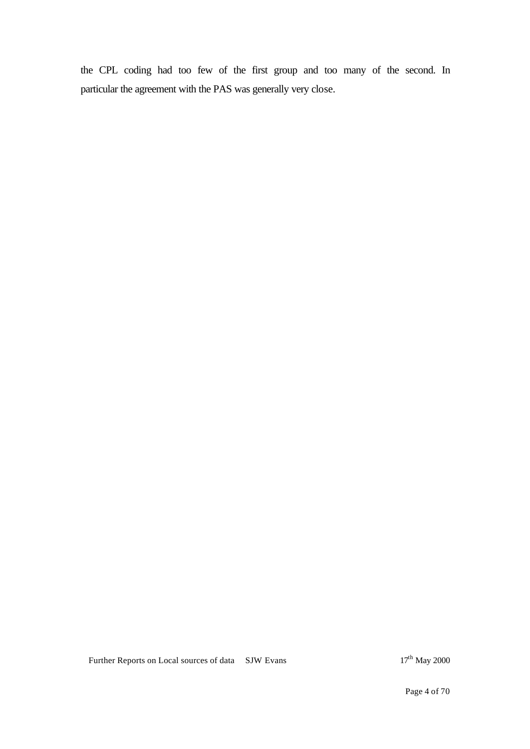the CPL coding had too few of the first group and too many of the second. In particular the agreement with the PAS was generally very close.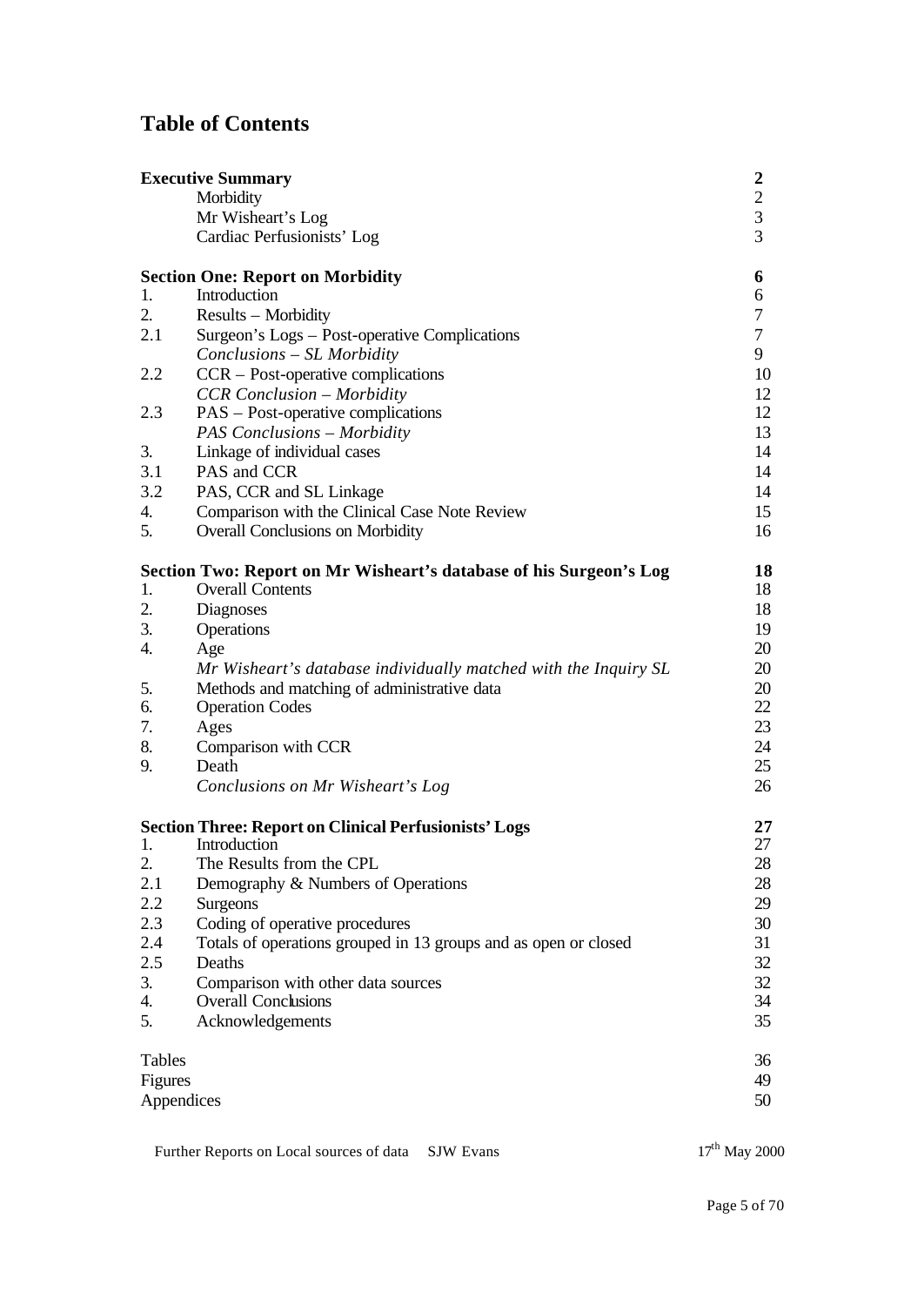# Table of Contents

| | | |
|---|---|---|
| **Executive Summary** | | **2** |
| | Morbidity | 2 |
| | Mr Wisheart's Log | 3 |
| | Cardiac Perfusionists' Log | 3 |
| **Section One: Report on Morbidity** | | **6** |
| 1. | Introduction | 6 |
| 2. | Results – Morbidity | 7 |
| 2.1 | Surgeon's Logs – Post-operative Complications | 7 |
| | *Conclusions – SL Morbidity* | 9 |
| 2.2 | CCR – Post-operative complications | 10 |
| | *CCR Conclusion – Morbidity* | 12 |
| 2.3 | PAS – Post-operative complications | 12 |
| | *PAS Conclusions – Morbidity* | 13 |
| 3. | Linkage of individual cases | 14 |
| 3.1 | PAS and CCR | 14 |
| 3.2 | PAS, CCR and SL Linkage | 14 |
| 4. | Comparison with the Clinical Case Note Review | 15 |
| 5. | Overall Conclusions on Morbidity | 16 |
| **Section Two: Report on Mr Wisheart's database of his Surgeon's Log** | | **18** |
| 1. | Overall Contents | 18 |
| 2. | Diagnoses | 18 |
| 3. | Operations | 19 |
| 4. | Age | 20 |
| | *Mr Wisheart's database individually matched with the Inquiry SL* | 20 |
| 5. | Methods and matching of administrative data | 20 |
| 6. | Operation Codes | 22 |
| 7. | Ages | 23 |
| 8. | Comparison with CCR | 24 |
| 9. | Death | 25 |
| | *Conclusions on Mr Wisheart's Log* | 26 |
| **Section Three: Report on Clinical Perfusionists' Logs** | | **27** |
| 1. | Introduction | 27 |
| 2. | The Results from the CPL | 28 |
| 2.1 | Demography & Numbers of Operations | 28 |
| 2.2 | Surgeons | 29 |
| 2.3 | Coding of operative procedures | 30 |
| 2.4 | Totals of operations grouped in 13 groups and as open or closed | 31 |
| 2.5 | Deaths | 32 |
| 3. | Comparison with other data sources | 32 |
| 4. | Overall Conclusions | 34 |
| 5. | Acknowledgements | 35 |
| Tables | | 36 |
| Figures | | 49 |
| Appendices | | 50 |

Further Reports on Local sources of data SJW Evans 17th May 2000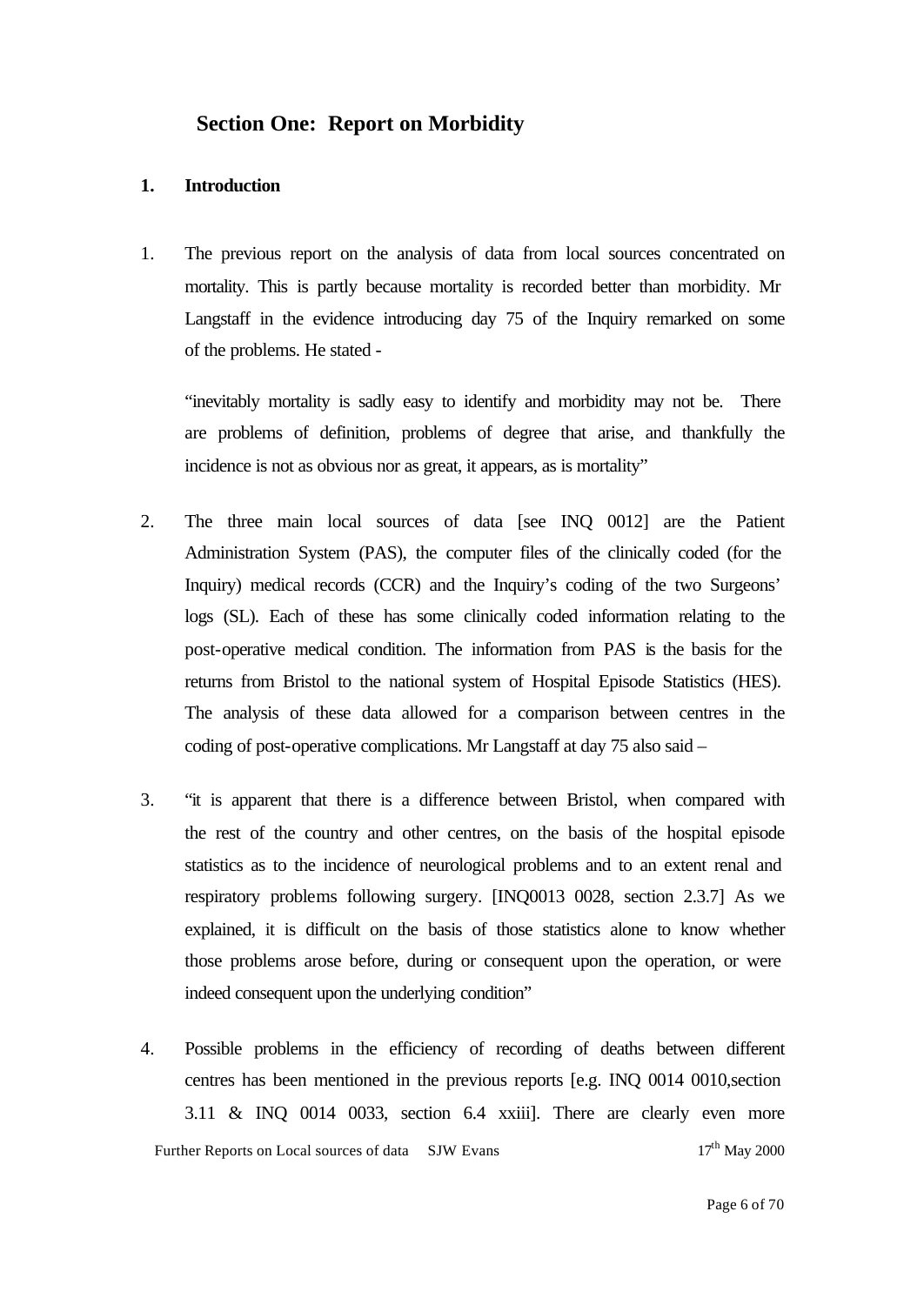## Section One: Report on Morbidity

### 1. Introduction

1. The previous report on the analysis of data from local sources concentrated on mortality. This is partly because mortality is recorded better than morbidity. Mr Langstaff in the evidence introducing day 75 of the Inquiry remarked on some of the problems. He stated -

   "inevitably mortality is sadly easy to identify and morbidity may not be. There are problems of definition, problems of degree that arise, and thankfully the incidence is not as obvious nor as great, it appears, as is mortality"

2. The three main local sources of data [see INQ 0012] are the Patient Administration System (PAS), the computer files of the clinically coded (for the Inquiry) medical records (CCR) and the Inquiry's coding of the two Surgeons' logs (SL). Each of these has some clinically coded information relating to the post-operative medical condition. The information from PAS is the basis for the returns from Bristol to the national system of Hospital Episode Statistics (HES). The analysis of these data allowed for a comparison between centres in the coding of post-operative complications. Mr Langstaff at day 75 also said –

3. "it is apparent that there is a difference between Bristol, when compared with the rest of the country and other centres, on the basis of the hospital episode statistics as to the incidence of neurological problems and to an extent renal and respiratory problems following surgery. [INQ0013 0028, section 2.3.7] As we explained, it is difficult on the basis of those statistics alone to know whether those problems arose before, during or consequent upon the operation, or were indeed consequent upon the underlying condition"

4. Possible problems in the efficiency of recording of deaths between different centres has been mentioned in the previous reports [e.g. INQ 0014 0010,section 3.11 & INQ 0014 0033, section 6.4 xxiii]. There are clearly even more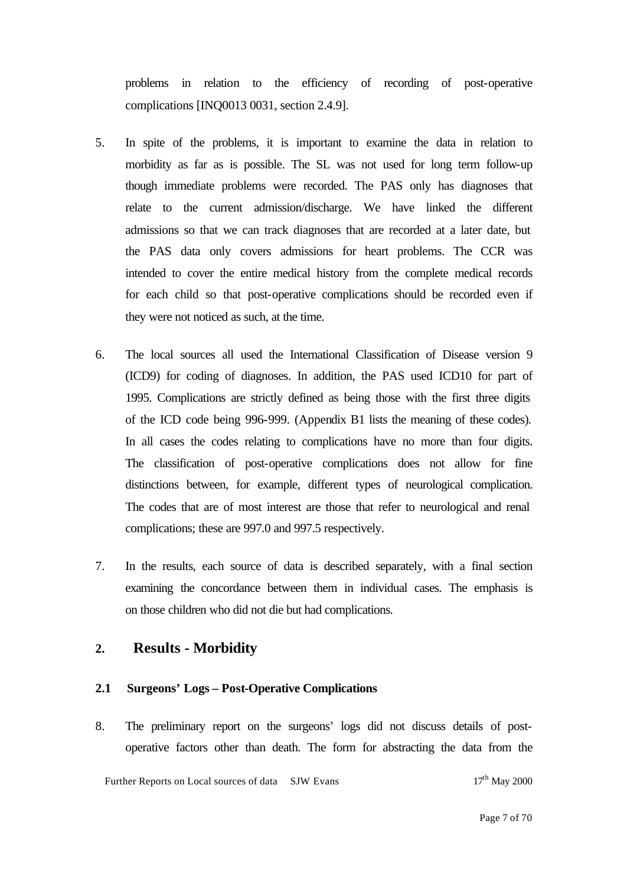problems in relation to the efficiency of recording of post-operative complications [INQ0013 0031, section 2.4.9].

5. In spite of the problems, it is important to examine the data in relation to morbidity as far as is possible. The SL was not used for long term follow-up though immediate problems were recorded. The PAS only has diagnoses that relate to the current admission/discharge. We have linked the different admissions so that we can track diagnoses that are recorded at a later date, but the PAS data only covers admissions for heart problems. The CCR was intended to cover the entire medical history from the complete medical records for each child so that post-operative complications should be recorded even if they were not noticed as such, at the time.

6. The local sources all used the International Classification of Disease version 9 (ICD9) for coding of diagnoses. In addition, the PAS used ICD10 for part of 1995. Complications are strictly defined as being those with the first three digits of the ICD code being 996-999. (Appendix B1 lists the meaning of these codes). In all cases the codes relating to complications have no more than four digits. The classification of post-operative complications does not allow for fine distinctions between, for example, different types of neurological complication. The codes that are of most interest are those that refer to neurological and renal complications; these are 997.0 and 997.5 respectively.

7. In the results, each source of data is described separately, with a final section examining the concordance between them in individual cases. The emphasis is on those children who did not die but had complications.

## 2. Results - Morbidity

### 2.1 Surgeons' Logs – Post-Operative Complications

8. The preliminary report on the surgeons' logs did not discuss details of post-operative factors other than death. The form for abstracting the data from the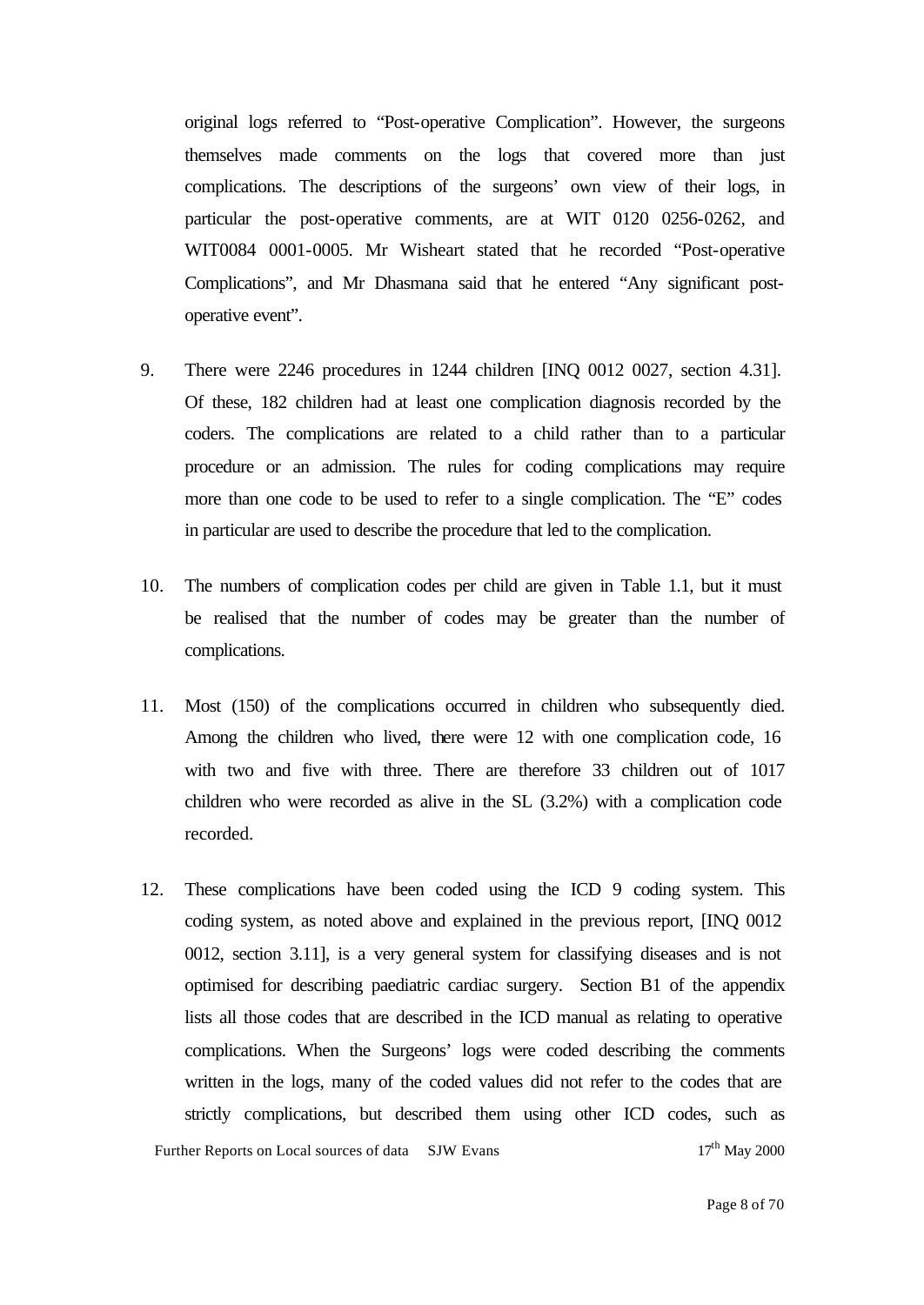original logs referred to "Post-operative Complication". However, the surgeons themselves made comments on the logs that covered more than just complications. The descriptions of the surgeons' own view of their logs, in particular the post-operative comments, are at WIT 0120 0256-0262, and WIT0084 0001-0005. Mr Wisheart stated that he recorded "Post-operative Complications", and Mr Dhasmana said that he entered "Any significant post-operative event".

9. There were 2246 procedures in 1244 children [INQ 0012 0027, section 4.31]. Of these, 182 children had at least one complication diagnosis recorded by the coders. The complications are related to a child rather than to a particular procedure or an admission. The rules for coding complications may require more than one code to be used to refer to a single complication. The "E" codes in particular are used to describe the procedure that led to the complication.

10. The numbers of complication codes per child are given in Table 1.1, but it must be realised that the number of codes may be greater than the number of complications.

11. Most (150) of the complications occurred in children who subsequently died. Among the children who lived, there were 12 with one complication code, 16 with two and five with three. There are therefore 33 children out of 1017 children who were recorded as alive in the SL (3.2%) with a complication code recorded.

12. These complications have been coded using the ICD 9 coding system. This coding system, as noted above and explained in the previous report, [INQ 0012 0012, section 3.11], is a very general system for classifying diseases and is not optimised for describing paediatric cardiac surgery. Section B1 of the appendix lists all those codes that are described in the ICD manual as relating to operative complications. When the Surgeons' logs were coded describing the comments written in the logs, many of the coded values did not refer to the codes that are strictly complications, but described them using other ICD codes, such as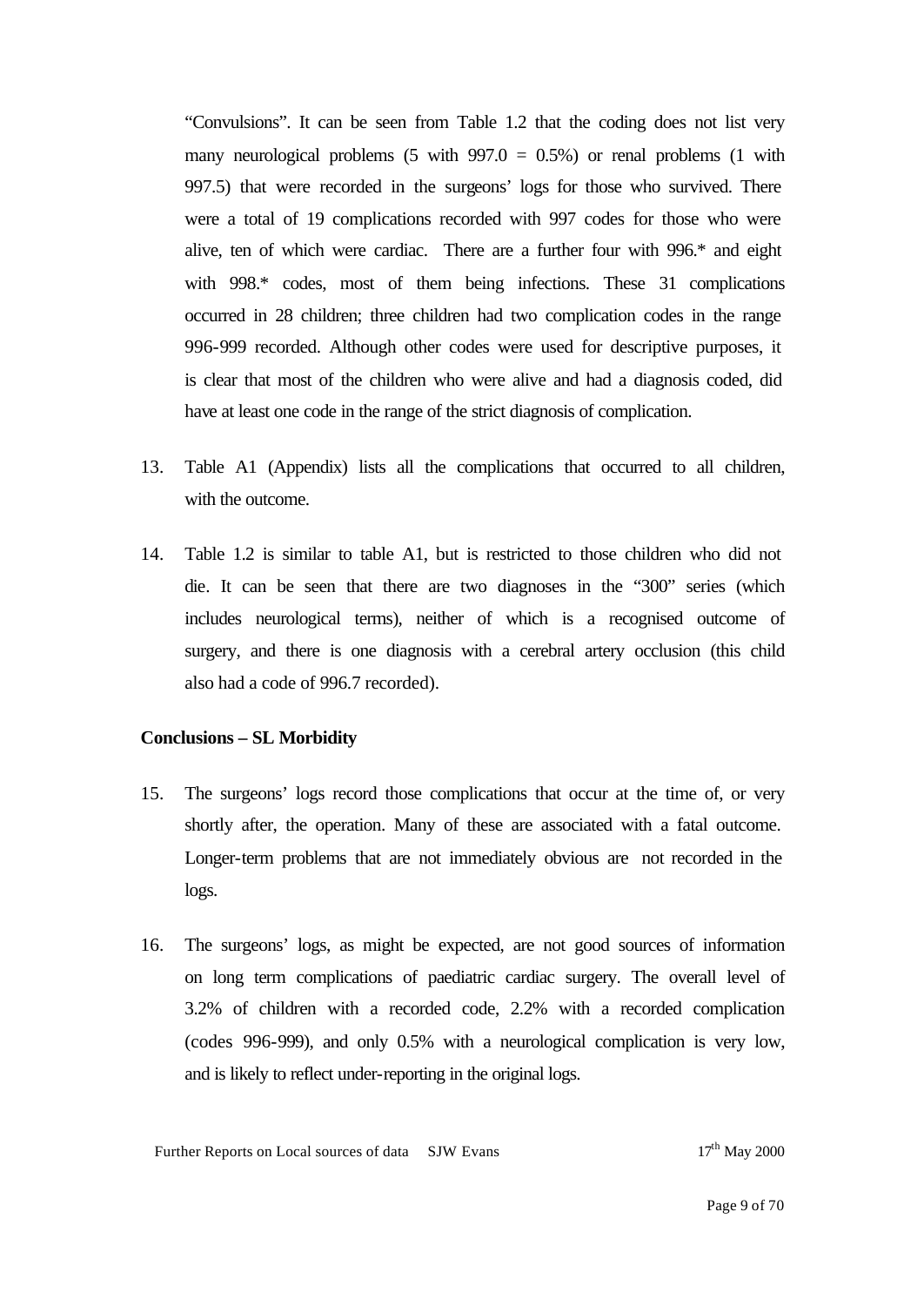"Convulsions". It can be seen from Table 1.2 that the coding does not list very many neurological problems (5 with 997.0 = 0.5%) or renal problems (1 with 997.5) that were recorded in the surgeons' logs for those who survived. There were a total of 19 complications recorded with 997 codes for those who were alive, ten of which were cardiac. There are a further four with 996.* and eight with 998.* codes, most of them being infections. These 31 complications occurred in 28 children; three children had two complication codes in the range 996-999 recorded. Although other codes were used for descriptive purposes, it is clear that most of the children who were alive and had a diagnosis coded, did have at least one code in the range of the strict diagnosis of complication.

13. Table A1 (Appendix) lists all the complications that occurred to all children, with the outcome.

14. Table 1.2 is similar to table A1, but is restricted to those children who did not die. It can be seen that there are two diagnoses in the "300" series (which includes neurological terms), neither of which is a recognised outcome of surgery, and there is one diagnosis with a cerebral artery occlusion (this child also had a code of 996.7 recorded).

**Conclusions – SL Morbidity**

15. The surgeons' logs record those complications that occur at the time of, or very shortly after, the operation. Many of these are associated with a fatal outcome. Longer-term problems that are not immediately obvious are not recorded in the logs.

16. The surgeons' logs, as might be expected, are not good sources of information on long term complications of paediatric cardiac surgery. The overall level of 3.2% of children with a recorded code, 2.2% with a recorded complication (codes 996-999), and only 0.5% with a neurological complication is very low, and is likely to reflect under-reporting in the original logs.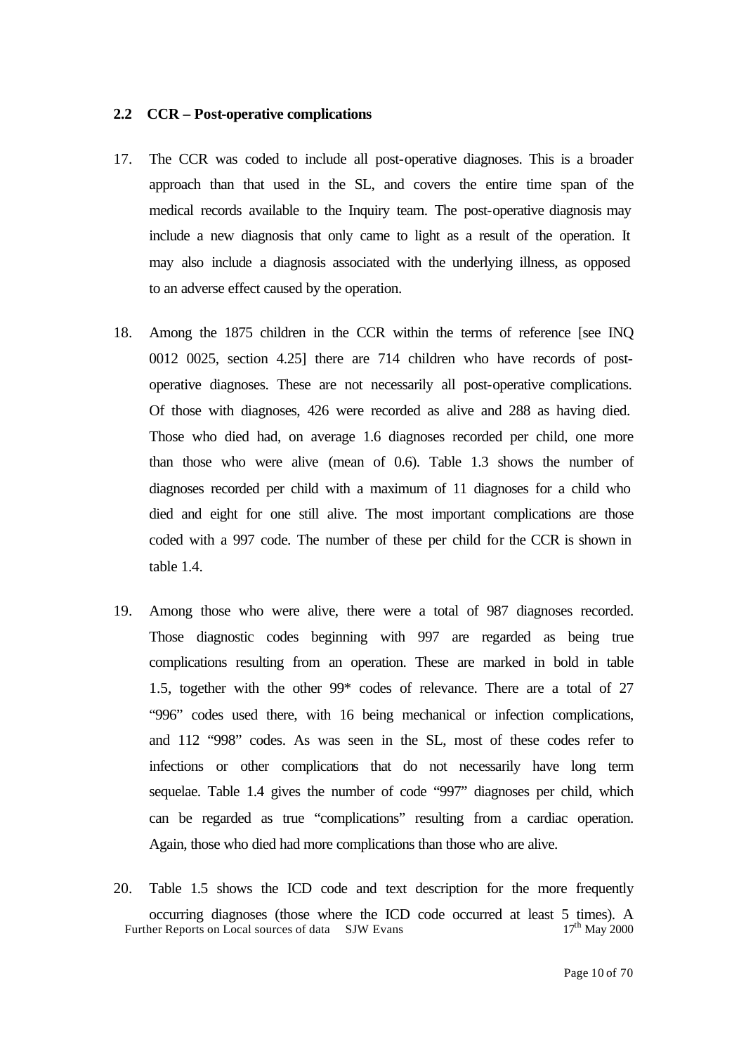## 2.2 CCR – Post-operative complications

17. The CCR was coded to include all post-operative diagnoses. This is a broader approach than that used in the SL, and covers the entire time span of the medical records available to the Inquiry team. The post-operative diagnosis may include a new diagnosis that only came to light as a result of the operation. It may also include a diagnosis associated with the underlying illness, as opposed to an adverse effect caused by the operation.

18. Among the 1875 children in the CCR within the terms of reference [see INQ 0012 0025, section 4.25] there are 714 children who have records of post-operative diagnoses. These are not necessarily all post-operative complications. Of those with diagnoses, 426 were recorded as alive and 288 as having died. Those who died had, on average 1.6 diagnoses recorded per child, one more than those who were alive (mean of 0.6). Table 1.3 shows the number of diagnoses recorded per child with a maximum of 11 diagnoses for a child who died and eight for one still alive. The most important complications are those coded with a 997 code. The number of these per child for the CCR is shown in table 1.4.

19. Among those who were alive, there were a total of 987 diagnoses recorded. Those diagnostic codes beginning with 997 are regarded as being true complications resulting from an operation. These are marked in bold in table 1.5, together with the other 99* codes of relevance. There are a total of 27 "996" codes used there, with 16 being mechanical or infection complications, and 112 "998" codes. As was seen in the SL, most of these codes refer to infections or other complications that do not necessarily have long term sequelae. Table 1.4 gives the number of code "997" diagnoses per child, which can be regarded as true "complications" resulting from a cardiac operation. Again, those who died had more complications than those who are alive.

20. Table 1.5 shows the ICD code and text description for the more frequently occurring diagnoses (those where the ICD code occurred at least 5 times). A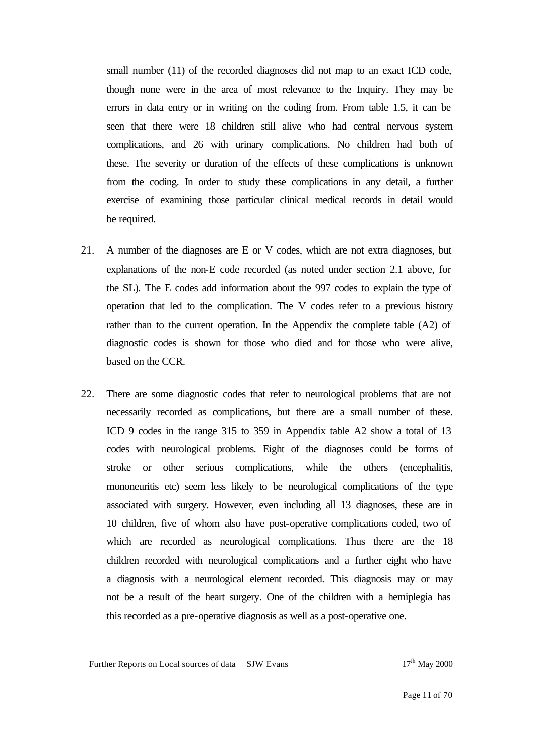small number (11) of the recorded diagnoses did not map to an exact ICD code, though none were in the area of most relevance to the Inquiry. They may be errors in data entry or in writing on the coding from. From table 1.5, it can be seen that there were 18 children still alive who had central nervous system complications, and 26 with urinary complications. No children had both of these. The severity or duration of the effects of these complications is unknown from the coding. In order to study these complications in any detail, a further exercise of examining those particular clinical medical records in detail would be required.

21. A number of the diagnoses are E or V codes, which are not extra diagnoses, but explanations of the non-E code recorded (as noted under section 2.1 above, for the SL). The E codes add information about the 997 codes to explain the type of operation that led to the complication. The V codes refer to a previous history rather than to the current operation. In the Appendix the complete table (A2) of diagnostic codes is shown for those who died and for those who were alive, based on the CCR.

22. There are some diagnostic codes that refer to neurological problems that are not necessarily recorded as complications, but there are a small number of these. ICD 9 codes in the range 315 to 359 in Appendix table A2 show a total of 13 codes with neurological problems. Eight of the diagnoses could be forms of stroke or other serious complications, while the others (encephalitis, mononeuritis etc) seem less likely to be neurological complications of the type associated with surgery. However, even including all 13 diagnoses, these are in 10 children, five of whom also have post-operative complications coded, two of which are recorded as neurological complications. Thus there are the 18 children recorded with neurological complications and a further eight who have a diagnosis with a neurological element recorded. This diagnosis may or may not be a result of the heart surgery. One of the children with a hemiplegia has this recorded as a pre-operative diagnosis as well as a post-operative one.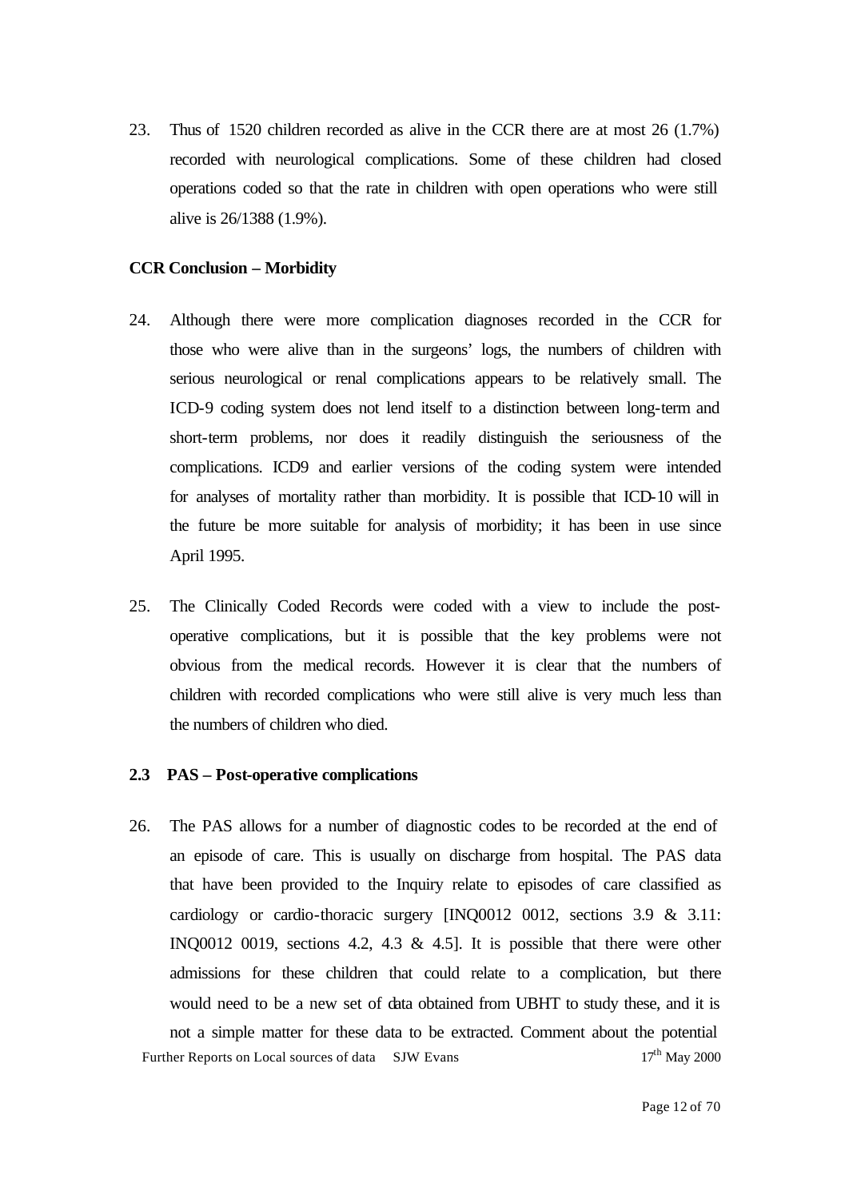23. Thus of 1520 children recorded as alive in the CCR there are at most 26 (1.7%) recorded with neurological complications. Some of these children had closed operations coded so that the rate in children with open operations who were still alive is 26/1388 (1.9%).

**CCR Conclusion – Morbidity**

24. Although there were more complication diagnoses recorded in the CCR for those who were alive than in the surgeons' logs, the numbers of children with serious neurological or renal complications appears to be relatively small. The ICD-9 coding system does not lend itself to a distinction between long-term and short-term problems, nor does it readily distinguish the seriousness of the complications. ICD9 and earlier versions of the coding system were intended for analyses of mortality rather than morbidity. It is possible that ICD-10 will in the future be more suitable for analysis of morbidity; it has been in use since April 1995.

25. The Clinically Coded Records were coded with a view to include the post-operative complications, but it is possible that the key problems were not obvious from the medical records. However it is clear that the numbers of children with recorded complications who were still alive is very much less than the numbers of children who died.

## 2.3 PAS – Post-operative complications

26. The PAS allows for a number of diagnostic codes to be recorded at the end of an episode of care. This is usually on discharge from hospital. The PAS data that have been provided to the Inquiry relate to episodes of care classified as cardiology or cardio-thoracic surgery [INQ0012 0012, sections 3.9 & 3.11: INQ0012 0019, sections 4.2, 4.3 & 4.5]. It is possible that there were other admissions for these children that could relate to a complication, but there would need to be a new set of data obtained from UBHT to study these, and it is not a simple matter for these data to be extracted. Comment about the potential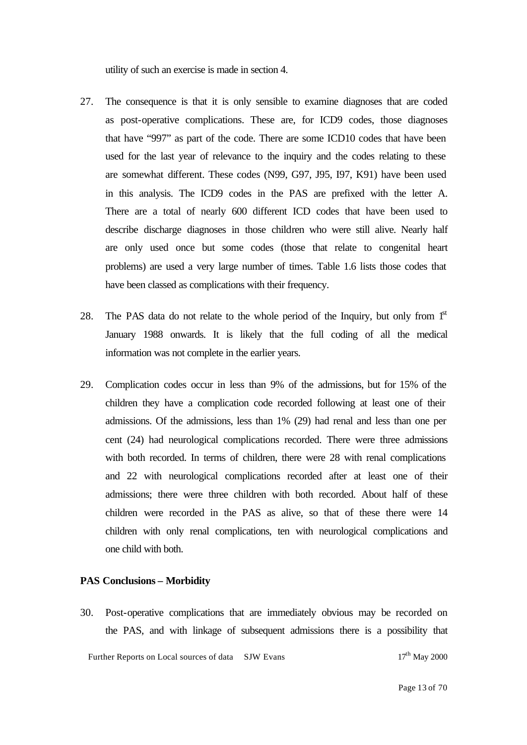utility of such an exercise is made in section 4.

27. The consequence is that it is only sensible to examine diagnoses that are coded as post-operative complications. These are, for ICD9 codes, those diagnoses that have "997" as part of the code. There are some ICD10 codes that have been used for the last year of relevance to the inquiry and the codes relating to these are somewhat different. These codes (N99, G97, J95, I97, K91) have been used in this analysis. The ICD9 codes in the PAS are prefixed with the letter A. There are a total of nearly 600 different ICD codes that have been used to describe discharge diagnoses in those children who were still alive. Nearly half are only used once but some codes (those that relate to congenital heart problems) are used a very large number of times. Table 1.6 lists those codes that have been classed as complications with their frequency.

28. The PAS data do not relate to the whole period of the Inquiry, but only from 1st January 1988 onwards. It is likely that the full coding of all the medical information was not complete in the earlier years.

29. Complication codes occur in less than 9% of the admissions, but for 15% of the children they have a complication code recorded following at least one of their admissions. Of the admissions, less than 1% (29) had renal and less than one per cent (24) had neurological complications recorded. There were three admissions with both recorded. In terms of children, there were 28 with renal complications and 22 with neurological complications recorded after at least one of their admissions; there were three children with both recorded. About half of these children were recorded in the PAS as alive, so that of these there were 14 children with only renal complications, ten with neurological complications and one child with both.

**PAS Conclusions – Morbidity**

30. Post-operative complications that are immediately obvious may be recorded on the PAS, and with linkage of subsequent admissions there is a possibility that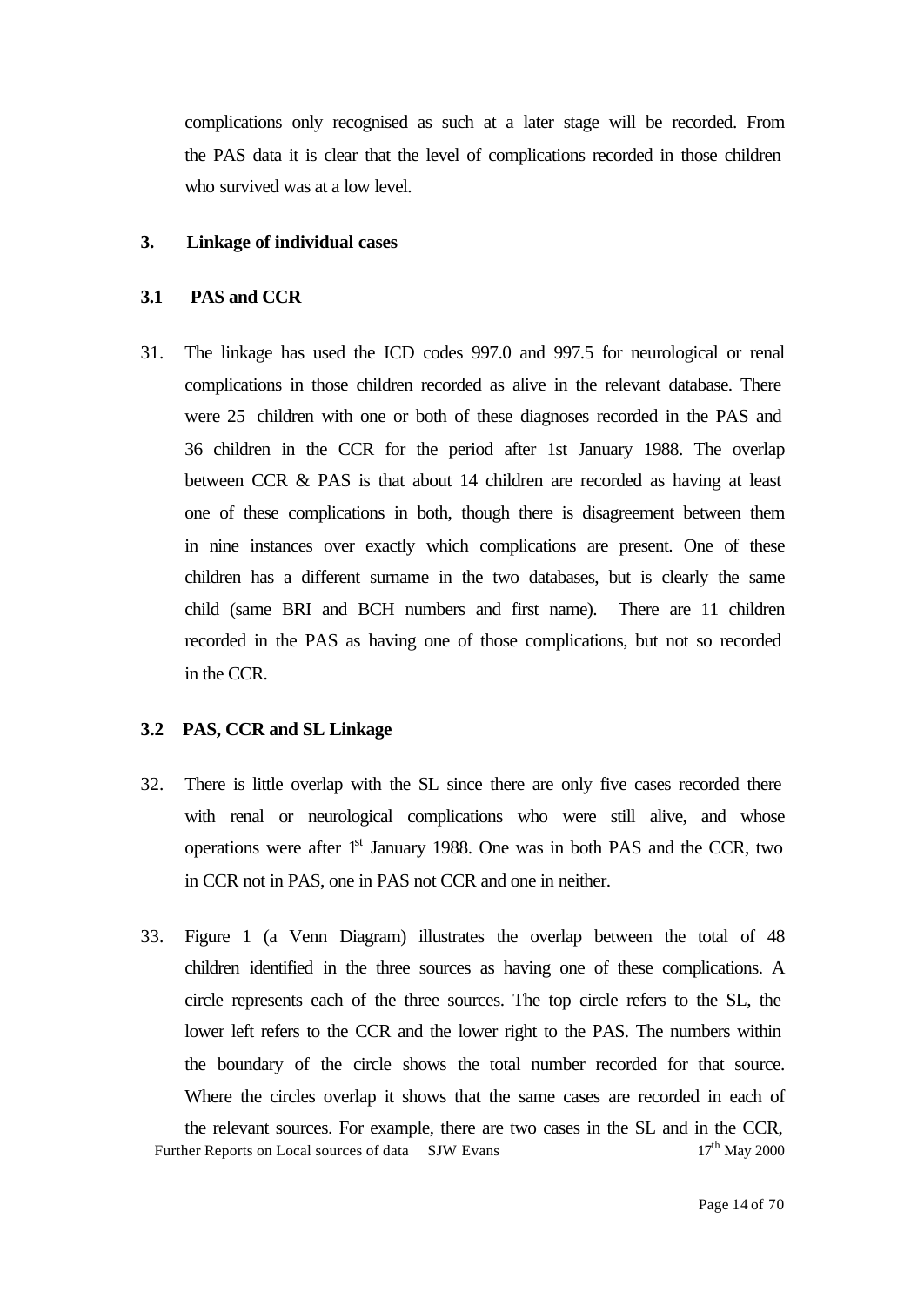complications only recognised as such at a later stage will be recorded. From the PAS data it is clear that the level of complications recorded in those children who survived was at a low level.

## 3. Linkage of individual cases

### 3.1 PAS and CCR

31. The linkage has used the ICD codes 997.0 and 997.5 for neurological or renal complications in those children recorded as alive in the relevant database. There were 25 children with one or both of these diagnoses recorded in the PAS and 36 children in the CCR for the period after 1st January 1988. The overlap between CCR & PAS is that about 14 children are recorded as having at least one of these complications in both, though there is disagreement between them in nine instances over exactly which complications are present. One of these children has a different surname in the two databases, but is clearly the same child (same BRI and BCH numbers and first name). There are 11 children recorded in the PAS as having one of those complications, but not so recorded in the CCR.

### 3.2 PAS, CCR and SL Linkage

32. There is little overlap with the SL since there are only five cases recorded there with renal or neurological complications who were still alive, and whose operations were after 1st January 1988. One was in both PAS and the CCR, two in CCR not in PAS, one in PAS not CCR and one in neither.

33. Figure 1 (a Venn Diagram) illustrates the overlap between the total of 48 children identified in the three sources as having one of these complications. A circle represents each of the three sources. The top circle refers to the SL, the lower left refers to the CCR and the lower right to the PAS. The numbers within the boundary of the circle shows the total number recorded for that source. Where the circles overlap it shows that the same cases are recorded in each of the relevant sources. For example, there are two cases in the SL and in the CCR,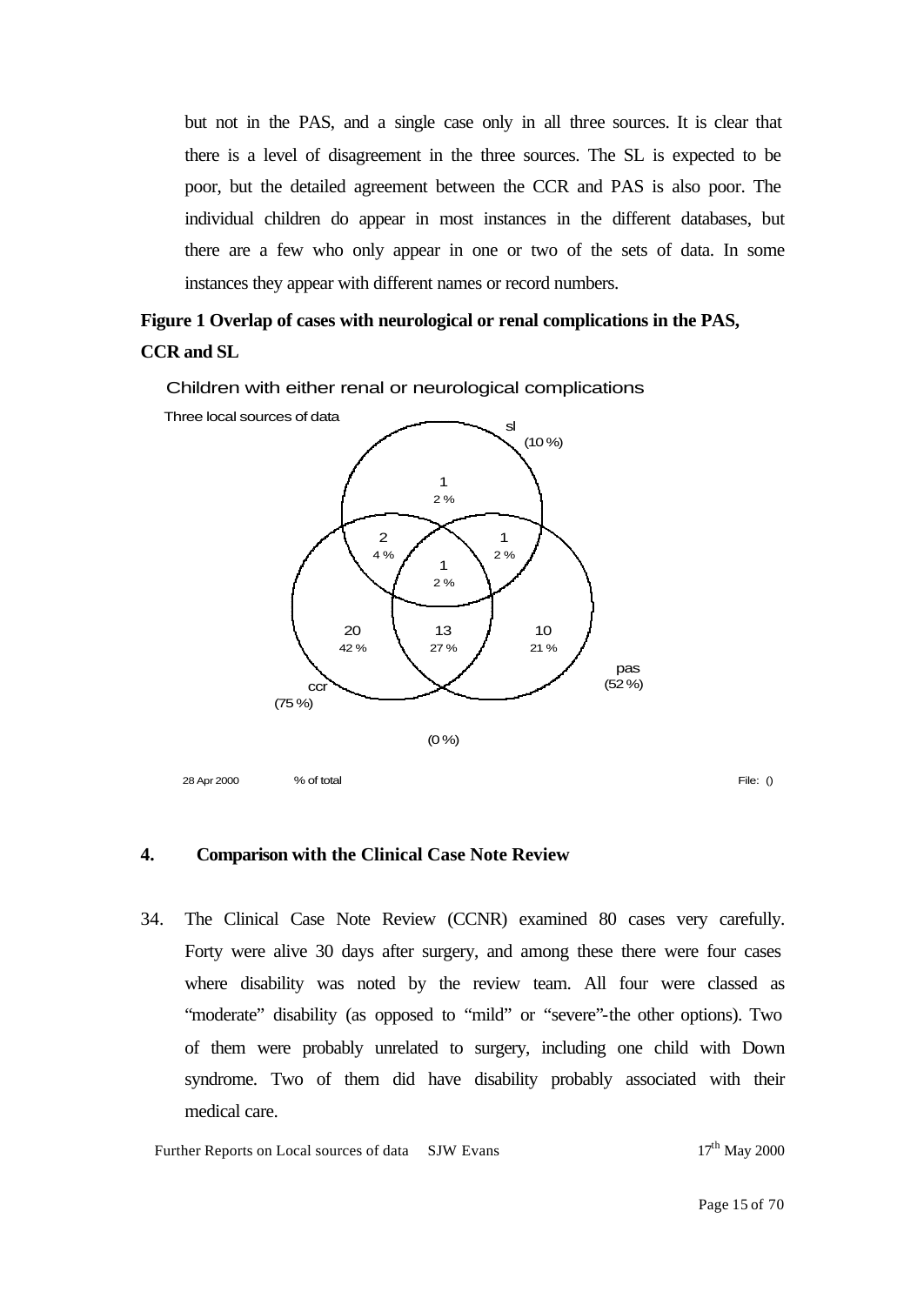but not in the PAS, and a single case only in all three sources. It is clear that there is a level of disagreement in the three sources. The SL is expected to be poor, but the detailed agreement between the CCR and PAS is also poor. The individual children do appear in most instances in the different databases, but there are a few who only appear in one or two of the sets of data. In some instances they appear with different names or record numbers.

**Figure 1 Overlap of cases with neurological or renal complications in the PAS, CCR and SL**

Children with either renal or neurological complications

Three local sources of data

sl
(10 %)

1
2 %

2
4 %

1
2 %

1
2 %

20
42 %

13
27 %

10
21 %

ccr
(75 %)

pas
(52 %)

(0 %)

28 Apr 2000 % of total File: ()

## 4. Comparison with the Clinical Case Note Review

34. The Clinical Case Note Review (CCNR) examined 80 cases very carefully. Forty were alive 30 days after surgery, and among these there were four cases where disability was noted by the review team. All four were classed as "moderate" disability (as opposed to "mild" or "severe"-the other options). Two of them were probably unrelated to surgery, including one child with Down syndrome. Two of them did have disability probably associated with their medical care.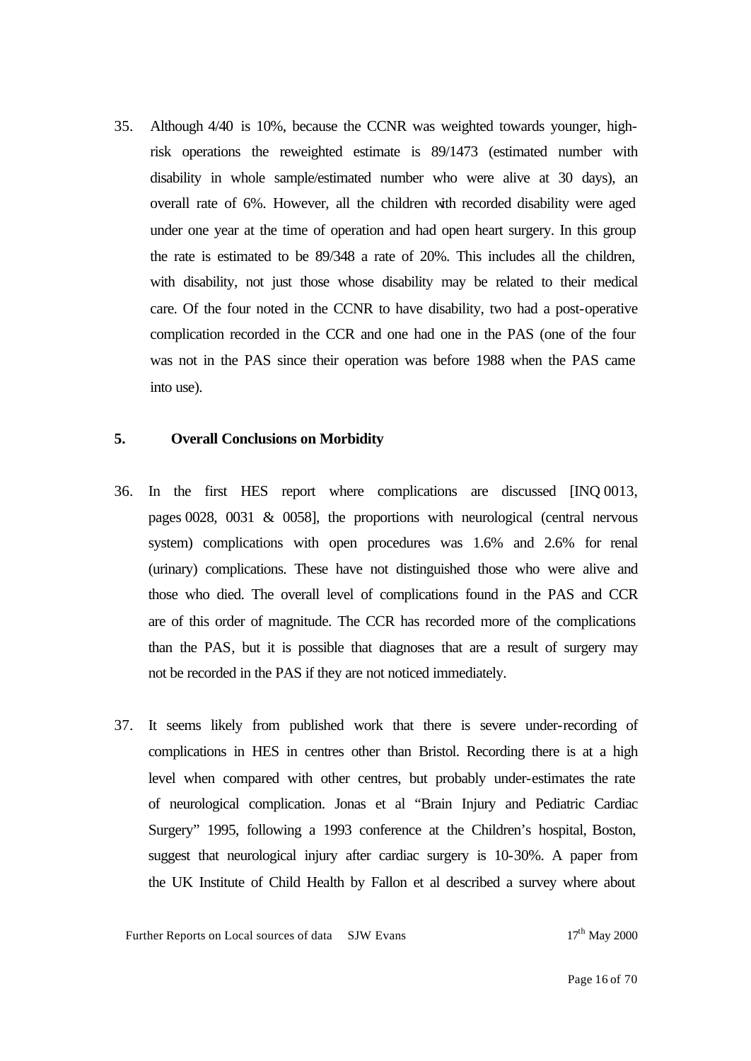35. Although 4/40 is 10%, because the CCNR was weighted towards younger, high-risk operations the reweighted estimate is 89/1473 (estimated number with disability in whole sample/estimated number who were alive at 30 days), an overall rate of 6%. However, all the children with recorded disability were aged under one year at the time of operation and had open heart surgery. In this group the rate is estimated to be 89/348 a rate of 20%. This includes all the children, with disability, not just those whose disability may be related to their medical care. Of the four noted in the CCNR to have disability, two had a post-operative complication recorded in the CCR and one had one in the PAS (one of the four was not in the PAS since their operation was before 1988 when the PAS came into use).

## 5. Overall Conclusions on Morbidity

36. In the first HES report where complications are discussed [INQ 0013, pages 0028, 0031 & 0058], the proportions with neurological (central nervous system) complications with open procedures was 1.6% and 2.6% for renal (urinary) complications. These have not distinguished those who were alive and those who died. The overall level of complications found in the PAS and CCR are of this order of magnitude. The CCR has recorded more of the complications than the PAS, but it is possible that diagnoses that are a result of surgery may not be recorded in the PAS if they are not noticed immediately.

37. It seems likely from published work that there is severe under-recording of complications in HES in centres other than Bristol. Recording there is at a high level when compared with other centres, but probably under-estimates the rate of neurological complication. Jonas et al "Brain Injury and Pediatric Cardiac Surgery" 1995, following a 1993 conference at the Children's hospital, Boston, suggest that neurological injury after cardiac surgery is 10-30%. A paper from the UK Institute of Child Health by Fallon et al described a survey where about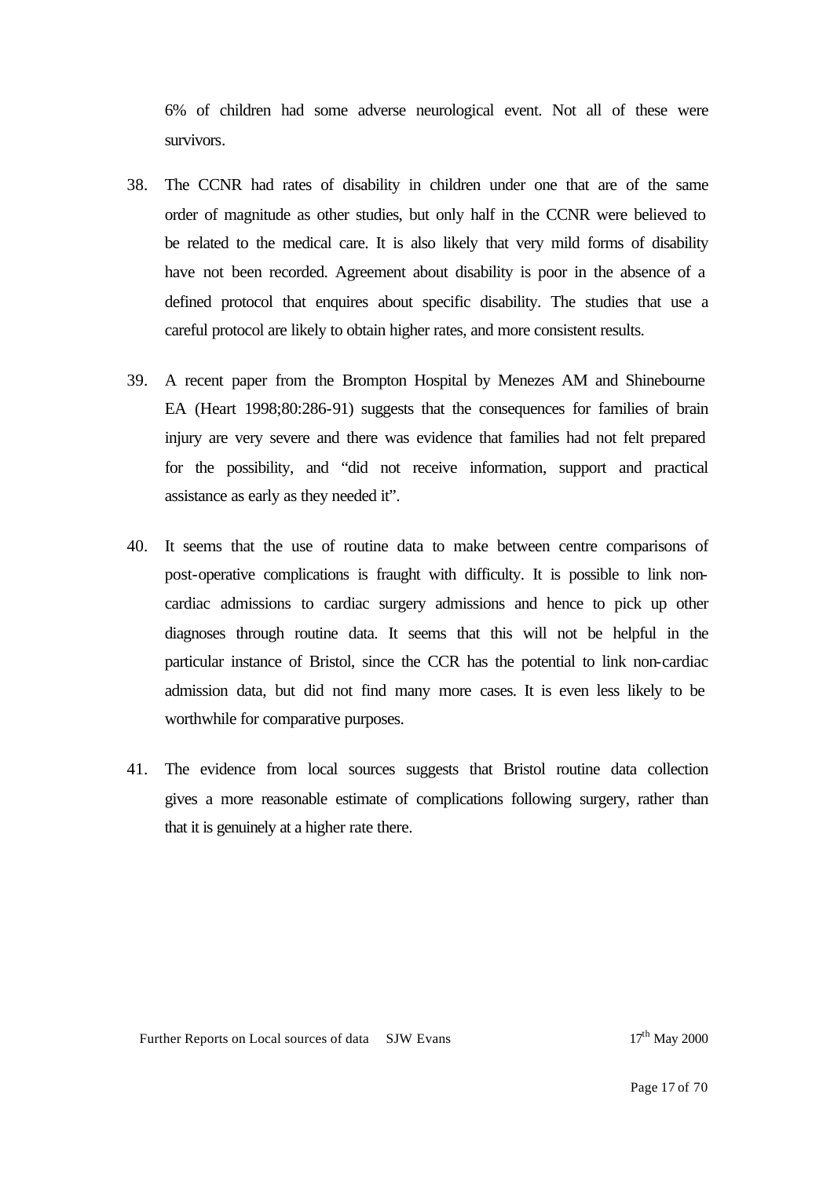6% of children had some adverse neurological event. Not all of these were survivors.

38. The CCNR had rates of disability in children under one that are of the same order of magnitude as other studies, but only half in the CCNR were believed to be related to the medical care. It is also likely that very mild forms of disability have not been recorded. Agreement about disability is poor in the absence of a defined protocol that enquires about specific disability. The studies that use a careful protocol are likely to obtain higher rates, and more consistent results.

39. A recent paper from the Brompton Hospital by Menezes AM and Shinebourne EA (Heart 1998;80:286-91) suggests that the consequences for families of brain injury are very severe and there was evidence that families had not felt prepared for the possibility, and "did not receive information, support and practical assistance as early as they needed it".

40. It seems that the use of routine data to make between centre comparisons of post-operative complications is fraught with difficulty. It is possible to link non-cardiac admissions to cardiac surgery admissions and hence to pick up other diagnoses through routine data. It seems that this will not be helpful in the particular instance of Bristol, since the CCR has the potential to link non-cardiac admission data, but did not find many more cases. It is even less likely to be worthwhile for comparative purposes.

41. The evidence from local sources suggests that Bristol routine data collection gives a more reasonable estimate of complications following surgery, rather than that it is genuinely at a higher rate there.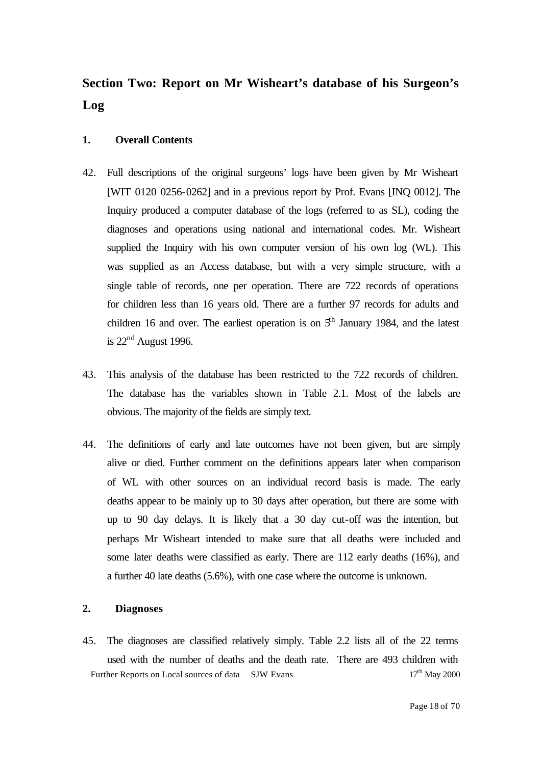## Section Two: Report on Mr Wisheart's database of his Surgeon's Log

### 1. Overall Contents

42. Full descriptions of the original surgeons' logs have been given by Mr Wisheart [WIT 0120 0256-0262] and in a previous report by Prof. Evans [INQ 0012]. The Inquiry produced a computer database of the logs (referred to as SL), coding the diagnoses and operations using national and international codes. Mr. Wisheart supplied the Inquiry with his own computer version of his own log (WL). This was supplied as an Access database, but with a very simple structure, with a single table of records, one per operation. There are 722 records of operations for children less than 16 years old. There are a further 97 records for adults and children 16 and over. The earliest operation is on 5th January 1984, and the latest is 22nd August 1996.

43. This analysis of the database has been restricted to the 722 records of children. The database has the variables shown in Table 2.1. Most of the labels are obvious. The majority of the fields are simply text.

44. The definitions of early and late outcomes have not been given, but are simply alive or died. Further comment on the definitions appears later when comparison of WL with other sources on an individual record basis is made. The early deaths appear to be mainly up to 30 days after operation, but there are some with up to 90 day delays. It is likely that a 30 day cut-off was the intention, but perhaps Mr Wisheart intended to make sure that all deaths were included and some later deaths were classified as early. There are 112 early deaths (16%), and a further 40 late deaths (5.6%), with one case where the outcome is unknown.

### 2. Diagnoses

45. The diagnoses are classified relatively simply. Table 2.2 lists all of the 22 terms used with the number of deaths and the death rate. There are 493 children with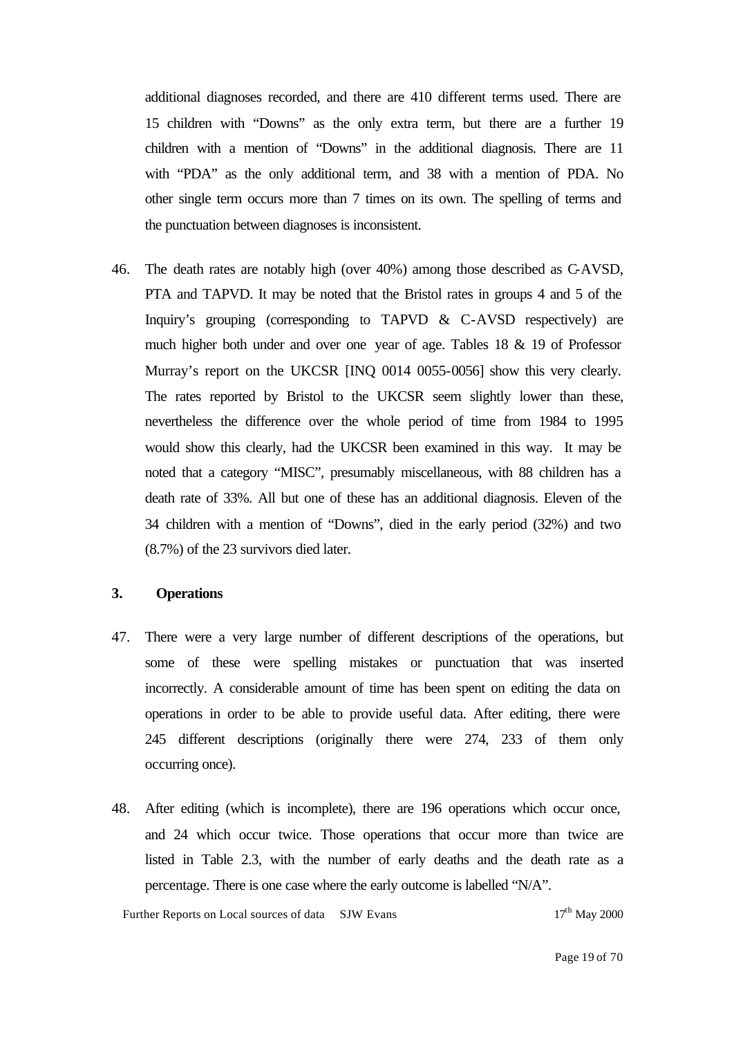additional diagnoses recorded, and there are 410 different terms used. There are 15 children with “Downs” as the only extra term, but there are a further 19 children with a mention of “Downs” in the additional diagnosis. There are 11 with “PDA” as the only additional term, and 38 with a mention of PDA. No other single term occurs more than 7 times on its own. The spelling of terms and the punctuation between diagnoses is inconsistent.

46. The death rates are notably high (over 40%) among those described as C-AVSD, PTA and TAPVD. It may be noted that the Bristol rates in groups 4 and 5 of the Inquiry’s grouping (corresponding to TAPVD & C-AVSD respectively) are much higher both under and over one year of age. Tables 18 & 19 of Professor Murray’s report on the UKCSR [INQ 0014 0055-0056] show this very clearly. The rates reported by Bristol to the UKCSR seem slightly lower than these, nevertheless the difference over the whole period of time from 1984 to 1995 would show this clearly, had the UKCSR been examined in this way. It may be noted that a category “MISC”, presumably miscellaneous, with 88 children has a death rate of 33%. All but one of these has an additional diagnosis. Eleven of the 34 children with a mention of “Downs”, died in the early period (32%) and two (8.7%) of the 23 survivors died later.

### 3. Operations

47. There were a very large number of different descriptions of the operations, but some of these were spelling mistakes or punctuation that was inserted incorrectly. A considerable amount of time has been spent on editing the data on operations in order to be able to provide useful data. After editing, there were 245 different descriptions (originally there were 274, 233 of them only occurring once).

48. After editing (which is incomplete), there are 196 operations which occur once, and 24 which occur twice. Those operations that occur more than twice are listed in Table 2.3, with the number of early deaths and the death rate as a percentage. There is one case where the early outcome is labelled “N/A”.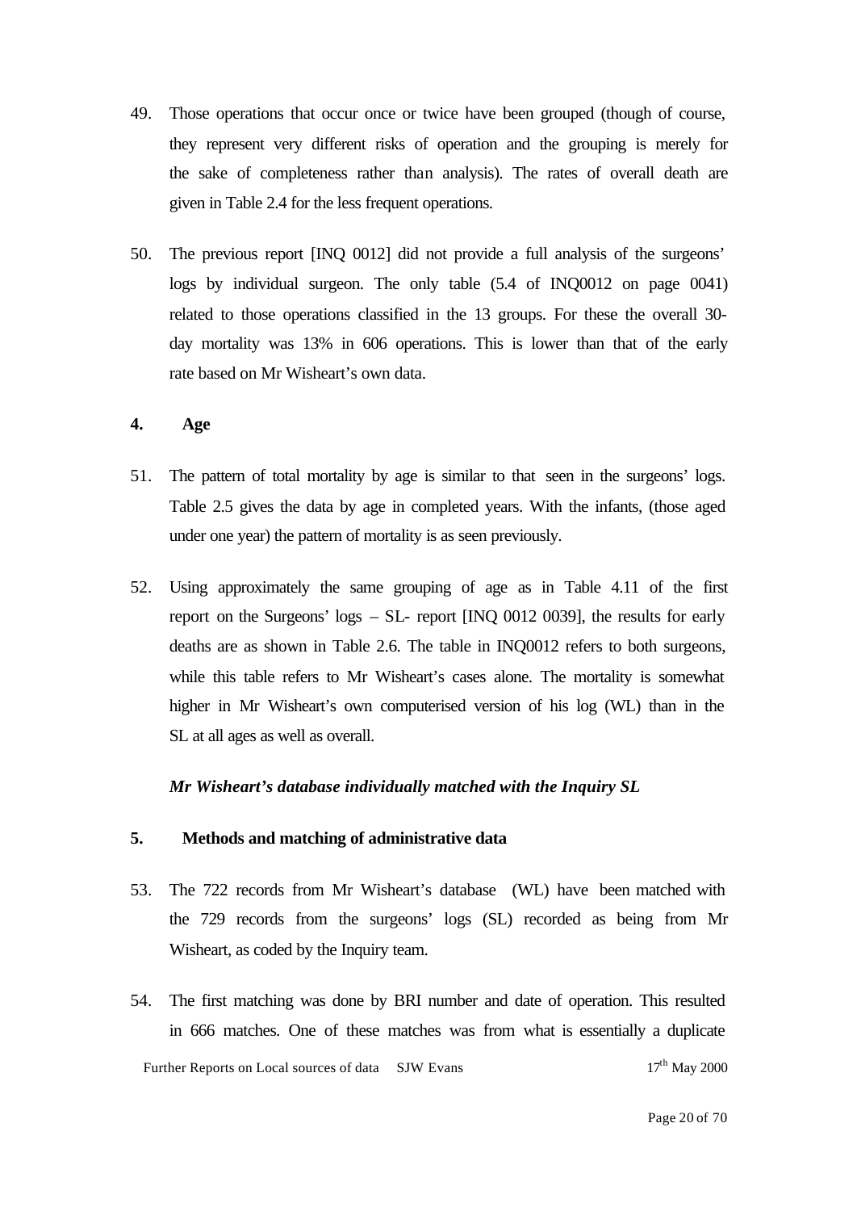49. Those operations that occur once or twice have been grouped (though of course, they represent very different risks of operation and the grouping is merely for the sake of completeness rather than analysis). The rates of overall death are given in Table 2.4 for the less frequent operations.

50. The previous report [INQ 0012] did not provide a full analysis of the surgeons' logs by individual surgeon. The only table (5.4 of INQ0012 on page 0041) related to those operations classified in the 13 groups. For these the overall 30-day mortality was 13% in 606 operations. This is lower than that of the early rate based on Mr Wisheart's own data.

## 4. Age

51. The pattern of total mortality by age is similar to that seen in the surgeons' logs. Table 2.5 gives the data by age in completed years. With the infants, (those aged under one year) the pattern of mortality is as seen previously.

52. Using approximately the same grouping of age as in Table 4.11 of the first report on the Surgeons' logs – SL- report [INQ 0012 0039], the results for early deaths are as shown in Table 2.6. The table in INQ0012 refers to both surgeons, while this table refers to Mr Wisheart's cases alone. The mortality is somewhat higher in Mr Wisheart's own computerised version of his log (WL) than in the SL at all ages as well as overall.

***Mr Wisheart's database individually matched with the Inquiry SL***

## 5. Methods and matching of administrative data

53. The 722 records from Mr Wisheart's database (WL) have been matched with the 729 records from the surgeons' logs (SL) recorded as being from Mr Wisheart, as coded by the Inquiry team.

54. The first matching was done by BRI number and date of operation. This resulted in 666 matches. One of these matches was from what is essentially a duplicate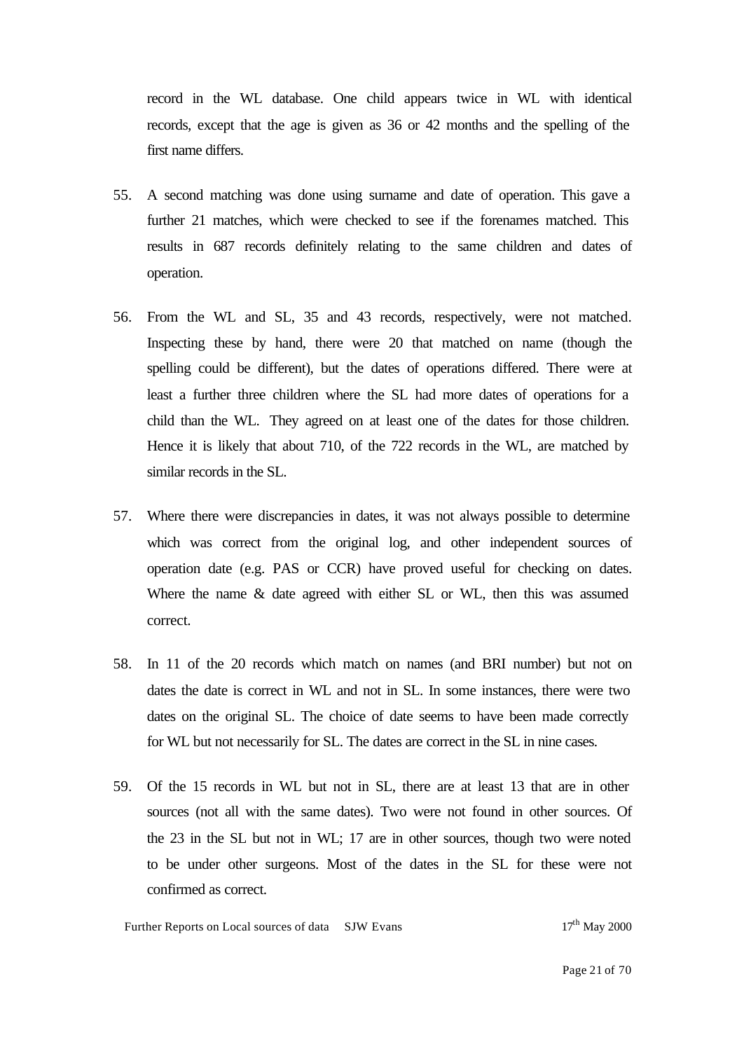record in the WL database. One child appears twice in WL with identical records, except that the age is given as 36 or 42 months and the spelling of the first name differs.

55. A second matching was done using surname and date of operation. This gave a further 21 matches, which were checked to see if the forenames matched. This results in 687 records definitely relating to the same children and dates of operation.

56. From the WL and SL, 35 and 43 records, respectively, were not matched. Inspecting these by hand, there were 20 that matched on name (though the spelling could be different), but the dates of operations differed. There were at least a further three children where the SL had more dates of operations for a child than the WL. They agreed on at least one of the dates for those children. Hence it is likely that about 710, of the 722 records in the WL, are matched by similar records in the SL.

57. Where there were discrepancies in dates, it was not always possible to determine which was correct from the original log, and other independent sources of operation date (e.g. PAS or CCR) have proved useful for checking on dates. Where the name & date agreed with either SL or WL, then this was assumed correct.

58. In 11 of the 20 records which match on names (and BRI number) but not on dates the date is correct in WL and not in SL. In some instances, there were two dates on the original SL. The choice of date seems to have been made correctly for WL but not necessarily for SL. The dates are correct in the SL in nine cases.

59. Of the 15 records in WL but not in SL, there are at least 13 that are in other sources (not all with the same dates). Two were not found in other sources. Of the 23 in the SL but not in WL; 17 are in other sources, though two were noted to be under other surgeons. Most of the dates in the SL for these were not confirmed as correct.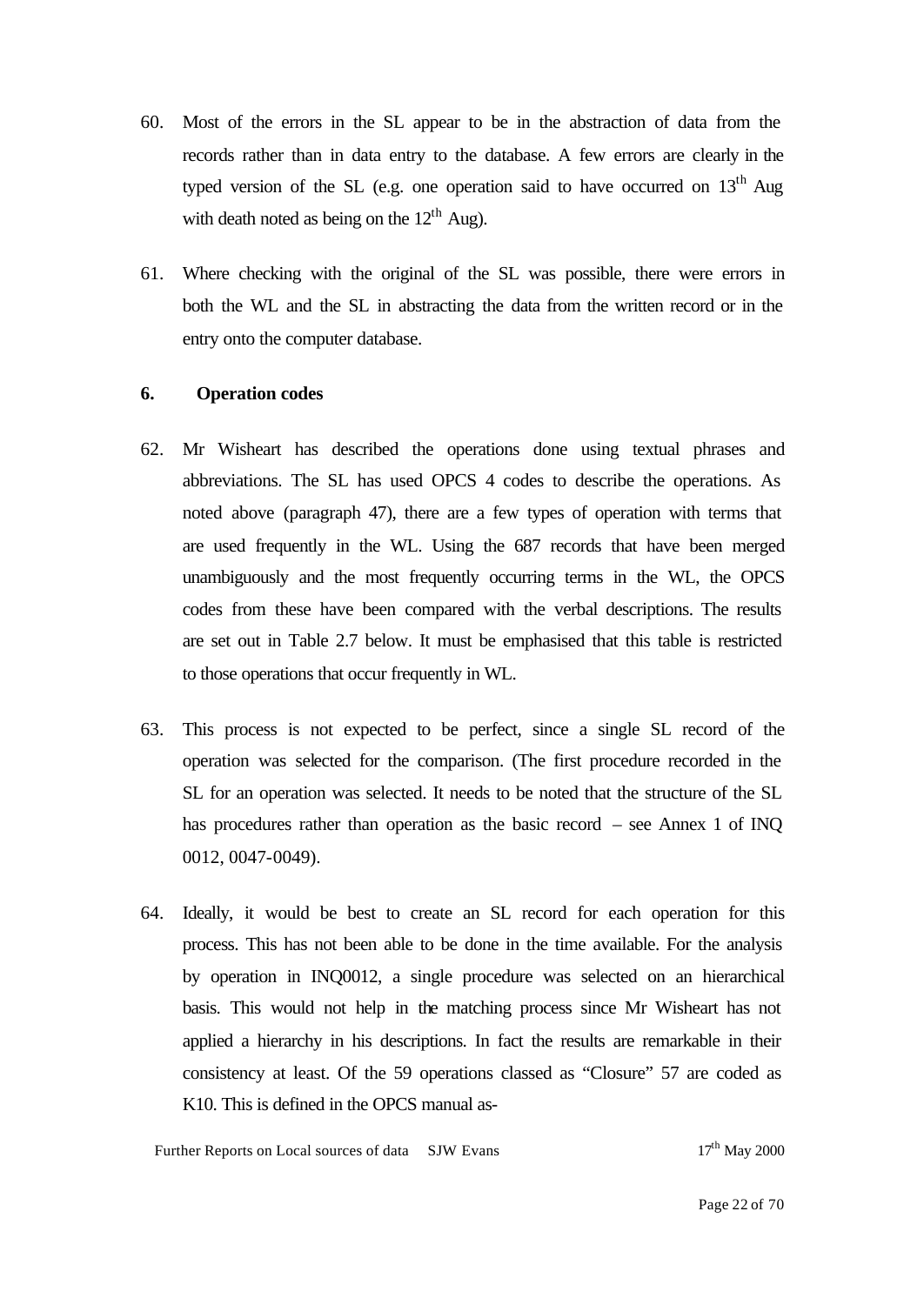60. Most of the errors in the SL appear to be in the abstraction of data from the records rather than in data entry to the database. A few errors are clearly in the typed version of the SL (e.g. one operation said to have occurred on 13th Aug with death noted as being on the 12th Aug).

61. Where checking with the original of the SL was possible, there were errors in both the WL and the SL in abstracting the data from the written record or in the entry onto the computer database.

## 6. Operation codes

62. Mr Wisheart has described the operations done using textual phrases and abbreviations. The SL has used OPCS 4 codes to describe the operations. As noted above (paragraph 47), there are a few types of operation with terms that are used frequently in the WL. Using the 687 records that have been merged unambiguously and the most frequently occurring terms in the WL, the OPCS codes from these have been compared with the verbal descriptions. The results are set out in Table 2.7 below. It must be emphasised that this table is restricted to those operations that occur frequently in WL.

63. This process is not expected to be perfect, since a single SL record of the operation was selected for the comparison. (The first procedure recorded in the SL for an operation was selected. It needs to be noted that the structure of the SL has procedures rather than operation as the basic record – see Annex 1 of INQ 0012, 0047-0049).

64. Ideally, it would be best to create an SL record for each operation for this process. This has not been able to be done in the time available. For the analysis by operation in INQ0012, a single procedure was selected on an hierarchical basis. This would not help in the matching process since Mr Wisheart has not applied a hierarchy in his descriptions. In fact the results are remarkable in their consistency at least. Of the 59 operations classed as "Closure" 57 are coded as K10. This is defined in the OPCS manual as-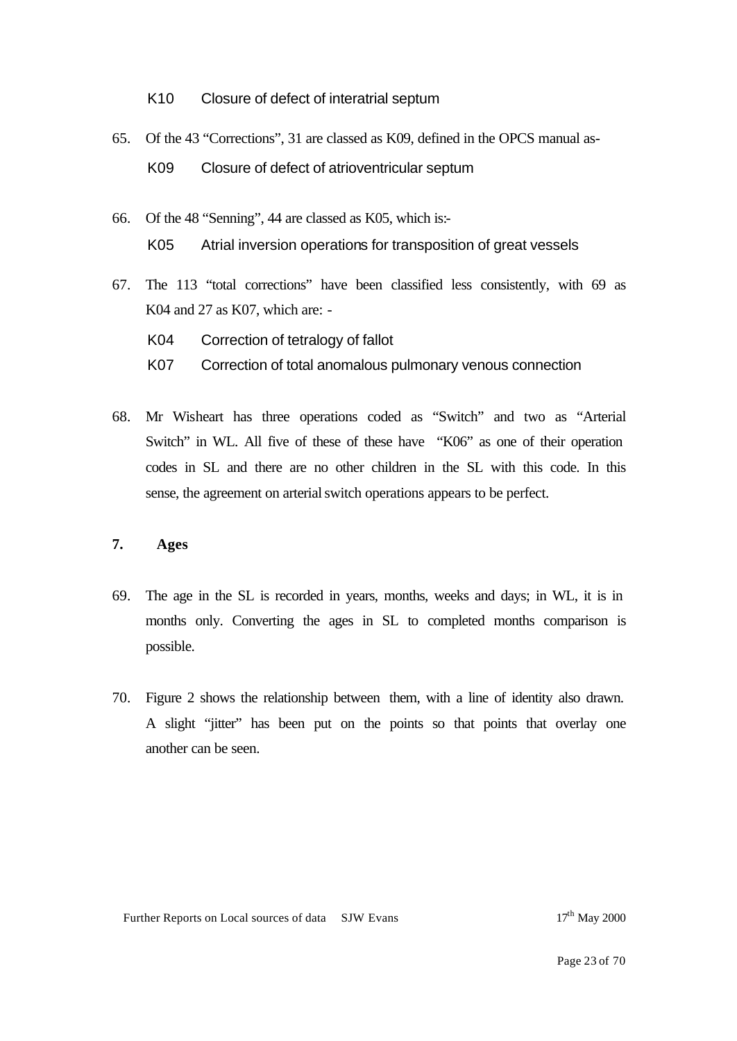K10 Closure of defect of interatrial septum

65. Of the 43 "Corrections", 31 are classed as K09, defined in the OPCS manual as-

    K09 Closure of defect of atrioventricular septum

66. Of the 48 "Senning", 44 are classed as K05, which is:-

    K05 Atrial inversion operations for transposition of great vessels

67. The 113 "total corrections" have been classified less consistently, with 69 as K04 and 27 as K07, which are: -

    K04 Correction of tetralogy of fallot

    K07 Correction of total anomalous pulmonary venous connection

68. Mr Wisheart has three operations coded as "Switch" and two as "Arterial Switch" in WL. All five of these of these have "K06" as one of their operation codes in SL and there are no other children in the SL with this code. In this sense, the agreement on arterial switch operations appears to be perfect.

## 7. Ages

69. The age in the SL is recorded in years, months, weeks and days; in WL, it is in months only. Converting the ages in SL to completed months comparison is possible.

70. Figure 2 shows the relationship between them, with a line of identity also drawn. A slight "jitter" has been put on the points so that points that overlay one another can be seen.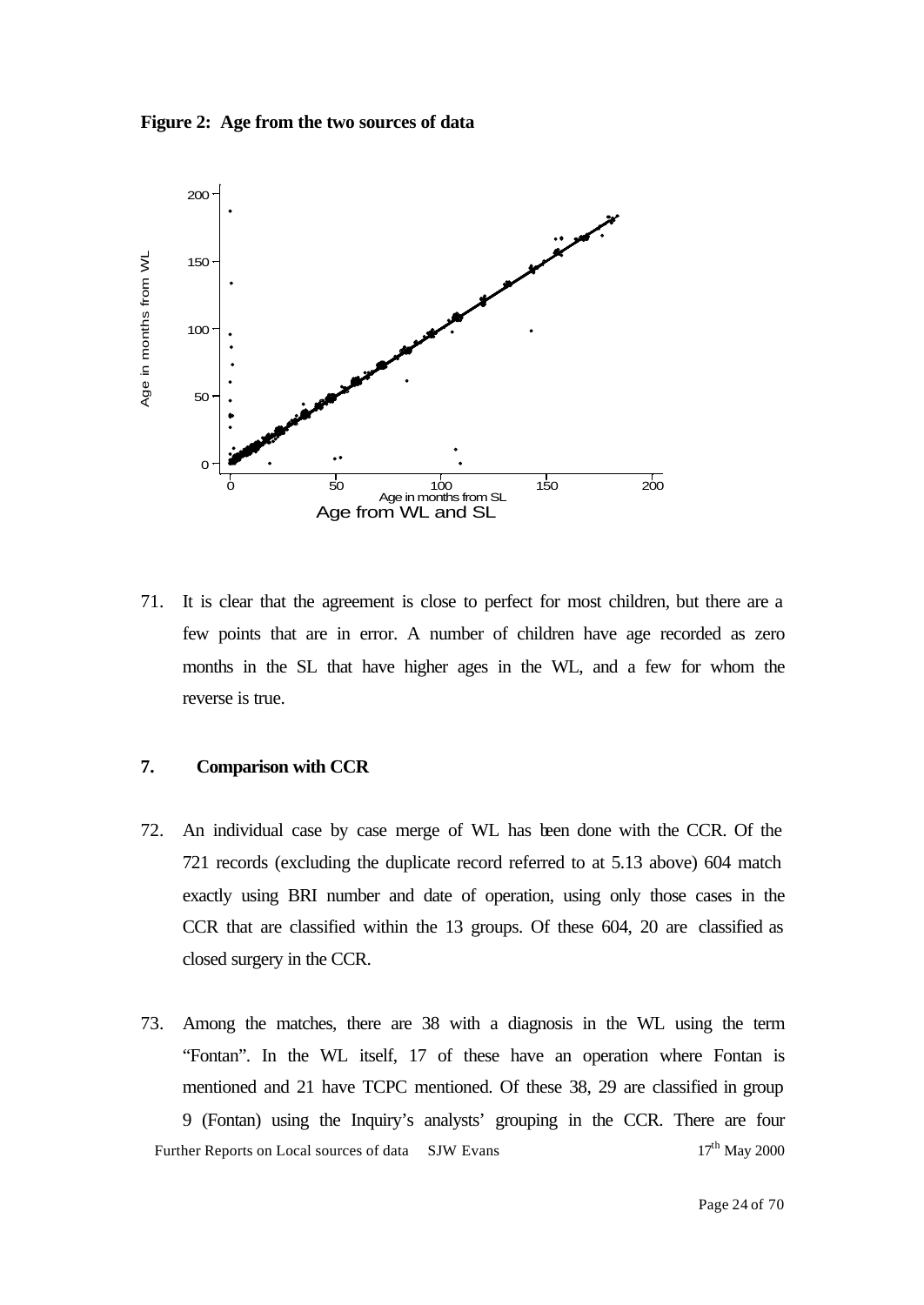**Figure 2: Age from the two sources of data**

Age in months from WL

200

150

100

50

0

0 50 100 150 200

Age in months from SL

Age from WL and SL

71. It is clear that the agreement is close to perfect for most children, but there are a few points that are in error. A number of children have age recorded as zero months in the SL that have higher ages in the WL, and a few for whom the reverse is true.

## 7. Comparison with CCR

72. An individual case by case merge of WL has been done with the CCR. Of the 721 records (excluding the duplicate record referred to at 5.13 above) 604 match exactly using BRI number and date of operation, using only those cases in the CCR that are classified within the 13 groups. Of these 604, 20 are classified as closed surgery in the CCR.

73. Among the matches, there are 38 with a diagnosis in the WL using the term "Fontan". In the WL itself, 17 of these have an operation where Fontan is mentioned and 21 have TCPC mentioned. Of these 38, 29 are classified in group 9 (Fontan) using the Inquiry's analysts' grouping in the CCR. There are four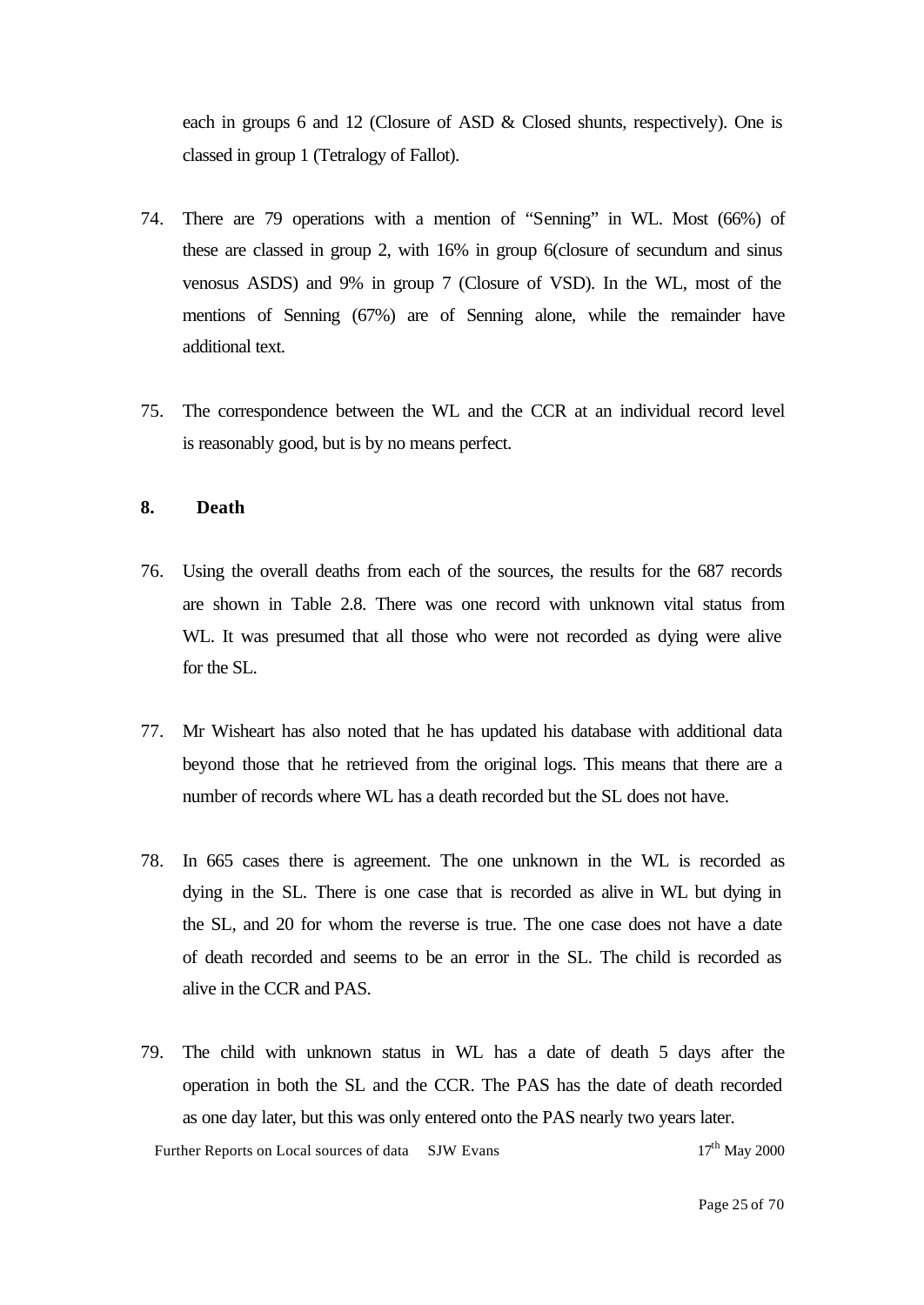each in groups 6 and 12 (Closure of ASD & Closed shunts, respectively). One is classed in group 1 (Tetralogy of Fallot).

74. There are 79 operations with a mention of "Senning" in WL. Most (66%) of these are classed in group 2, with 16% in group 6(closure of secundum and sinus venosus ASDS) and 9% in group 7 (Closure of VSD). In the WL, most of the mentions of Senning (67%) are of Senning alone, while the remainder have additional text.

75. The correspondence between the WL and the CCR at an individual record level is reasonably good, but is by no means perfect.

## 8. Death

76. Using the overall deaths from each of the sources, the results for the 687 records are shown in Table 2.8. There was one record with unknown vital status from WL. It was presumed that all those who were not recorded as dying were alive for the SL.

77. Mr Wisheart has also noted that he has updated his database with additional data beyond those that he retrieved from the original logs. This means that there are a number of records where WL has a death recorded but the SL does not have.

78. In 665 cases there is agreement. The one unknown in the WL is recorded as dying in the SL. There is one case that is recorded as alive in WL but dying in the SL, and 20 for whom the reverse is true. The one case does not have a date of death recorded and seems to be an error in the SL. The child is recorded as alive in the CCR and PAS.

79. The child with unknown status in WL has a date of death 5 days after the operation in both the SL and the CCR. The PAS has the date of death recorded as one day later, but this was only entered onto the PAS nearly two years later.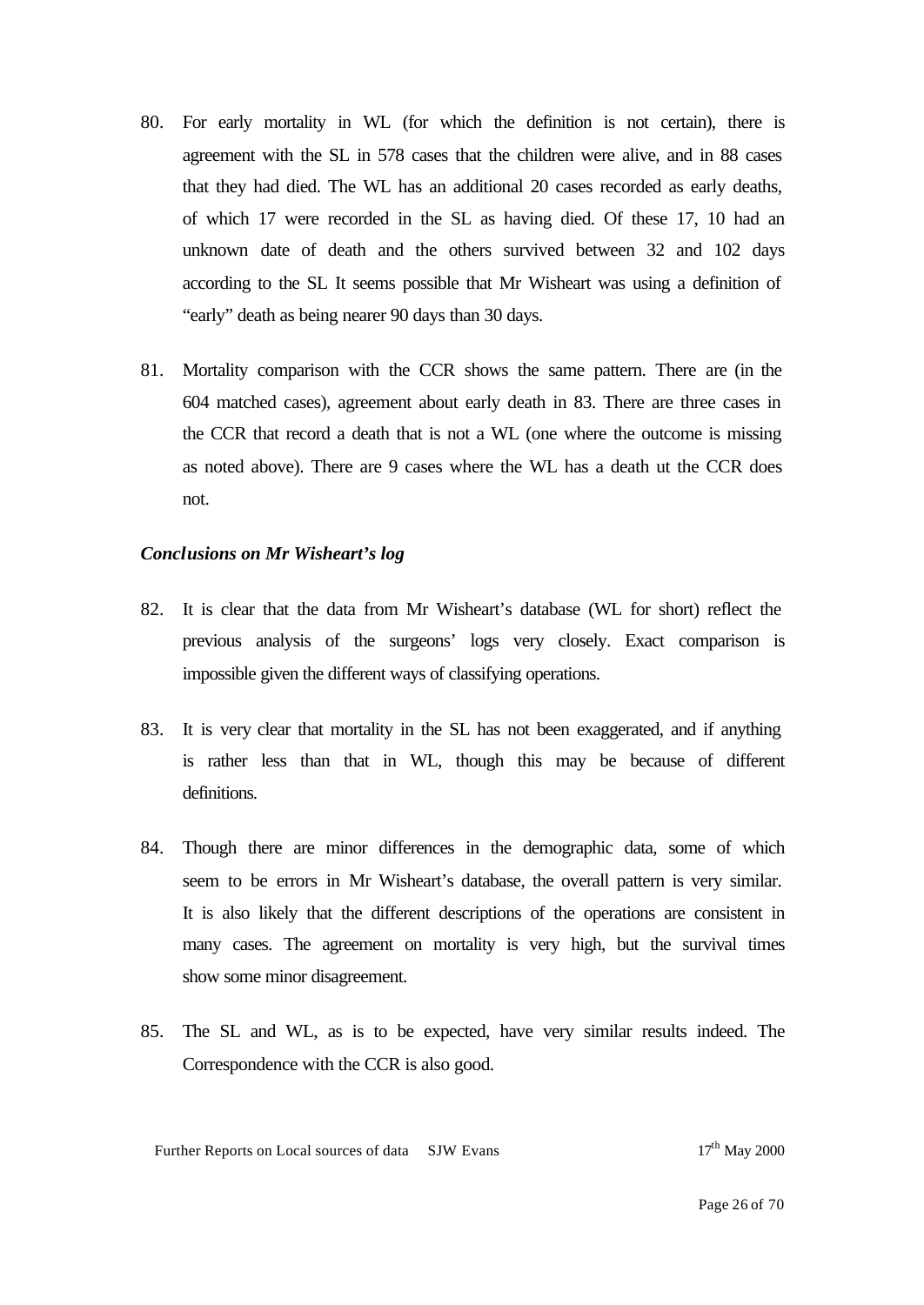80. For early mortality in WL (for which the definition is not certain), there is agreement with the SL in 578 cases that the children were alive, and in 88 cases that they had died. The WL has an additional 20 cases recorded as early deaths, of which 17 were recorded in the SL as having died. Of these 17, 10 had an unknown date of death and the others survived between 32 and 102 days according to the SL It seems possible that Mr Wisheart was using a definition of "early" death as being nearer 90 days than 30 days.

81. Mortality comparison with the CCR shows the same pattern. There are (in the 604 matched cases), agreement about early death in 83. There are three cases in the CCR that record a death that is not a WL (one where the outcome is missing as noted above). There are 9 cases where the WL has a death ut the CCR does not.

### *Conclusions on Mr Wisheart's log*

82. It is clear that the data from Mr Wisheart's database (WL for short) reflect the previous analysis of the surgeons' logs very closely. Exact comparison is impossible given the different ways of classifying operations.

83. It is very clear that mortality in the SL has not been exaggerated, and if anything is rather less than that in WL, though this may be because of different definitions.

84. Though there are minor differences in the demographic data, some of which seem to be errors in Mr Wisheart's database, the overall pattern is very similar. It is also likely that the different descriptions of the operations are consistent in many cases. The agreement on mortality is very high, but the survival times show some minor disagreement.

85. The SL and WL, as is to be expected, have very similar results indeed. The Correspondence with the CCR is also good.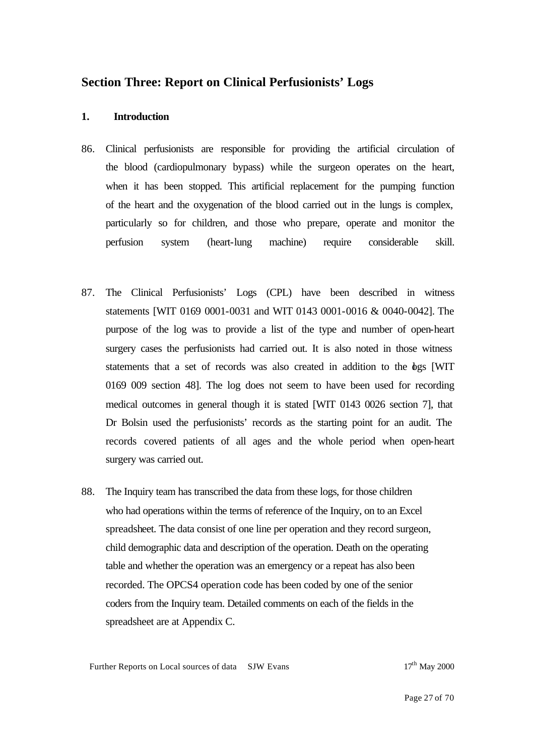## Section Three: Report on Clinical Perfusionists' Logs

### 1. Introduction

86. Clinical perfusionists are responsible for providing the artificial circulation of the blood (cardiopulmonary bypass) while the surgeon operates on the heart, when it has been stopped. This artificial replacement for the pumping function of the heart and the oxygenation of the blood carried out in the lungs is complex, particularly so for children, and those who prepare, operate and monitor the perfusion system (heart-lung machine) require considerable skill.

87. The Clinical Perfusionists' Logs (CPL) have been described in witness statements [WIT 0169 0001-0031 and WIT 0143 0001-0016 & 0040-0042]. The purpose of the log was to provide a list of the type and number of open-heart surgery cases the perfusionists had carried out. It is also noted in those witness statements that a set of records was also created in addition to the logs [WIT 0169 009 section 48]. The log does not seem to have been used for recording medical outcomes in general though it is stated [WIT 0143 0026 section 7], that Dr Bolsin used the perfusionists' records as the starting point for an audit. The records covered patients of all ages and the whole period when open-heart surgery was carried out.

88. The Inquiry team has transcribed the data from these logs, for those children who had operations within the terms of reference of the Inquiry, on to an Excel spreadsheet. The data consist of one line per operation and they record surgeon, child demographic data and description of the operation. Death on the operating table and whether the operation was an emergency or a repeat has also been recorded. The OPCS4 operation code has been coded by one of the senior coders from the Inquiry team. Detailed comments on each of the fields in the spreadsheet are at Appendix C.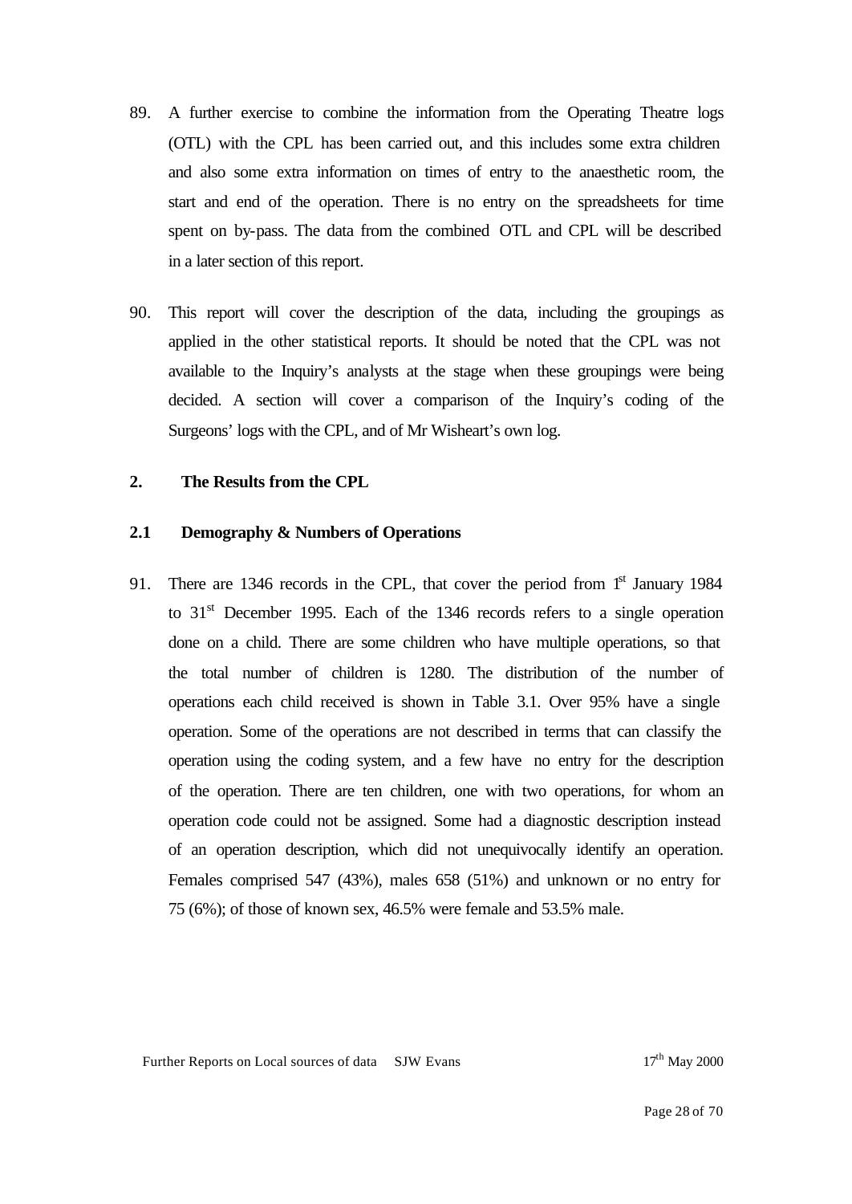89. A further exercise to combine the information from the Operating Theatre logs (OTL) with the CPL has been carried out, and this includes some extra children and also some extra information on times of entry to the anaesthetic room, the start and end of the operation. There is no entry on the spreadsheets for time spent on by-pass. The data from the combined OTL and CPL will be described in a later section of this report.

90. This report will cover the description of the data, including the groupings as applied in the other statistical reports. It should be noted that the CPL was not available to the Inquiry's analysts at the stage when these groupings were being decided. A section will cover a comparison of the Inquiry's coding of the Surgeons' logs with the CPL, and of Mr Wisheart's own log.

## 2. The Results from the CPL

### 2.1 Demography & Numbers of Operations

91. There are 1346 records in the CPL, that cover the period from 1st January 1984 to 31st December 1995. Each of the 1346 records refers to a single operation done on a child. There are some children who have multiple operations, so that the total number of children is 1280. The distribution of the number of operations each child received is shown in Table 3.1. Over 95% have a single operation. Some of the operations are not described in terms that can classify the operation using the coding system, and a few have no entry for the description of the operation. There are ten children, one with two operations, for whom an operation code could not be assigned. Some had a diagnostic description instead of an operation description, which did not unequivocally identify an operation. Females comprised 547 (43%), males 658 (51%) and unknown or no entry for 75 (6%); of those of known sex, 46.5% were female and 53.5% male.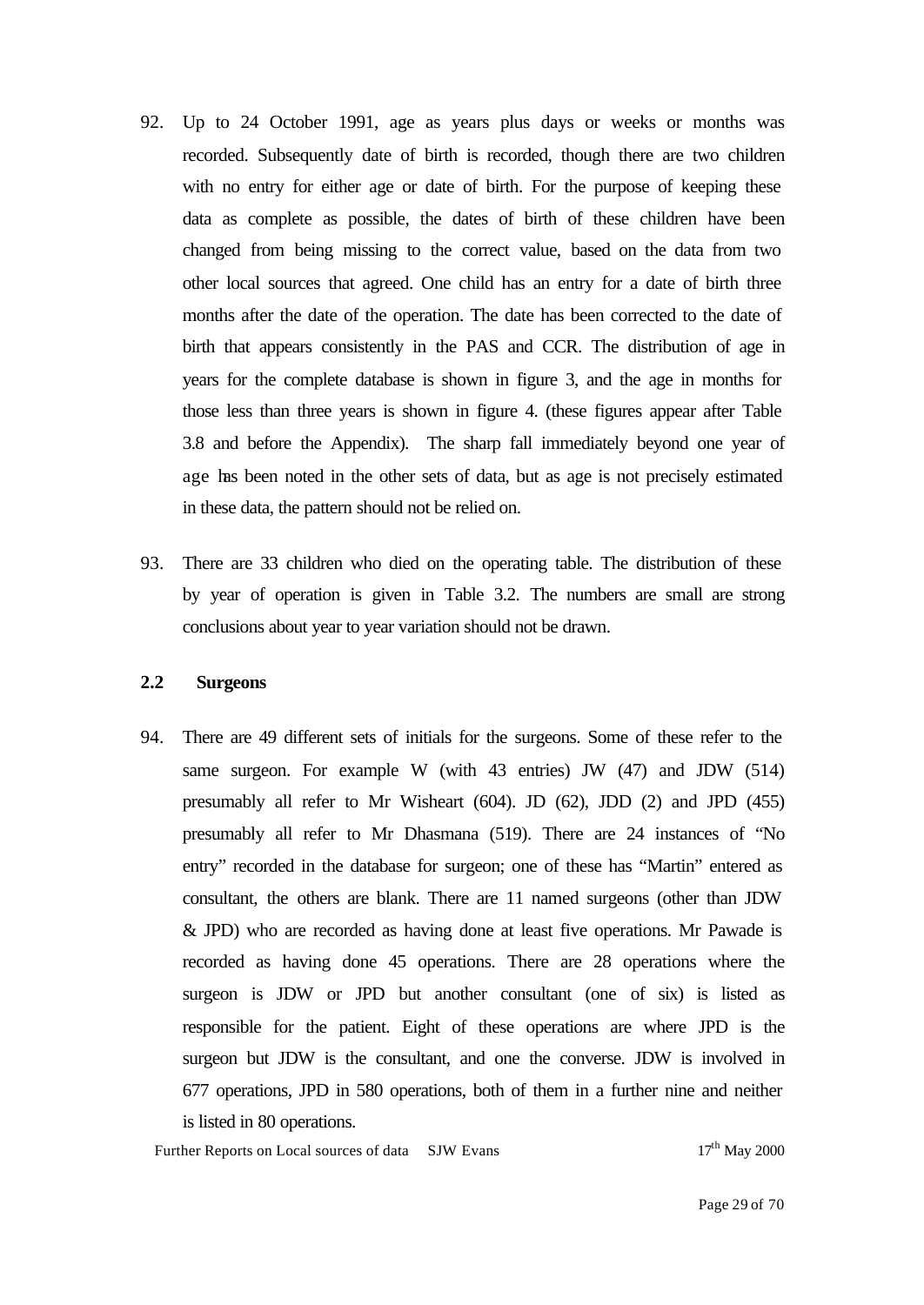92. Up to 24 October 1991, age as years plus days or weeks or months was recorded. Subsequently date of birth is recorded, though there are two children with no entry for either age or date of birth. For the purpose of keeping these data as complete as possible, the dates of birth of these children have been changed from being missing to the correct value, based on the data from two other local sources that agreed. One child has an entry for a date of birth three months after the date of the operation. The date has been corrected to the date of birth that appears consistently in the PAS and CCR. The distribution of age in years for the complete database is shown in figure 3, and the age in months for those less than three years is shown in figure 4. (these figures appear after Table 3.8 and before the Appendix). The sharp fall immediately beyond one year of age has been noted in the other sets of data, but as age is not precisely estimated in these data, the pattern should not be relied on.

93. There are 33 children who died on the operating table. The distribution of these by year of operation is given in Table 3.2. The numbers are small are strong conclusions about year to year variation should not be drawn.

## 2.2 Surgeons

94. There are 49 different sets of initials for the surgeons. Some of these refer to the same surgeon. For example W (with 43 entries) JW (47) and JDW (514) presumably all refer to Mr Wisheart (604). JD (62), JDD (2) and JPD (455) presumably all refer to Mr Dhasmana (519). There are 24 instances of "No entry" recorded in the database for surgeon; one of these has "Martin" entered as consultant, the others are blank. There are 11 named surgeons (other than JDW & JPD) who are recorded as having done at least five operations. Mr Pawade is recorded as having done 45 operations. There are 28 operations where the surgeon is JDW or JPD but another consultant (one of six) is listed as responsible for the patient. Eight of these operations are where JPD is the surgeon but JDW is the consultant, and one the converse. JDW is involved in 677 operations, JPD in 580 operations, both of them in a further nine and neither is listed in 80 operations.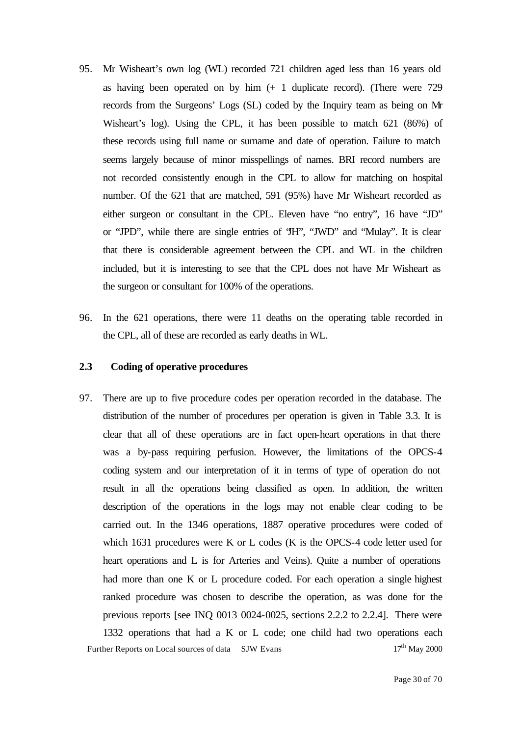95. Mr Wisheart's own log (WL) recorded 721 children aged less than 16 years old as having been operated on by him (+ 1 duplicate record). (There were 729 records from the Surgeons' Logs (SL) coded by the Inquiry team as being on Mr Wisheart's log). Using the CPL, it has been possible to match 621 (86%) of these records using full name or surname and date of operation. Failure to match seems largely because of minor misspellings of names. BRI record numbers are not recorded consistently enough in the CPL to allow for matching on hospital number. Of the 621 that are matched, 591 (95%) have Mr Wisheart recorded as either surgeon or consultant in the CPL. Eleven have "no entry", 16 have "JD" or "JPD", while there are single entries of "JH", "JWD" and "Mulay". It is clear that there is considerable agreement between the CPL and WL in the children included, but it is interesting to see that the CPL does not have Mr Wisheart as the surgeon or consultant for 100% of the operations.

96. In the 621 operations, there were 11 deaths on the operating table recorded in the CPL, all of these are recorded as early deaths in WL.

### 2.3 Coding of operative procedures

97. There are up to five procedure codes per operation recorded in the database. The distribution of the number of procedures per operation is given in Table 3.3. It is clear that all of these operations are in fact open-heart operations in that there was a by-pass requiring perfusion. However, the limitations of the OPCS-4 coding system and our interpretation of it in terms of type of operation do not result in all the operations being classified as open. In addition, the written description of the operations in the logs may not enable clear coding to be carried out. In the 1346 operations, 1887 operative procedures were coded of which 1631 procedures were K or L codes (K is the OPCS-4 code letter used for heart operations and L is for Arteries and Veins). Quite a number of operations had more than one K or L procedure coded. For each operation a single highest ranked procedure was chosen to describe the operation, as was done for the previous reports [see INQ 0013 0024-0025, sections 2.2.2 to 2.2.4]. There were 1332 operations that had a K or L code; one child had two operations each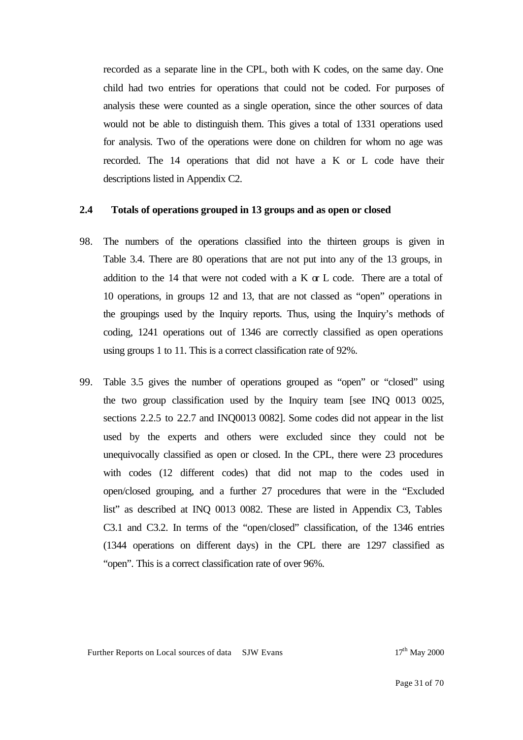recorded as a separate line in the CPL, both with K codes, on the same day. One child had two entries for operations that could not be coded. For purposes of analysis these were counted as a single operation, since the other sources of data would not be able to distinguish them. This gives a total of 1331 operations used for analysis. Two of the operations were done on children for whom no age was recorded. The 14 operations that did not have a K or L code have their descriptions listed in Appendix C2.

### 2.4 Totals of operations grouped in 13 groups and as open or closed

98. The numbers of the operations classified into the thirteen groups is given in Table 3.4. There are 80 operations that are not put into any of the 13 groups, in addition to the 14 that were not coded with a K or L code. There are a total of 10 operations, in groups 12 and 13, that are not classed as "open" operations in the groupings used by the Inquiry reports. Thus, using the Inquiry's methods of coding, 1241 operations out of 1346 are correctly classified as open operations using groups 1 to 11. This is a correct classification rate of 92%.

99. Table 3.5 gives the number of operations grouped as "open" or "closed" using the two group classification used by the Inquiry team [see INQ 0013 0025, sections 2.2.5 to 2.2.7 and INQ0013 0082]. Some codes did not appear in the list used by the experts and others were excluded since they could not be unequivocally classified as open or closed. In the CPL, there were 23 procedures with codes (12 different codes) that did not map to the codes used in open/closed grouping, and a further 27 procedures that were in the "Excluded list" as described at INQ 0013 0082. These are listed in Appendix C3, Tables C3.1 and C3.2. In terms of the "open/closed" classification, of the 1346 entries (1344 operations on different days) in the CPL there are 1297 classified as "open". This is a correct classification rate of over 96%.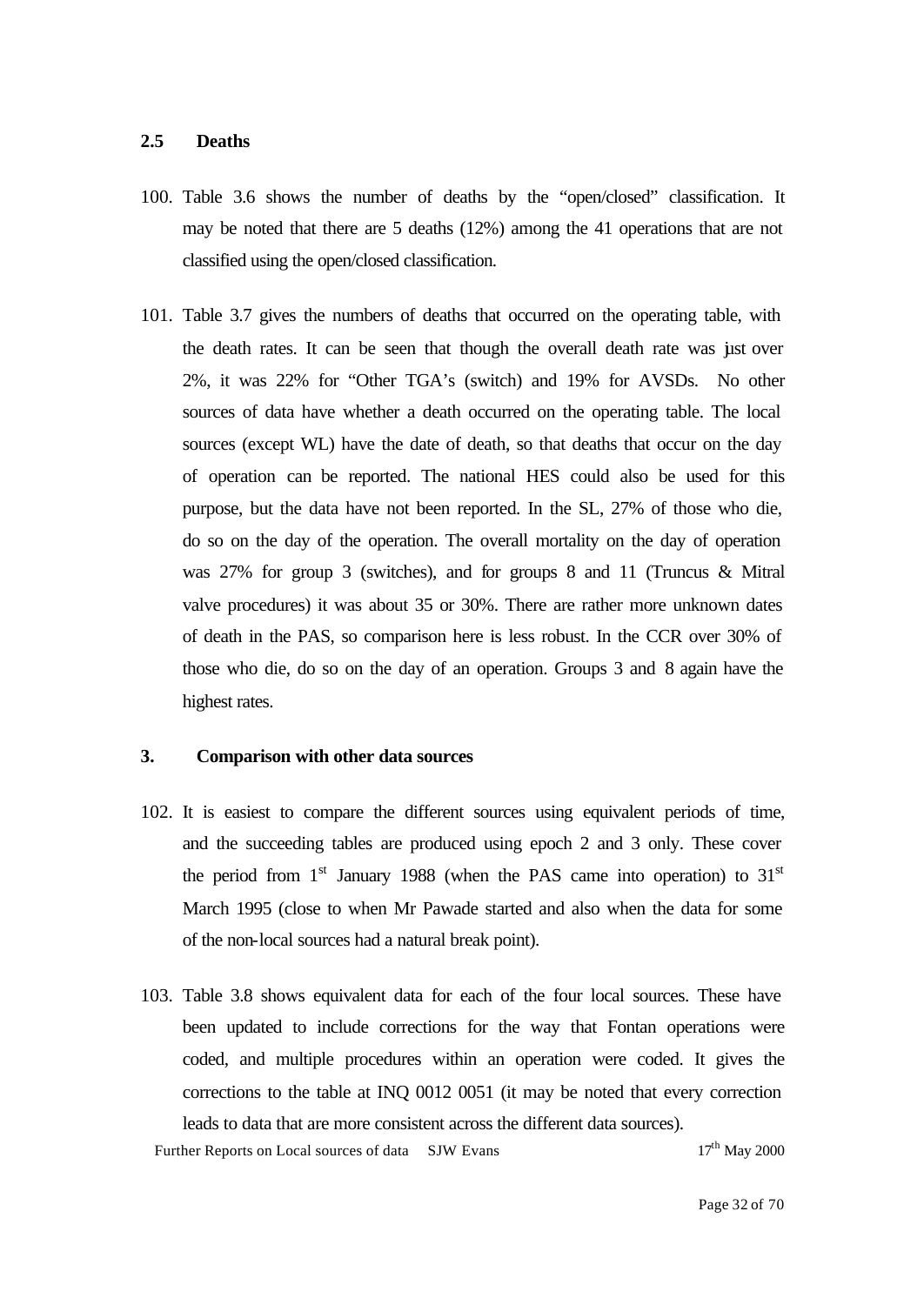## 2.5 Deaths

100. Table 3.6 shows the number of deaths by the "open/closed" classification. It may be noted that there are 5 deaths (12%) among the 41 operations that are not classified using the open/closed classification.

101. Table 3.7 gives the numbers of deaths that occurred on the operating table, with the death rates. It can be seen that though the overall death rate was just over 2%, it was 22% for "Other TGA's (switch) and 19% for AVSDs. No other sources of data have whether a death occurred on the operating table. The local sources (except WL) have the date of death, so that deaths that occur on the day of operation can be reported. The national HES could also be used for this purpose, but the data have not been reported. In the SL, 27% of those who die, do so on the day of the operation. The overall mortality on the day of operation was 27% for group 3 (switches), and for groups 8 and 11 (Truncus & Mitral valve procedures) it was about 35 or 30%. There are rather more unknown dates of death in the PAS, so comparison here is less robust. In the CCR over 30% of those who die, do so on the day of an operation. Groups 3 and 8 again have the highest rates.

# 3. Comparison with other data sources

102. It is easiest to compare the different sources using equivalent periods of time, and the succeeding tables are produced using epoch 2 and 3 only. These cover the period from 1st January 1988 (when the PAS came into operation) to 31st March 1995 (close to when Mr Pawade started and also when the data for some of the non-local sources had a natural break point).

103. Table 3.8 shows equivalent data for each of the four local sources. These have been updated to include corrections for the way that Fontan operations were coded, and multiple procedures within an operation were coded. It gives the corrections to the table at INQ 0012 0051 (it may be noted that every correction leads to data that are more consistent across the different data sources).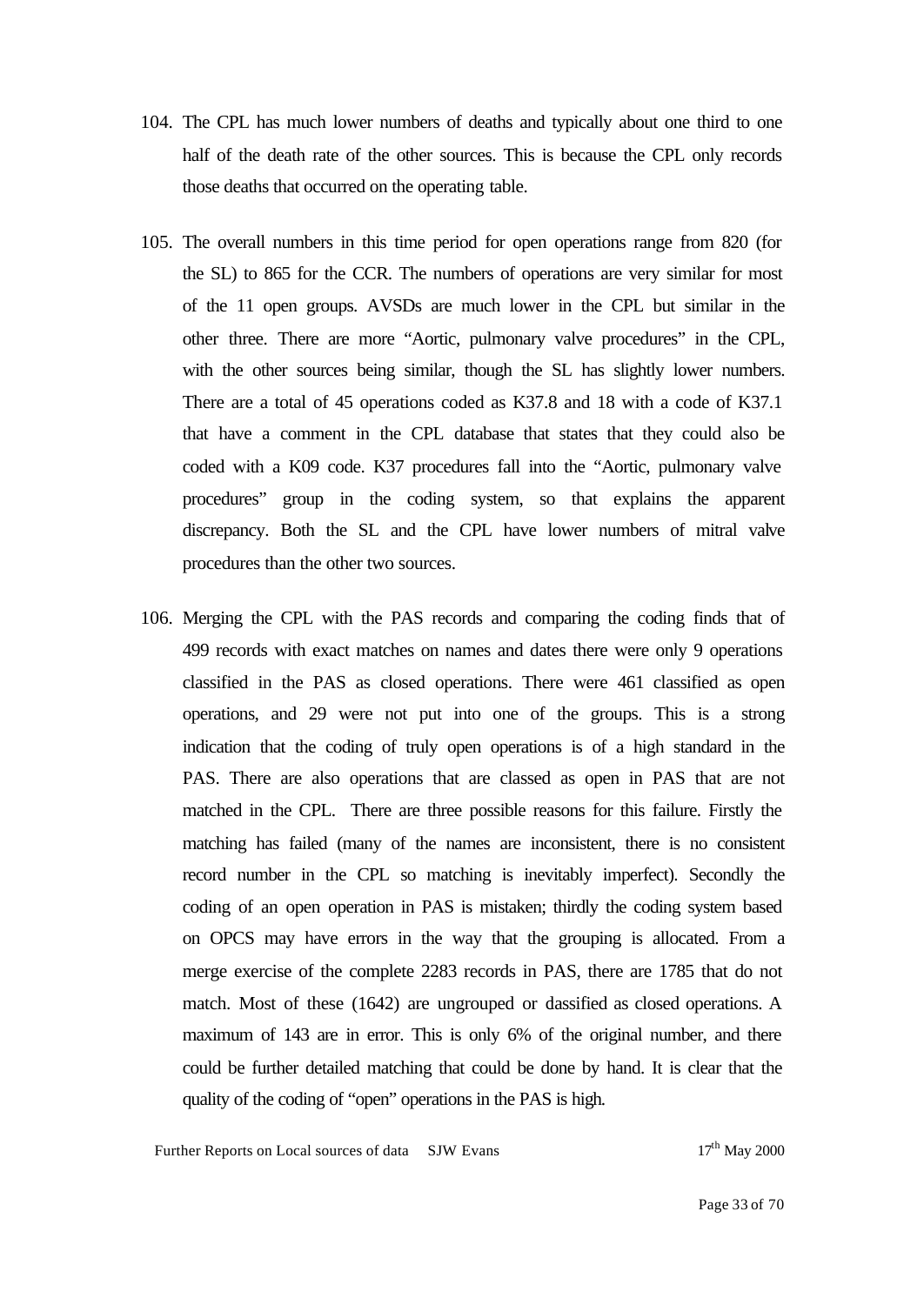104. The CPL has much lower numbers of deaths and typically about one third to one half of the death rate of the other sources. This is because the CPL only records those deaths that occurred on the operating table.

105. The overall numbers in this time period for open operations range from 820 (for the SL) to 865 for the CCR. The numbers of operations are very similar for most of the 11 open groups. AVSDs are much lower in the CPL but similar in the other three. There are more "Aortic, pulmonary valve procedures" in the CPL, with the other sources being similar, though the SL has slightly lower numbers. There are a total of 45 operations coded as K37.8 and 18 with a code of K37.1 that have a comment in the CPL database that states that they could also be coded with a K09 code. K37 procedures fall into the "Aortic, pulmonary valve procedures" group in the coding system, so that explains the apparent discrepancy. Both the SL and the CPL have lower numbers of mitral valve procedures than the other two sources.

106. Merging the CPL with the PAS records and comparing the coding finds that of 499 records with exact matches on names and dates there were only 9 operations classified in the PAS as closed operations. There were 461 classified as open operations, and 29 were not put into one of the groups. This is a strong indication that the coding of truly open operations is of a high standard in the PAS. There are also operations that are classed as open in PAS that are not matched in the CPL. There are three possible reasons for this failure. Firstly the matching has failed (many of the names are inconsistent, there is no consistent record number in the CPL so matching is inevitably imperfect). Secondly the coding of an open operation in PAS is mistaken; thirdly the coding system based on OPCS may have errors in the way that the grouping is allocated. From a merge exercise of the complete 2283 records in PAS, there are 1785 that do not match. Most of these (1642) are ungrouped or classified as closed operations. A maximum of 143 are in error. This is only 6% of the original number, and there could be further detailed matching that could be done by hand. It is clear that the quality of the coding of "open" operations in the PAS is high.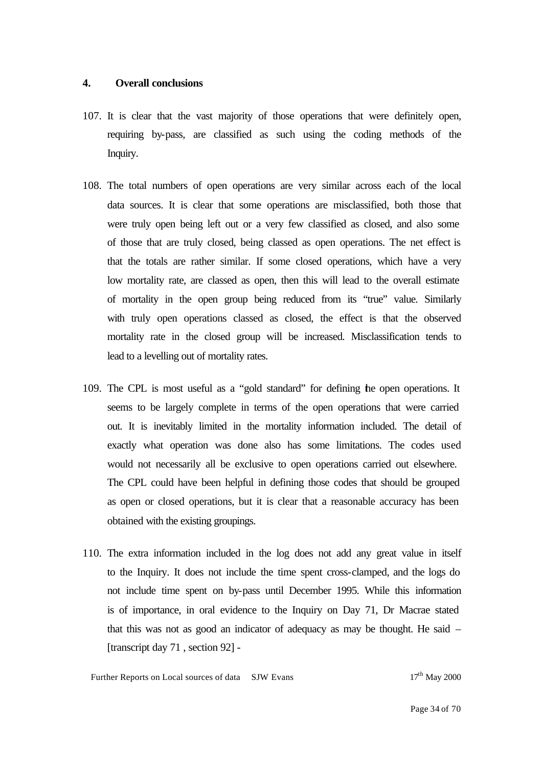## 4. Overall conclusions

107. It is clear that the vast majority of those operations that were definitely open, requiring by-pass, are classified as such using the coding methods of the Inquiry.

108. The total numbers of open operations are very similar across each of the local data sources. It is clear that some operations are misclassified, both those that were truly open being left out or a very few classified as closed, and also some of those that are truly closed, being classed as open operations. The net effect is that the totals are rather similar. If some closed operations, which have a very low mortality rate, are classed as open, then this will lead to the overall estimate of mortality in the open group being reduced from its "true" value. Similarly with truly open operations classed as closed, the effect is that the observed mortality rate in the closed group will be increased. Misclassification tends to lead to a levelling out of mortality rates.

109. The CPL is most useful as a "gold standard" for defining the open operations. It seems to be largely complete in terms of the open operations that were carried out. It is inevitably limited in the mortality information included. The detail of exactly what operation was done also has some limitations. The codes used would not necessarily all be exclusive to open operations carried out elsewhere. The CPL could have been helpful in defining those codes that should be grouped as open or closed operations, but it is clear that a reasonable accuracy has been obtained with the existing groupings.

110. The extra information included in the log does not add any great value in itself to the Inquiry. It does not include the time spent cross-clamped, and the logs do not include time spent on by-pass until December 1995. While this information is of importance, in oral evidence to the Inquiry on Day 71, Dr Macrae stated that this was not as good an indicator of adequacy as may be thought. He said – [transcript day 71 , section 92] -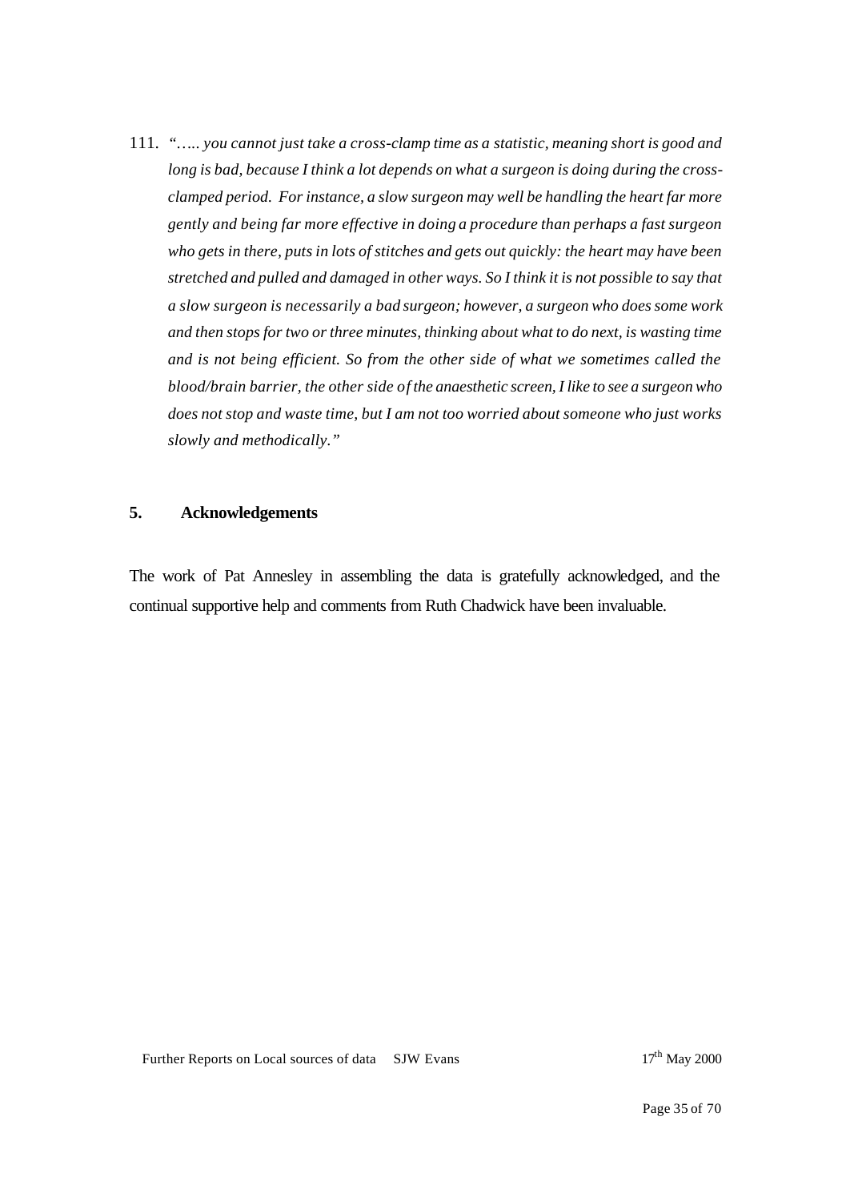111. *"….. you cannot just take a cross-clamp time as a statistic, meaning short is good and long is bad, because I think a lot depends on what a surgeon is doing during the cross-clamped period. For instance, a slow surgeon may well be handling the heart far more gently and being far more effective in doing a procedure than perhaps a fast surgeon who gets in there, puts in lots of stitches and gets out quickly: the heart may have been stretched and pulled and damaged in other ways. So I think it is not possible to say that a slow surgeon is necessarily a bad surgeon; however, a surgeon who does some work and then stops for two or three minutes, thinking about what to do next, is wasting time and is not being efficient. So from the other side of what we sometimes called the blood/brain barrier, the other side of the anaesthetic screen, I like to see a surgeon who does not stop and waste time, but I am not too worried about someone who just works slowly and methodically."*

## 5. Acknowledgements

The work of Pat Annesley in assembling the data is gratefully acknowledged, and the continual supportive help and comments from Ruth Chadwick have been invaluable.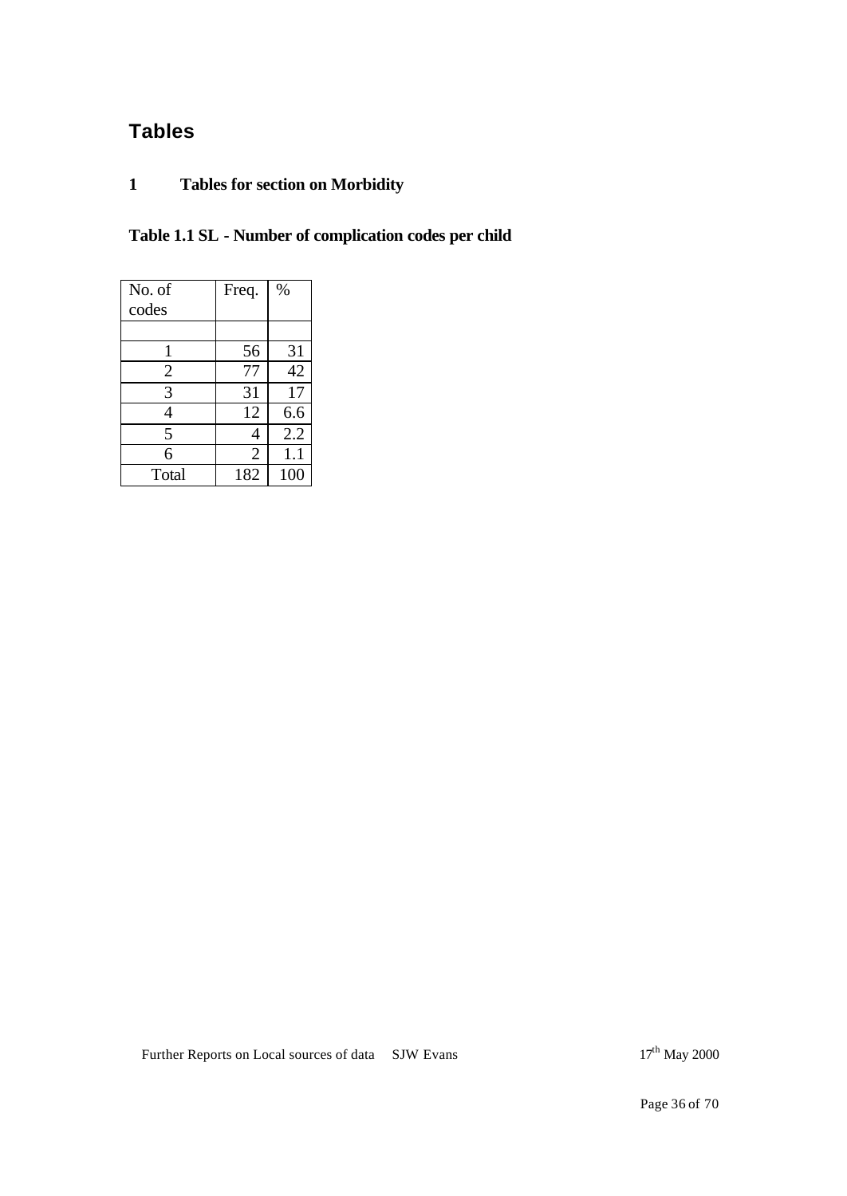# Tables

## 1 Tables for section on Morbidity

### Table 1.1 SL - Number of complication codes per child

| No. of codes | Freq. | % |
|---|---|---|
| | | |
| 1 | 56 | 31 |
| 2 | 77 | 42 |
| 3 | 31 | 17 |
| 4 | 12 | 6.6 |
| 5 | 4 | 2.2 |
| 6 | 2 | 1.1 |
| Total | 182 | 100 |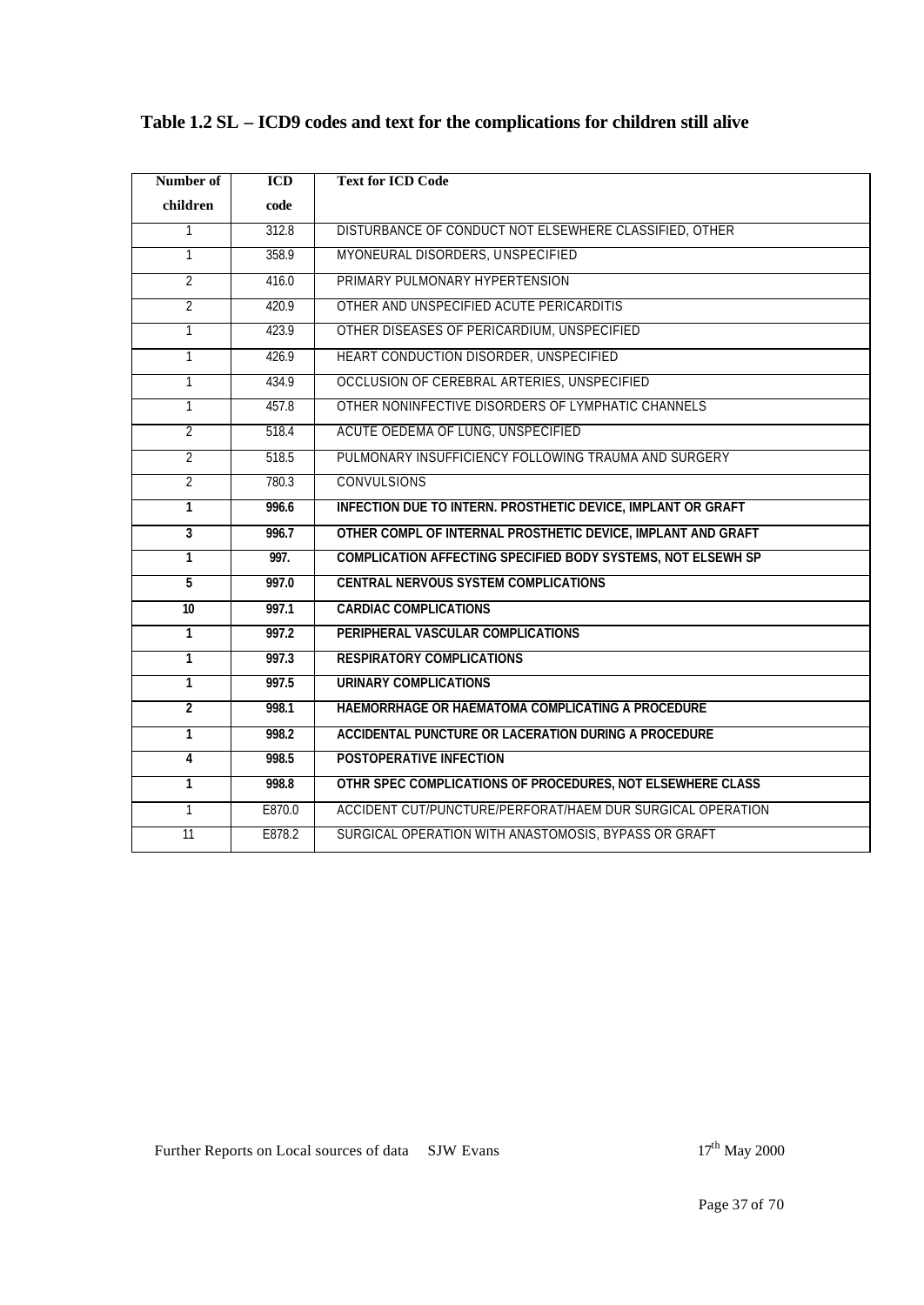## Table 1.2 SL – ICD9 codes and text for the complications for children still alive

| Number of children | ICD code | Text for ICD Code |
|---|---|---|
| 1 | 312.8 | DISTURBANCE OF CONDUCT NOT ELSEWHERE CLASSIFIED, OTHER |
| 1 | 358.9 | MYONEURAL DISORDERS, UNSPECIFIED |
| 2 | 416.0 | PRIMARY PULMONARY HYPERTENSION |
| 2 | 420.9 | OTHER AND UNSPECIFIED ACUTE PERICARDITIS |
| 1 | 423.9 | OTHER DISEASES OF PERICARDIUM, UNSPECIFIED |
| 1 | 426.9 | HEART CONDUCTION DISORDER, UNSPECIFIED |
| 1 | 434.9 | OCCLUSION OF CEREBRAL ARTERIES, UNSPECIFIED |
| 1 | 457.8 | OTHER NONINFECTIVE DISORDERS OF LYMPHATIC CHANNELS |
| 2 | 518.4 | ACUTE OEDEMA OF LUNG, UNSPECIFIED |
| 2 | 518.5 | PULMONARY INSUFFICIENCY FOLLOWING TRAUMA AND SURGERY |
| 2 | 780.3 | CONVULSIONS |
| **1** | **996.6** | **INFECTION DUE TO INTERN. PROSTHETIC DEVICE, IMPLANT OR GRAFT** |
| **3** | **996.7** | **OTHER COMPL OF INTERNAL PROSTHETIC DEVICE, IMPLANT AND GRAFT** |
| **1** | **997.** | **COMPLICATION AFFECTING SPECIFIED BODY SYSTEMS, NOT ELSEWH SP** |
| **5** | **997.0** | **CENTRAL NERVOUS SYSTEM COMPLICATIONS** |
| **10** | **997.1** | **CARDIAC COMPLICATIONS** |
| **1** | **997.2** | **PERIPHERAL VASCULAR COMPLICATIONS** |
| **1** | **997.3** | **RESPIRATORY COMPLICATIONS** |
| **1** | **997.5** | **URINARY COMPLICATIONS** |
| **2** | **998.1** | **HAEMORRHAGE OR HAEMATOMA COMPLICATING A PROCEDURE** |
| **1** | **998.2** | **ACCIDENTAL PUNCTURE OR LACERATION DURING A PROCEDURE** |
| **4** | **998.5** | **POSTOPERATIVE INFECTION** |
| **1** | **998.8** | **OTHR SPEC COMPLICATIONS OF PROCEDURES, NOT ELSEWHERE CLASS** |
| 1 | E870.0 | ACCIDENT CUT/PUNCTURE/PERFORAT/HAEM DUR SURGICAL OPERATION |
| 11 | E878.2 | SURGICAL OPERATION WITH ANASTOMOSIS, BYPASS OR GRAFT |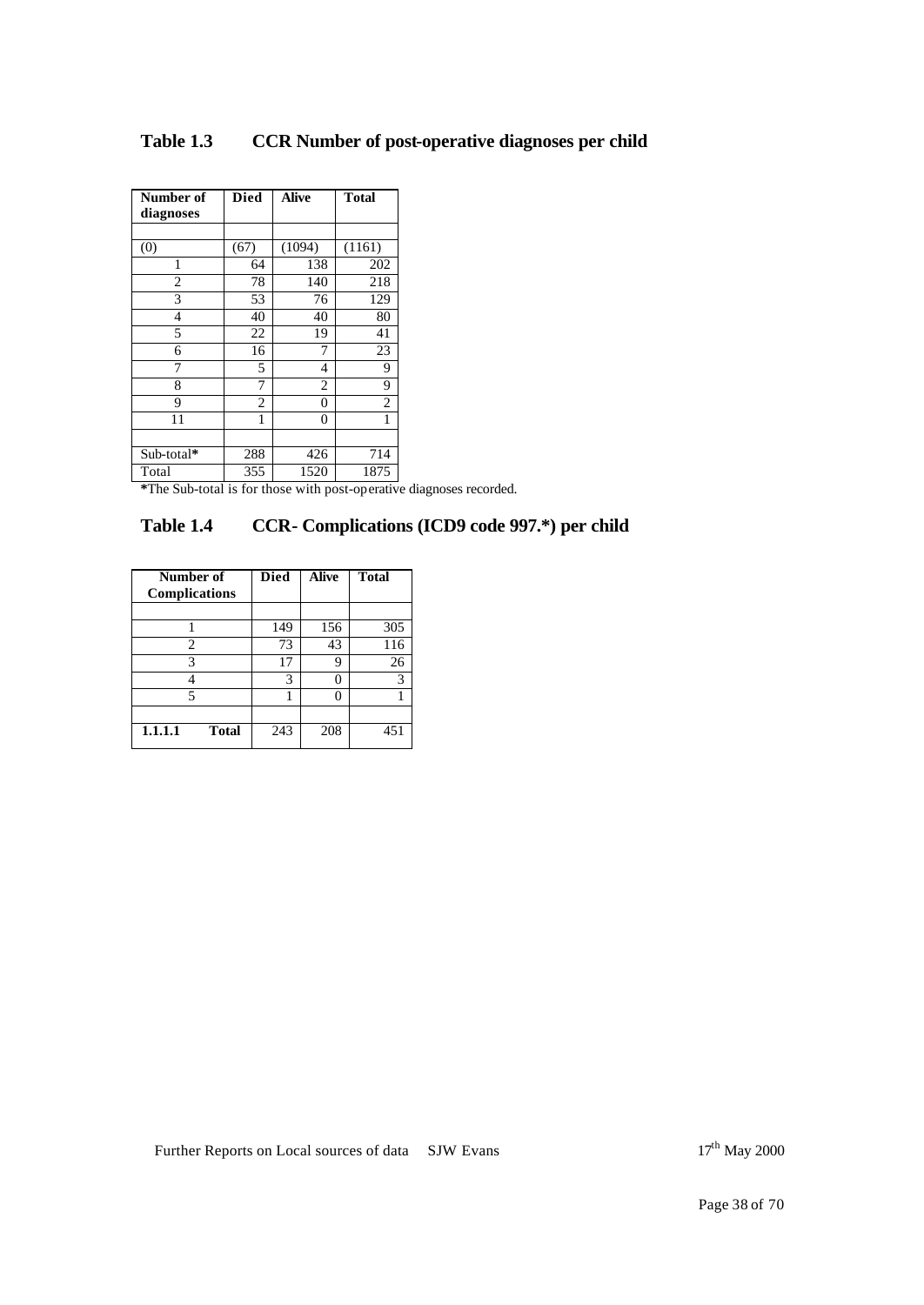## Table 1.3 CCR Number of post-operative diagnoses per child

| Number of diagnoses | Died | Alive | Total |
|---|---|---|---|
| | | | |
| (0) | (67) | (1094) | (1161) |
| 1 | 64 | 138 | 202 |
| 2 | 78 | 140 | 218 |
| 3 | 53 | 76 | 129 |
| 4 | 40 | 40 | 80 |
| 5 | 22 | 19 | 41 |
| 6 | 16 | 7 | 23 |
| 7 | 5 | 4 | 9 |
| 8 | 7 | 2 | 9 |
| 9 | 2 | 0 | 2 |
| 11 | 1 | 0 | 1 |
| | | | |
| Sub-total* | 288 | 426 | 714 |
| Total | 355 | 1520 | 1875 |

*The Sub-total is for those with post-operative diagnoses recorded.

## Table 1.4 CCR- Complications (ICD9 code 997.*) per child

| Number of Complications | Died | Alive | Total |
|---|---|---|---|
| | | | |
| 1 | 149 | 156 | 305 |
| 2 | 73 | 43 | 116 |
| 3 | 17 | 9 | 26 |
| 4 | 3 | 0 | 3 |
| 5 | 1 | 0 | 1 |
| | | | |
| **1.1.1.1 Total** | 243 | 208 | 451 |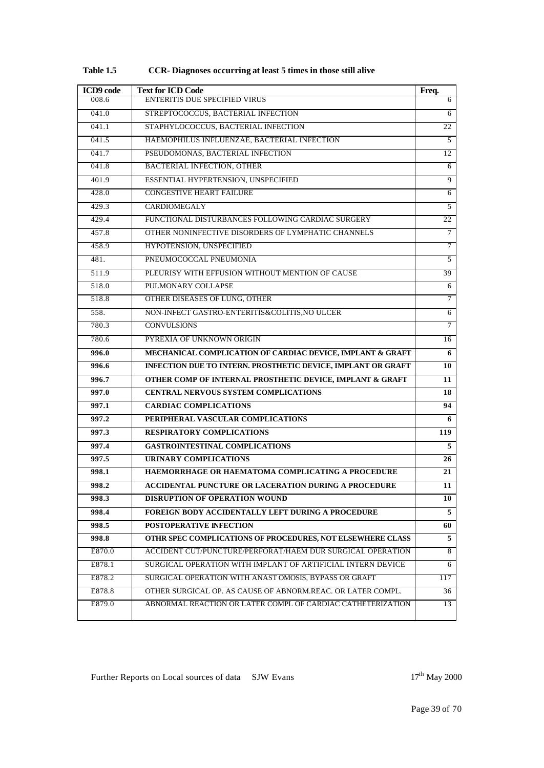**Table 1.5 CCR- Diagnoses occurring at least 5 times in those still alive**

| ICD9 code | Text for ICD Code | Freq. |
|---|---|---|
| 008.6 | ENTERITIS DUE SPECIFIED VIRUS | 6 |
| 041.0 | STREPTOCOCCUS, BACTERIAL INFECTION | 6 |
| 041.1 | STAPHYLOCOCCUS, BACTERIAL INFECTION | 22 |
| 041.5 | HAEMOPHILUS INFLUENZAE, BACTERIAL INFECTION | 5 |
| 041.7 | PSEUDOMONAS, BACTERIAL INFECTION | 12 |
| 041.8 | BACTERIAL INFECTION, OTHER | 6 |
| 401.9 | ESSENTIAL HYPERTENSION, UNSPECIFIED | 9 |
| 428.0 | CONGESTIVE HEART FAILURE | 6 |
| 429.3 | CARDIOMEGALY | 5 |
| 429.4 | FUNCTIONAL DISTURBANCES FOLLOWING CARDIAC SURGERY | 22 |
| 457.8 | OTHER NONINFECTIVE DISORDERS OF LYMPHATIC CHANNELS | 7 |
| 458.9 | HYPOTENSION, UNSPECIFIED | 7 |
| 481. | PNEUMOCOCCAL PNEUMONIA | 5 |
| 511.9 | PLEURISY WITH EFFUSION WITHOUT MENTION OF CAUSE | 39 |
| 518.0 | PULMONARY COLLAPSE | 6 |
| 518.8 | OTHER DISEASES OF LUNG, OTHER | 7 |
| 558. | NON-INFECT GASTRO-ENTERITIS&COLITIS,NO ULCER | 6 |
| 780.3 | CONVULSIONS | 7 |
| 780.6 | PYREXIA OF UNKNOWN ORIGIN | 16 |
| **996.0** | **MECHANICAL COMPLICATION OF CARDIAC DEVICE, IMPLANT & GRAFT** | **6** |
| **996.6** | **INFECTION DUE TO INTERN. PROSTHETIC DEVICE, IMPLANT OR GRAFT** | **10** |
| **996.7** | **OTHER COMP OF INTERNAL PROSTHETIC DEVICE, IMPLANT & GRAFT** | **11** |
| **997.0** | **CENTRAL NERVOUS SYSTEM COMPLICATIONS** | **18** |
| **997.1** | **CARDIAC COMPLICATIONS** | **94** |
| **997.2** | **PERIPHERAL VASCULAR COMPLICATIONS** | **6** |
| **997.3** | **RESPIRATORY COMPLICATIONS** | **119** |
| **997.4** | **GASTROINTESTINAL COMPLICATIONS** | **5** |
| **997.5** | **URINARY COMPLICATIONS** | **26** |
| **998.1** | **HAEMORRHAGE OR HAEMATOMA COMPLICATING A PROCEDURE** | **21** |
| **998.2** | **ACCIDENTAL PUNCTURE OR LACERATION DURING A PROCEDURE** | **11** |
| **998.3** | **DISRUPTION OF OPERATION WOUND** | **10** |
| **998.4** | **FOREIGN BODY ACCIDENTALLY LEFT DURING A PROCEDURE** | **5** |
| **998.5** | **POSTOPERATIVE INFECTION** | **60** |
| **998.8** | **OTHR SPEC COMPLICATIONS OF PROCEDURES, NOT ELSEWHERE CLASS** | **5** |
| E870.0 | ACCIDENT CUT/PUNCTURE/PERFORAT/HAEM DUR SURGICAL OPERATION | 8 |
| E878.1 | SURGICAL OPERATION WITH IMPLANT OF ARTIFICIAL INTERN DEVICE | 6 |
| E878.2 | SURGICAL OPERATION WITH ANASTOMOSIS, BYPASS OR GRAFT | 117 |
| E878.8 | OTHER SURGICAL OP. AS CAUSE OF ABNORM.REAC. OR LATER COMPL. | 36 |
| E879.0 | ABNORMAL REACTION OR LATER COMPL OF CARDIAC CATHETERIZATION | 13 |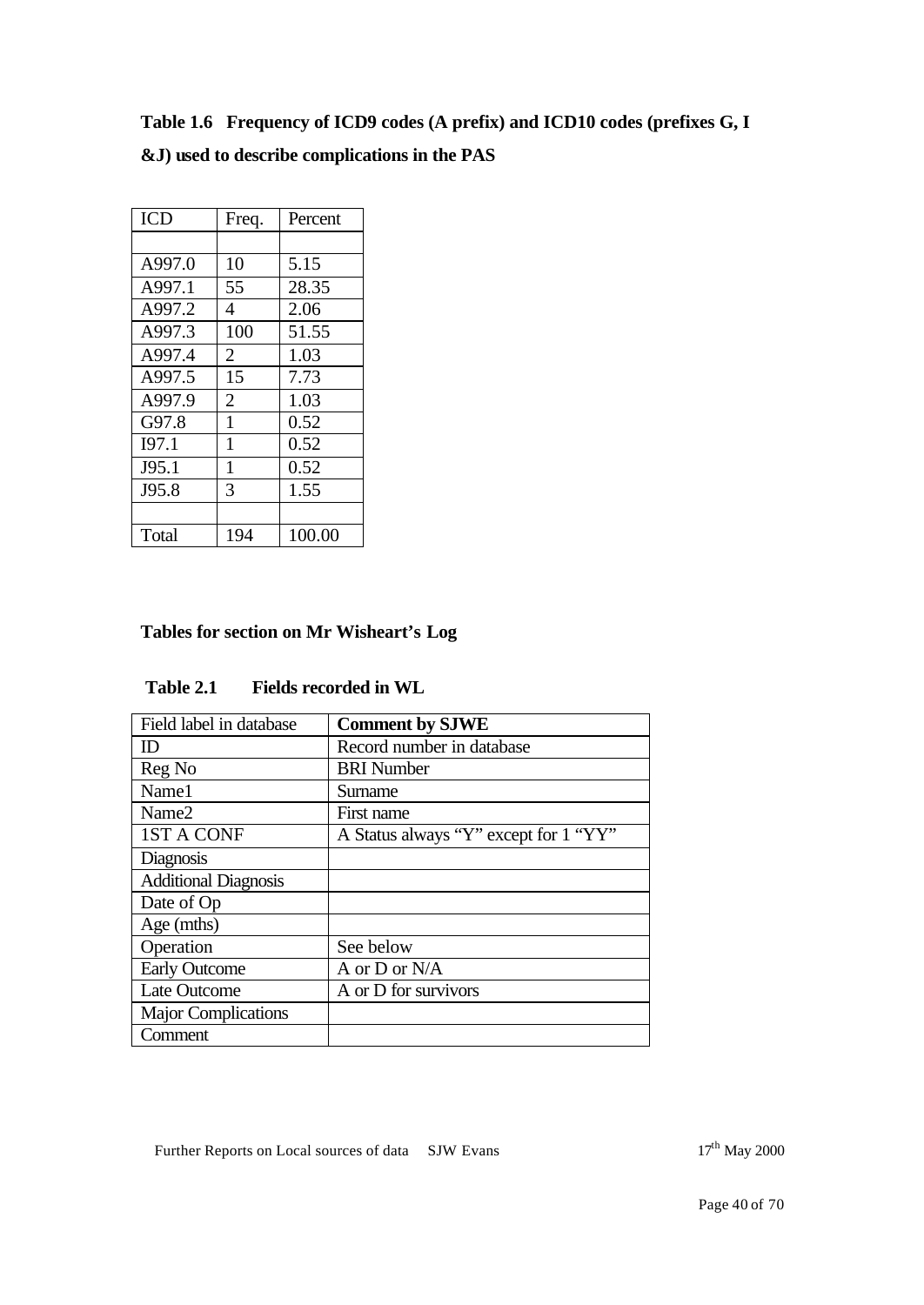**Table 1.6 Frequency of ICD9 codes (A prefix) and ICD10 codes (prefixes G, I &J) used to describe complications in the PAS**

| ICD | Freq. | Percent |
|---|---|---|
| | | |
| A997.0 | 10 | 5.15 |
| A997.1 | 55 | 28.35 |
| A997.2 | 4 | 2.06 |
| A997.3 | 100 | 51.55 |
| A997.4 | 2 | 1.03 |
| A997.5 | 15 | 7.73 |
| A997.9 | 2 | 1.03 |
| G97.8 | 1 | 0.52 |
| I97.1 | 1 | 0.52 |
| J95.1 | 1 | 0.52 |
| J95.8 | 3 | 1.55 |
| | | |
| Total | 194 | 100.00 |

**Tables for section on Mr Wisheart's Log**

**Table 2.1 Fields recorded in WL**

| Field label in database | **Comment by SJWE** |
|---|---|
| ID | Record number in database |
| Reg No | BRI Number |
| Name1 | Surname |
| Name2 | First name |
| 1ST A CONF | A Status always "Y" except for 1 "YY" |
| Diagnosis | |
| Additional Diagnosis | |
| Date of Op | |
| Age (mths) | |
| Operation | See below |
| Early Outcome | A or D or N/A |
| Late Outcome | A or D for survivors |
| Major Complications | |
| Comment | |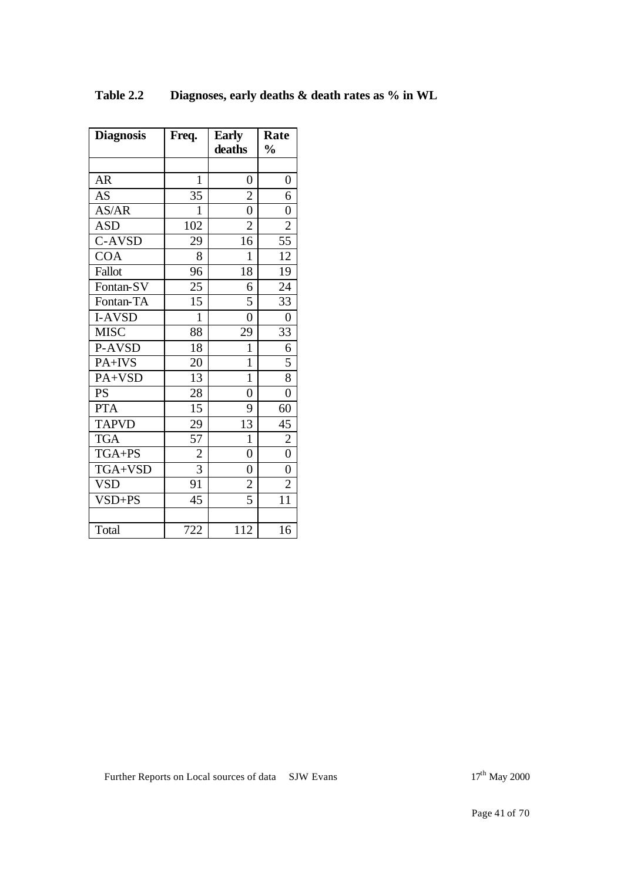**Table 2.2 Diagnoses, early deaths & death rates as % in WL**

| Diagnosis | Freq. | Early deaths | Rate % |
|---|---|---|---|
| | | | |
| AR | 1 | 0 | 0 |
| AS | 35 | 2 | 6 |
| AS/AR | 1 | 0 | 0 |
| ASD | 102 | 2 | 2 |
| C-AVSD | 29 | 16 | 55 |
| COA | 8 | 1 | 12 |
| Fallot | 96 | 18 | 19 |
| Fontan-SV | 25 | 6 | 24 |
| Fontan-TA | 15 | 5 | 33 |
| I-AVSD | 1 | 0 | 0 |
| MISC | 88 | 29 | 33 |
| P-AVSD | 18 | 1 | 6 |
| PA+IVS | 20 | 1 | 5 |
| PA+VSD | 13 | 1 | 8 |
| PS | 28 | 0 | 0 |
| PTA | 15 | 9 | 60 |
| TAPVD | 29 | 13 | 45 |
| TGA | 57 | 1 | 2 |
| TGA+PS | 2 | 0 | 0 |
| TGA+VSD | 3 | 0 | 0 |
| VSD | 91 | 2 | 2 |
| VSD+PS | 45 | 5 | 11 |
| | | | |
| Total | 722 | 112 | 16 |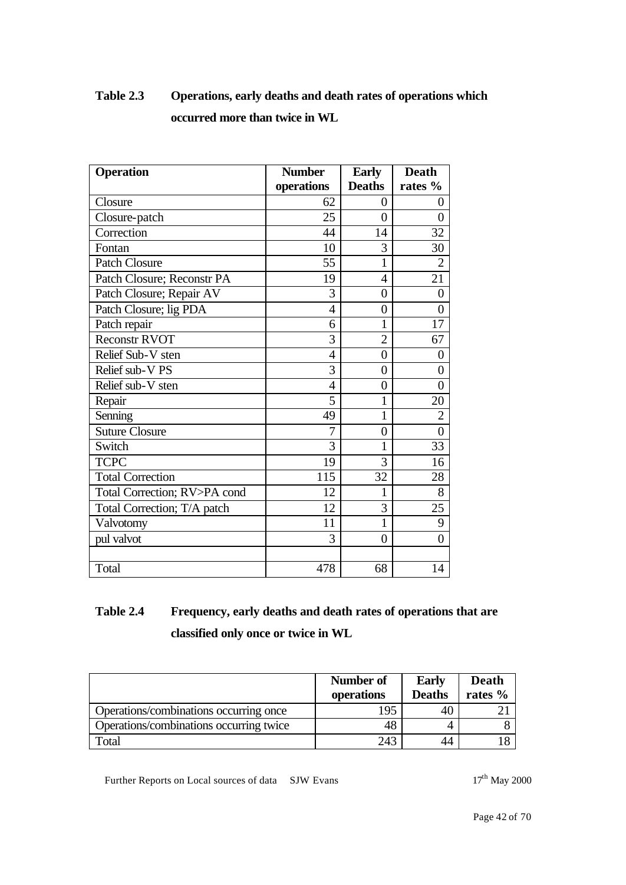**Table 2.3 Operations, early deaths and death rates of operations which occurred more than twice in WL**

| Operation | Number operations | Early Deaths | Death rates % |
|---|---|---|---|
| Closure | 62 | 0 | 0 |
| Closure-patch | 25 | 0 | 0 |
| Correction | 44 | 14 | 32 |
| Fontan | 10 | 3 | 30 |
| Patch Closure | 55 | 1 | 2 |
| Patch Closure; Reconstr PA | 19 | 4 | 21 |
| Patch Closure; Repair AV | 3 | 0 | 0 |
| Patch Closure; lig PDA | 4 | 0 | 0 |
| Patch repair | 6 | 1 | 17 |
| Reconstr RVOT | 3 | 2 | 67 |
| Relief Sub-V sten | 4 | 0 | 0 |
| Relief sub-V PS | 3 | 0 | 0 |
| Relief sub-V sten | 4 | 0 | 0 |
| Repair | 5 | 1 | 20 |
| Senning | 49 | 1 | 2 |
| Suture Closure | 7 | 0 | 0 |
| Switch | 3 | 1 | 33 |
| TCPC | 19 | 3 | 16 |
| Total Correction | 115 | 32 | 28 |
| Total Correction; RV>PA cond | 12 | 1 | 8 |
| Total Correction; T/A patch | 12 | 3 | 25 |
| Valvotomy | 11 | 1 | 9 |
| pul valvot | 3 | 0 | 0 |
| | | | |
| Total | 478 | 68 | 14 |

**Table 2.4 Frequency, early deaths and death rates of operations that are classified only once or twice in WL**

| | Number of operations | Early Deaths | Death rates % |
|---|---|---|---|
| Operations/combinations occurring once | 195 | 40 | 21 |
| Operations/combinations occurring twice | 48 | 4 | 8 |
| Total | 243 | 44 | 18 |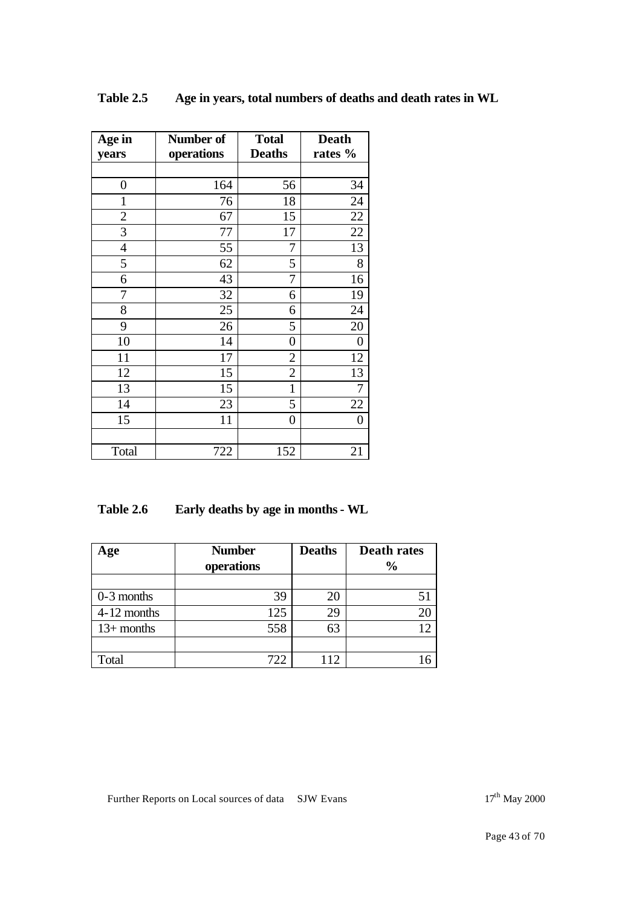**Table 2.5 Age in years, total numbers of deaths and death rates in WL**

| Age in years | Number of operations | Total Deaths | Death rates % |
|---|---|---|---|
| | | | |
| 0 | 164 | 56 | 34 |
| 1 | 76 | 18 | 24 |
| 2 | 67 | 15 | 22 |
| 3 | 77 | 17 | 22 |
| 4 | 55 | 7 | 13 |
| 5 | 62 | 5 | 8 |
| 6 | 43 | 7 | 16 |
| 7 | 32 | 6 | 19 |
| 8 | 25 | 6 | 24 |
| 9 | 26 | 5 | 20 |
| 10 | 14 | 0 | 0 |
| 11 | 17 | 2 | 12 |
| 12 | 15 | 2 | 13 |
| 13 | 15 | 1 | 7 |
| 14 | 23 | 5 | 22 |
| 15 | 11 | 0 | 0 |
| | | | |
| Total | 722 | 152 | 21 |

**Table 2.6 Early deaths by age in months - WL**

| Age | Number operations | Deaths | Death rates % |
|---|---|---|---|
| | | | |
| 0-3 months | 39 | 20 | 51 |
| 4-12 months | 125 | 29 | 20 |
| 13+ months | 558 | 63 | 12 |
| | | | |
| Total | 722 | 112 | 16 |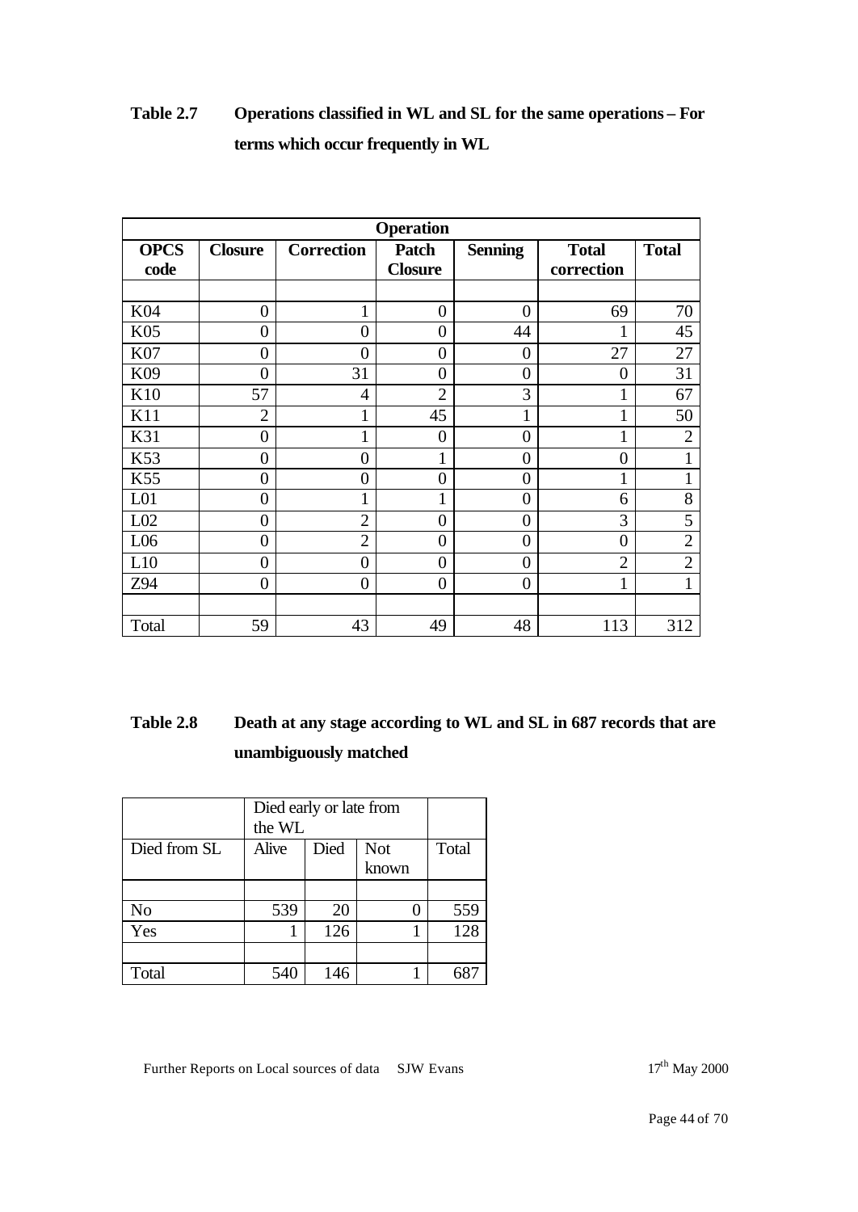**Table 2.7 Operations classified in WL and SL for the same operations – For terms which occur frequently in WL**

| Operation | | | | | | |
|---|---|---|---|---|---|---|
| **OPCS code** | **Closure** | **Correction** | **Patch Closure** | **Senning** | **Total correction** | **Total** |
| | | | | | | |
| K04 | 0 | 1 | 0 | 0 | 69 | 70 |
| K05 | 0 | 0 | 0 | 44 | 1 | 45 |
| K07 | 0 | 0 | 0 | 0 | 27 | 27 |
| K09 | 0 | 31 | 0 | 0 | 0 | 31 |
| K10 | 57 | 4 | 2 | 3 | 1 | 67 |
| K11 | 2 | 1 | 45 | 1 | 1 | 50 |
| K31 | 0 | 1 | 0 | 0 | 1 | 2 |
| K53 | 0 | 0 | 1 | 0 | 0 | 1 |
| K55 | 0 | 0 | 0 | 0 | 1 | 1 |
| L01 | 0 | 1 | 1 | 0 | 6 | 8 |
| L02 | 0 | 2 | 0 | 0 | 3 | 5 |
| L06 | 0 | 2 | 0 | 0 | 0 | 2 |
| L10 | 0 | 0 | 0 | 0 | 2 | 2 |
| Z94 | 0 | 0 | 0 | 0 | 1 | 1 |
| | | | | | | |
| Total | 59 | 43 | 49 | 48 | 113 | 312 |

**Table 2.8 Death at any stage according to WL and SL in 687 records that are unambiguously matched**

| | Died early or late from the WL | | | |
|---|---|---|---|---|
| Died from SL | Alive | Died | Not known | Total |
| | | | | |
| No | 539 | 20 | 0 | 559 |
| Yes | 1 | 126 | 1 | 128 |
| | | | | |
| Total | 540 | 146 | 1 | 687 |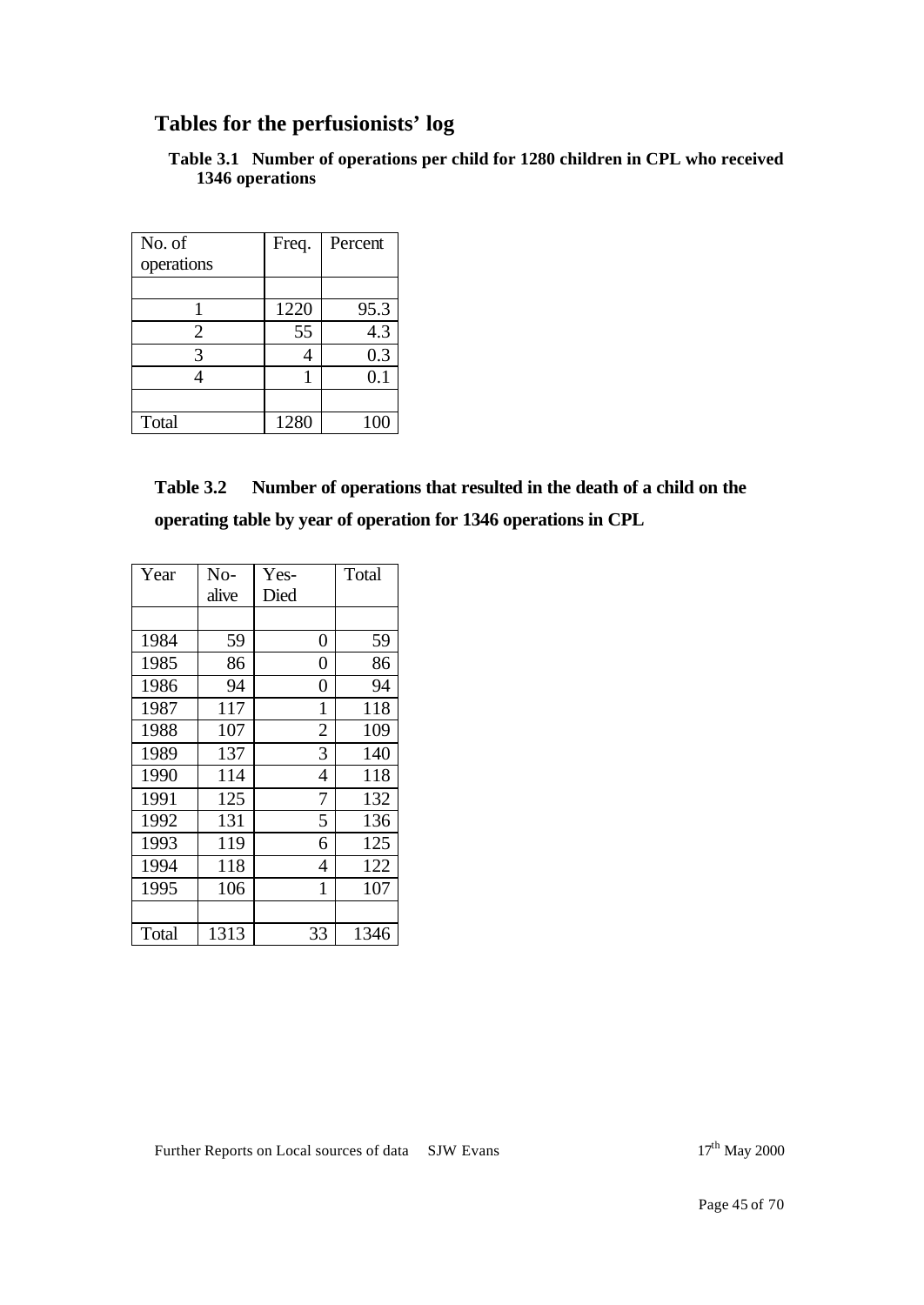## Tables for the perfusionists' log

**Table 3.1 Number of operations per child for 1280 children in CPL who received 1346 operations**

| No. of operations | Freq. | Percent |
|---|---|---|
| | | |
| 1 | 1220 | 95.3 |
| 2 | 55 | 4.3 |
| 3 | 4 | 0.3 |
| 4 | 1 | 0.1 |
| | | |
| Total | 1280 | 100 |

**Table 3.2 Number of operations that resulted in the death of a child on the operating table by year of operation for 1346 operations in CPL**

| Year | No-alive | Yes-Died | Total |
|---|---|---|---|
| | | | |
| 1984 | 59 | 0 | 59 |
| 1985 | 86 | 0 | 86 |
| 1986 | 94 | 0 | 94 |
| 1987 | 117 | 1 | 118 |
| 1988 | 107 | 2 | 109 |
| 1989 | 137 | 3 | 140 |
| 1990 | 114 | 4 | 118 |
| 1991 | 125 | 7 | 132 |
| 1992 | 131 | 5 | 136 |
| 1993 | 119 | 6 | 125 |
| 1994 | 118 | 4 | 122 |
| 1995 | 106 | 1 | 107 |
| | | | |
| Total | 1313 | 33 | 1346 |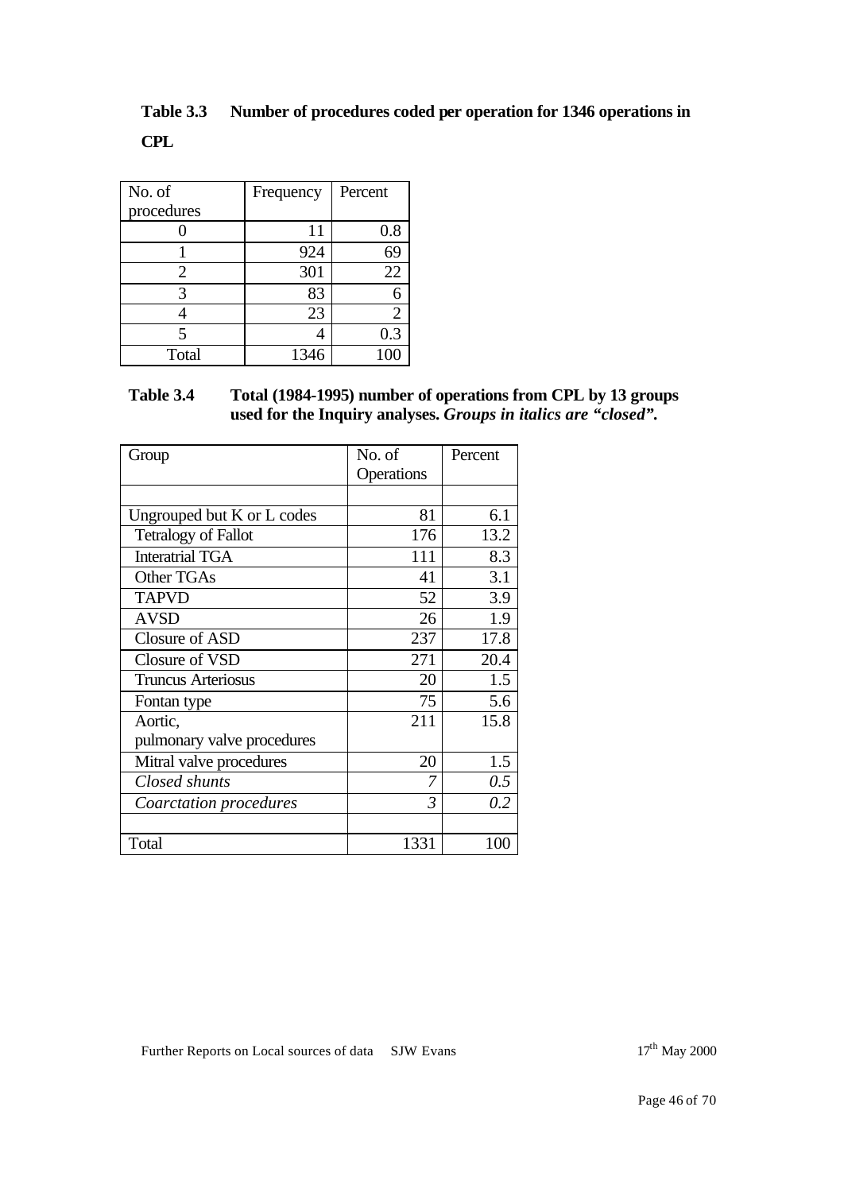**Table 3.3 Number of procedures coded per operation for 1346 operations in CPL**

| No. of procedures | Frequency | Percent |
|---|---|---|
| 0 | 11 | 0.8 |
| 1 | 924 | 69 |
| 2 | 301 | 22 |
| 3 | 83 | 6 |
| 4 | 23 | 2 |
| 5 | 4 | 0.3 |
| Total | 1346 | 100 |

**Table 3.4 Total (1984-1995) number of operations from CPL by 13 groups used for the Inquiry analyses. *Groups in italics are "closed".***

| Group | No. of Operations | Percent |
|---|---|---|
| | | |
| Ungrouped but K or L codes | 81 | 6.1 |
| Tetralogy of Fallot | 176 | 13.2 |
| Interatrial TGA | 111 | 8.3 |
| Other TGAs | 41 | 3.1 |
| TAPVD | 52 | 3.9 |
| AVSD | 26 | 1.9 |
| Closure of ASD | 237 | 17.8 |
| Closure of VSD | 271 | 20.4 |
| Truncus Arteriosus | 20 | 1.5 |
| Fontan type | 75 | 5.6 |
| Aortic, pulmonary valve procedures | 211 | 15.8 |
| Mitral valve procedures | 20 | 1.5 |
| *Closed shunts* | *7* | *0.5* |
| *Coarctation procedures* | *3* | *0.2* |
| | | |
| Total | 1331 | 100 |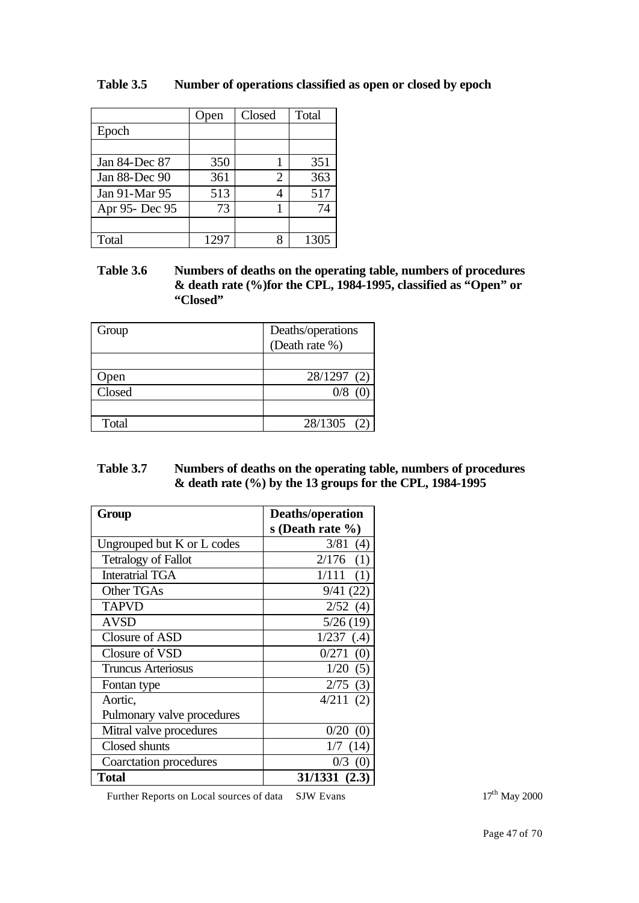**Table 3.5 Number of operations classified as open or closed by epoch**

| | Open | Closed | Total |
|---|---|---|---|
| Epoch | | | |
| | | | |
| Jan 84-Dec 87 | 350 | 1 | 351 |
| Jan 88-Dec 90 | 361 | 2 | 363 |
| Jan 91-Mar 95 | 513 | 4 | 517 |
| Apr 95- Dec 95 | 73 | 1 | 74 |
| | | | |
| Total | 1297 | 8 | 1305 |

**Table 3.6 Numbers of deaths on the operating table, numbers of procedures & death rate (%)for the CPL, 1984-1995, classified as "Open" or "Closed"**

| Group | Deaths/operations (Death rate %) |
|---|---|
| | |
| Open | 28/1297 (2) |
| Closed | 0/8 (0) |
| | |
| Total | 28/1305 (2) |

**Table 3.7 Numbers of deaths on the operating table, numbers of procedures & death rate (%) by the 13 groups for the CPL, 1984-1995**

| **Group** | **Deaths/operations (Death rate %)** |
|---|---|
| Ungrouped but K or L codes | 3/81 (4) |
| Tetralogy of Fallot | 2/176 (1) |
| Interatrial TGA | 1/111 (1) |
| Other TGAs | 9/41 (22) |
| TAPVD | 2/52 (4) |
| AVSD | 5/26 (19) |
| Closure of ASD | 1/237 (.4) |
| Closure of VSD | 0/271 (0) |
| Truncus Arteriosus | 1/20 (5) |
| Fontan type | 2/75 (3) |
| Aortic, Pulmonary valve procedures | 4/211 (2) |
| Mitral valve procedures | 0/20 (0) |
| Closed shunts | 1/7 (14) |
| Coarctation procedures | 0/3 (0) |
| **Total** | **31/1331 (2.3)** |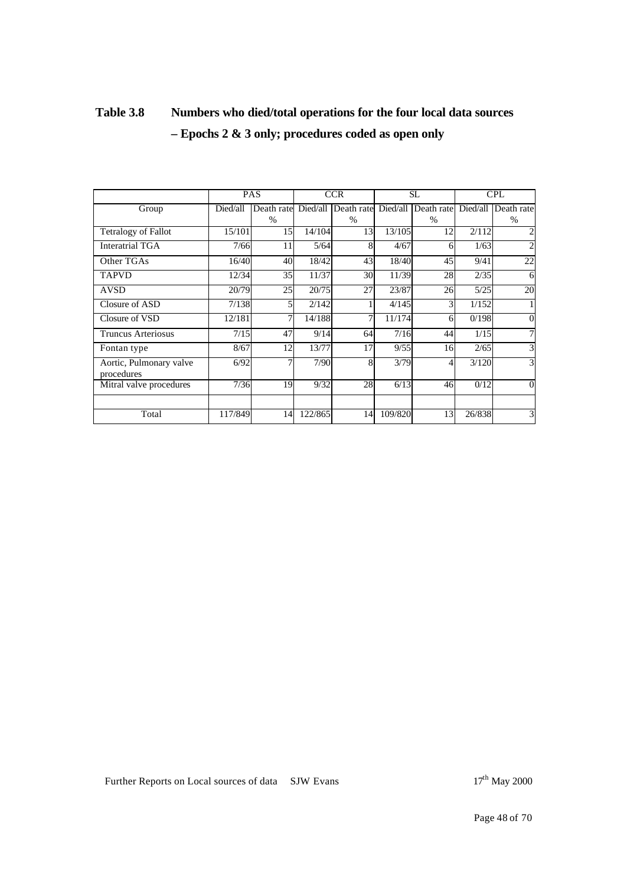# Table 3.8 Numbers who died/total operations for the four local data sources – Epochs 2 & 3 only; procedures coded as open only

| | PAS | | CCR | | SL | | CPL | |
|---|---|---|---|---|---|---|---|---|
| Group | Died/all | Death rate % | Died/all | Death rate % | Died/all | Death rate % | Died/all | Death rate % |
| Tetralogy of Fallot | 15/101 | 15 | 14/104 | 13 | 13/105 | 12 | 2/112 | 2 |
| Interatrial TGA | 7/66 | 11 | 5/64 | 8 | 4/67 | 6 | 1/63 | 2 |
| Other TGAs | 16/40 | 40 | 18/42 | 43 | 18/40 | 45 | 9/41 | 22 |
| TAPVD | 12/34 | 35 | 11/37 | 30 | 11/39 | 28 | 2/35 | 6 |
| AVSD | 20/79 | 25 | 20/75 | 27 | 23/87 | 26 | 5/25 | 20 |
| Closure of ASD | 7/138 | 5 | 2/142 | 1 | 4/145 | 3 | 1/152 | 1 |
| Closure of VSD | 12/181 | 7 | 14/188 | 7 | 11/174 | 6 | 0/198 | 0 |
| Truncus Arteriosus | 7/15 | 47 | 9/14 | 64 | 7/16 | 44 | 1/15 | 7 |
| Fontan type | 8/67 | 12 | 13/77 | 17 | 9/55 | 16 | 2/65 | 3 |
| Aortic, Pulmonary valve procedures | 6/92 | 7 | 7/90 | 8 | 3/79 | 4 | 3/120 | 3 |
| Mitral valve procedures | 7/36 | 19 | 9/32 | 28 | 6/13 | 46 | 0/12 | 0 |
| | | | | | | | | |
| Total | 117/849 | 14 | 122/865 | 14 | 109/820 | 13 | 26/838 | 3 |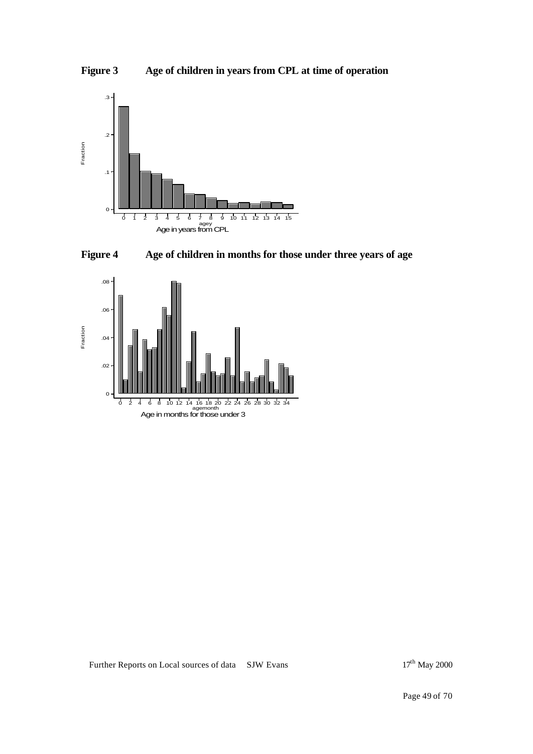**Figure 3 Age of children in years from CPL at time of operation**

Fraction

.3
.2
.1
0

0 1 2 3 4 5 6 7 8 9 10 11 12 13 14 15

agey

Age in years from CPL

**Figure 4 Age of children in months for those under three years of age**

Fraction

.08
.06
.04
.02
0

0 2 4 6 8 10 12 14 16 18 20 22 24 26 28 30 32 34

agemonth

Age in months for those under 3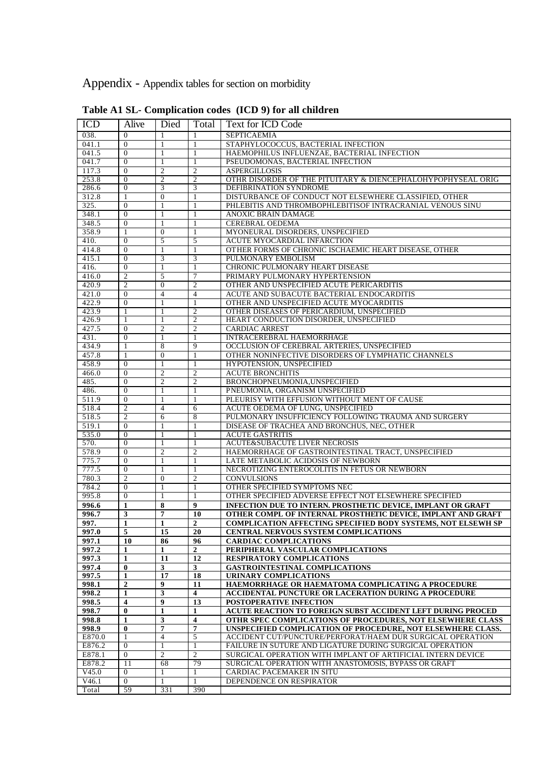# Appendix - Appendix tables for section on morbidity

## Table A1 SL- Complication codes (ICD 9) for all children

| ICD | Alive | Died | Total | Text for ICD Code |
|---|---|---|---|---|
| 038. | 0 | 1 | 1 | SEPTICAEMIA |
| 041.1 | 0 | 1 | 1 | STAPHYLOCOCCUS, BACTERIAL INFECTION |
| 041.5 | 0 | 1 | 1 | HAEMOPHILUS INFLUENZAE, BACTERIAL INFECTION |
| 041.7 | 0 | 1 | 1 | PSEUDOMONAS, BACTERIAL INFECTION |
| 117.3 | 0 | 2 | 2 | ASPERGILLOSIS |
| 253.8 | 0 | 2 | 2 | OTHR DISORDER OF THE PITUITARY & DIENCEPHALOHYPOPHYSEAL ORIG |
| 286.6 | 0 | 3 | 3 | DEFIBRINATION SYNDROME |
| 312.8 | 1 | 0 | 1 | DISTURBANCE OF CONDUCT NOT ELSEWHERE CLASSIFIED, OTHER |
| 325. | 0 | 1 | 1 | PHLEBITIS AND THROMBOPHLEBITISOF INTRACRANIAL VENOUS SINU |
| 348.1 | 0 | 1 | 1 | ANOXIC BRAIN DAMAGE |
| 348.5 | 0 | 1 | 1 | CEREBRAL OEDEMA |
| 358.9 | 1 | 0 | 1 | MYONEURAL DISORDERS, UNSPECIFIED |
| 410. | 0 | 5 | 5 | ACUTE MYOCARDIAL INFARCTION |
| 414.8 | 0 | 1 | 1 | OTHER FORMS OF CHRONIC ISCHAEMIC HEART DISEASE, OTHER |
| 415.1 | 0 | 3 | 3 | PULMONARY EMBOLISM |
| 416. | 0 | 1 | 1 | CHRONIC PULMONARY HEART DISEASE |
| 416.0 | 2 | 5 | 7 | PRIMARY PULMONARY HYPERTENSION |
| 420.9 | 2 | 0 | 2 | OTHER AND UNSPECIFIED ACUTE PERICARDITIS |
| 421.0 | 0 | 4 | 4 | ACUTE AND SUBACUTE BACTERIAL ENDOCARDITIS |
| 422.9 | 0 | 1 | 1 | OTHER AND UNSPECIFIED ACUTE MYOCARDITIS |
| 423.9 | 1 | 1 | 2 | OTHER DISEASES OF PERICARDIUM, UNSPECIFIED |
| 426.9 | 1 | 1 | 2 | HEART CONDUCTION DISORDER, UNSPECIFIED |
| 427.5 | 0 | 2 | 2 | CARDIAC ARREST |
| 431. | 0 | 1 | 1 | INTRACEREBRAL HAEMORRHAGE |
| 434.9 | 1 | 8 | 9 | OCCLUSION OF CEREBRAL ARTERIES, UNSPECIFIED |
| 457.8 | 1 | 0 | 1 | OTHER NONINFECTIVE DISORDERS OF LYMPHATIC CHANNELS |
| 458.9 | 0 | 1 | 1 | HYPOTENSION, UNSPECIFIED |
| 466.0 | 0 | 2 | 2 | ACUTE BRONCHITIS |
| 485. | 0 | 2 | 2 | BRONCHOPNEUMONIA,UNSPECIFIED |
| 486. | 0 | 1 | 1 | PNEUMONIA, ORGANISM UNSPECIFIED |
| 511.9 | 0 | 1 | 1 | PLEURISY WITH EFFUSION WITHOUT MENT OF CAUSE |
| 518.4 | 2 | 4 | 6 | ACUTE OEDEMA OF LUNG, UNSPECIFIED |
| 518.5 | 2 | 6 | 8 | PULMONARY INSUFFICIENCY FOLLOWING TRAUMA AND SURGERY |
| 519.1 | 0 | 1 | 1 | DISEASE OF TRACHEA AND BRONCHUS, NEC, OTHER |
| 535.0 | 0 | 1 | 1 | ACUTE GASTRITIS |
| 570. | 0 | 1 | 1 | ACUTE&SUBACUTE LIVER NECROSIS |
| 578.9 | 0 | 2 | 2 | HAEMORRHAGE OF GASTROINTESTINAL TRACT, UNSPECIFIED |
| 775.7 | 0 | 1 | 1 | LATE METABOLIC ACIDOSIS OF NEWBORN |
| 777.5 | 0 | 1 | 1 | NECROTIZING ENTEROCOLITIS IN FETUS OR NEWBORN |
| 780.3 | 2 | 0 | 2 | CONVULSIONS |
| 784.2 | 0 | 1 | 1 | OTHER SPECIFIED SYMPTOMS NEC |
| 995.8 | 0 | 1 | 1 | OTHER SPECIFIED ADVERSE EFFECT NOT ELSEWHERE SPECIFIED |
| **996.6** | **1** | **8** | **9** | **INFECTION DUE TO INTERN. PROSTHETIC DEVICE, IMPLANT OR GRAFT** |
| **996.7** | **3** | **7** | **10** | **OTHER COMPL OF INTERNAL PROSTHETIC DEVICE, IMPLANT AND GRAFT** |
| **997.** | **1** | **1** | **2** | **COMPLICATION AFFECTING SPECIFIED BODY SYSTEMS, NOT ELSEWH SP** |
| **997.0** | **5** | **15** | **20** | **CENTRAL NERVOUS SYSTEM COMPLICATIONS** |
| **997.1** | **10** | **86** | **96** | **CARDIAC COMPLICATIONS** |
| **997.2** | **1** | **1** | **2** | **PERIPHERAL VASCULAR COMPLICATIONS** |
| **997.3** | **1** | **11** | **12** | **RESPIRATORY COMPLICATIONS** |
| **997.4** | **0** | **3** | **3** | **GASTROINTESTINAL COMPLICATIONS** |
| **997.5** | **1** | **17** | **18** | **URINARY COMPLICATIONS** |
| **998.1** | **2** | **9** | **11** | **HAEMORRHAGE OR HAEMATOMA COMPLICATING A PROCEDURE** |
| **998.2** | **1** | **3** | **4** | **ACCIDENTAL PUNCTURE OR LACERATION DURING A PROCEDURE** |
| **998.5** | **4** | **9** | **13** | **POSTOPERATIVE INFECTION** |
| **998.7** | **0** | **1** | **1** | **ACUTE REACTION TO FOREIGN SUBST ACCIDENT LEFT DURING PROCED** |
| **998.8** | **1** | **3** | **4** | **OTHR SPEC COMPLICATIONS OF PROCEDURES, NOT ELSEWHERE CLASS** |
| **998.9** | **0** | **7** | **7** | **UNSPECIFIED COMPLICATION OF PROCEDURE, NOT ELSEWHERE CLASS.** |
| E870.0 | 1 | 4 | 5 | ACCIDENT CUT/PUNCTURE/PERFORAT/HAEM DUR SURGICAL OPERATION |
| E876.2 | 0 | 1 | 1 | FAILURE IN SUTURE AND LIGATURE DURING SURGICAL OPERATION |
| E878.1 | 0 | 2 | 2 | SURGICAL OPERATION WITH IMPLANT OF ARTIFICIAL INTERN DEVICE |
| E878.2 | 11 | 68 | 79 | SURGICAL OPERATION WITH ANASTOMOSIS, BYPASS OR GRAFT |
| V45.0 | 0 | 1 | 1 | CARDIAC PACEMAKER IN SITU |
| V46.1 | 0 | 1 | 1 | DEPENDENCE ON RESPIRATOR |
| Total | 59 | 331 | 390 | |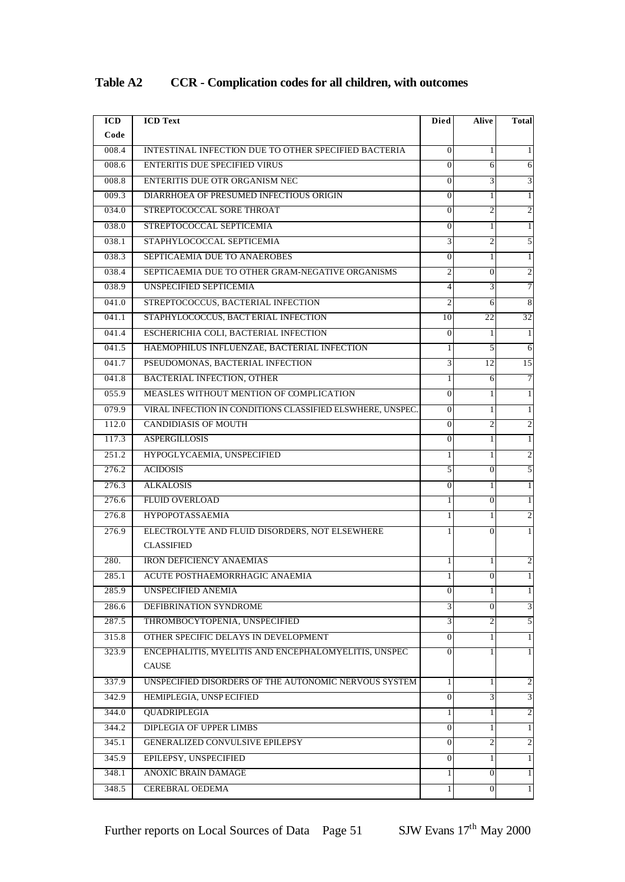## Table A2 CCR - Complication codes for all children, with outcomes

| ICD Code | ICD Text | Died | Alive | Total |
|---|---|---|---|---|
| 008.4 | INTESTINAL INFECTION DUE TO OTHER SPECIFIED BACTERIA | 0 | 1 | 1 |
| 008.6 | ENTERITIS DUE SPECIFIED VIRUS | 0 | 6 | 6 |
| 008.8 | ENTERITIS DUE OTR ORGANISM NEC | 0 | 3 | 3 |
| 009.3 | DIARRHOEA OF PRESUMED INFECTIOUS ORIGIN | 0 | 1 | 1 |
| 034.0 | STREPTOCOCCAL SORE THROAT | 0 | 2 | 2 |
| 038.0 | STREPTOCOCCAL SEPTICEMIA | 0 | 1 | 1 |
| 038.1 | STAPHYLOCOCCAL SEPTICEMIA | 3 | 2 | 5 |
| 038.3 | SEPTICAEMIA DUE TO ANAEROBES | 0 | 1 | 1 |
| 038.4 | SEPTICAEMIA DUE TO OTHER GRAM-NEGATIVE ORGANISMS | 2 | 0 | 2 |
| 038.9 | UNSPECIFIED SEPTICEMIA | 4 | 3 | 7 |
| 041.0 | STREPTOCOCCUS, BACTERIAL INFECTION | 2 | 6 | 8 |
| 041.1 | STAPHYLOCOCCUS, BACTERIAL INFECTION | 10 | 22 | 32 |
| 041.4 | ESCHERICHIA COLI, BACTERIAL INFECTION | 0 | 1 | 1 |
| 041.5 | HAEMOPHILUS INFLUENZAE, BACTERIAL INFECTION | 1 | 5 | 6 |
| 041.7 | PSEUDOMONAS, BACTERIAL INFECTION | 3 | 12 | 15 |
| 041.8 | BACTERIAL INFECTION, OTHER | 1 | 6 | 7 |
| 055.9 | MEASLES WITHOUT MENTION OF COMPLICATION | 0 | 1 | 1 |
| 079.9 | VIRAL INFECTION IN CONDITIONS CLASSIFIED ELSWHERE, UNSPEC. | 0 | 1 | 1 |
| 112.0 | CANDIDIASIS OF MOUTH | 0 | 2 | 2 |
| 117.3 | ASPERGILLOSIS | 0 | 1 | 1 |
| 251.2 | HYPOGLYCAEMIA, UNSPECIFIED | 1 | 1 | 2 |
| 276.2 | ACIDOSIS | 5 | 0 | 5 |
| 276.3 | ALKALOSIS | 0 | 1 | 1 |
| 276.6 | FLUID OVERLOAD | 1 | 0 | 1 |
| 276.8 | HYPOPOTASSAEMIA | 1 | 1 | 2 |
| 276.9 | ELECTROLYTE AND FLUID DISORDERS, NOT ELSEWHERE CLASSIFIED | 1 | 0 | 1 |
| 280. | IRON DEFICIENCY ANAEMIAS | 1 | 1 | 2 |
| 285.1 | ACUTE POSTHAEMORRHAGIC ANAEMIA | 1 | 0 | 1 |
| 285.9 | UNSPECIFIED ANEMIA | 0 | 1 | 1 |
| 286.6 | DEFIBRINATION SYNDROME | 3 | 0 | 3 |
| 287.5 | THROMBOCYTOPENIA, UNSPECIFIED | 3 | 2 | 5 |
| 315.8 | OTHER SPECIFIC DELAYS IN DEVELOPMENT | 0 | 1 | 1 |
| 323.9 | ENCEPHALITIS, MYELITIS AND ENCEPHALOMYELITIS, UNSPEC CAUSE | 0 | 1 | 1 |
| 337.9 | UNSPECIFIED DISORDERS OF THE AUTONOMIC NERVOUS SYSTEM | 1 | 1 | 2 |
| 342.9 | HEMIPLEGIA, UNSPECIFIED | 0 | 3 | 3 |
| 344.0 | QUADRIPLEGIA | 1 | 1 | 2 |
| 344.2 | DIPLEGIA OF UPPER LIMBS | 0 | 1 | 1 |
| 345.1 | GENERALIZED CONVULSIVE EPILEPSY | 0 | 2 | 2 |
| 345.9 | EPILEPSY, UNSPECIFIED | 0 | 1 | 1 |
| 348.1 | ANOXIC BRAIN DAMAGE | 1 | 0 | 1 |
| 348.5 | CEREBRAL OEDEMA | 1 | 0 | 1 |

Further reports on Local Sources of Data Page 51 SJW Evans 17th May 2000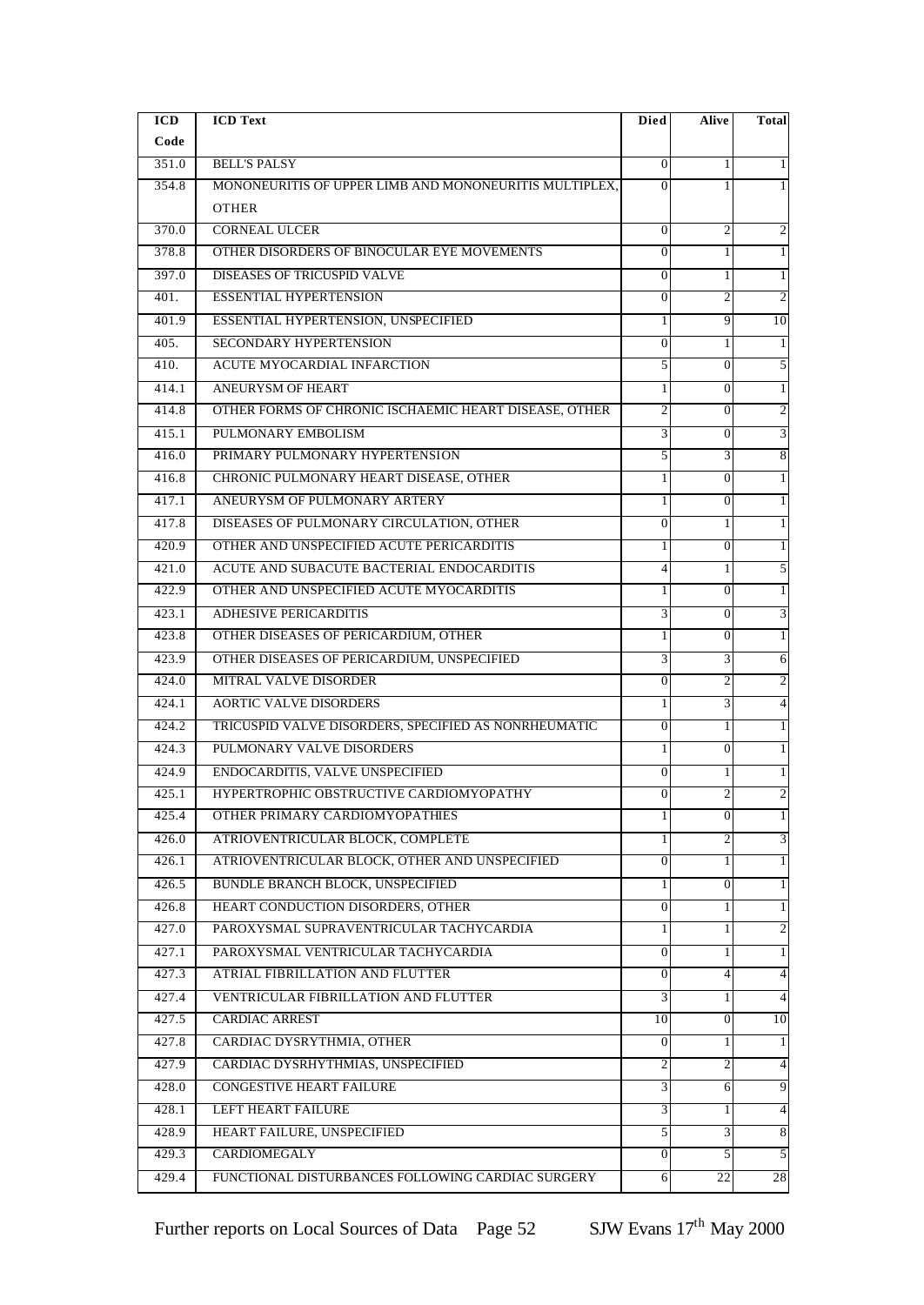| ICD Code | ICD Text | Died | Alive | Total |
|---|---|---|---|---|
| 351.0 | BELL'S PALSY | 0 | 1 | 1 |
| 354.8 | MONONEURITIS OF UPPER LIMB AND MONONEURITIS MULTIPLEX, OTHER | 0 | 1 | 1 |
| 370.0 | CORNEAL ULCER | 0 | 2 | 2 |
| 378.8 | OTHER DISORDERS OF BINOCULAR EYE MOVEMENTS | 0 | 1 | 1 |
| 397.0 | DISEASES OF TRICUSPID VALVE | 0 | 1 | 1 |
| 401. | ESSENTIAL HYPERTENSION | 0 | 2 | 2 |
| 401.9 | ESSENTIAL HYPERTENSION, UNSPECIFIED | 1 | 9 | 10 |
| 405. | SECONDARY HYPERTENSION | 0 | 1 | 1 |
| 410. | ACUTE MYOCARDIAL INFARCTION | 5 | 0 | 5 |
| 414.1 | ANEURYSM OF HEART | 1 | 0 | 1 |
| 414.8 | OTHER FORMS OF CHRONIC ISCHAEMIC HEART DISEASE, OTHER | 2 | 0 | 2 |
| 415.1 | PULMONARY EMBOLISM | 3 | 0 | 3 |
| 416.0 | PRIMARY PULMONARY HYPERTENSION | 5 | 3 | 8 |
| 416.8 | CHRONIC PULMONARY HEART DISEASE, OTHER | 1 | 0 | 1 |
| 417.1 | ANEURYSM OF PULMONARY ARTERY | 1 | 0 | 1 |
| 417.8 | DISEASES OF PULMONARY CIRCULATION, OTHER | 0 | 1 | 1 |
| 420.9 | OTHER AND UNSPECIFIED ACUTE PERICARDITIS | 1 | 0 | 1 |
| 421.0 | ACUTE AND SUBACUTE BACTERIAL ENDOCARDITIS | 4 | 1 | 5 |
| 422.9 | OTHER AND UNSPECIFIED ACUTE MYOCARDITIS | 1 | 0 | 1 |
| 423.1 | ADHESIVE PERICARDITIS | 3 | 0 | 3 |
| 423.8 | OTHER DISEASES OF PERICARDIUM, OTHER | 1 | 0 | 1 |
| 423.9 | OTHER DISEASES OF PERICARDIUM, UNSPECIFIED | 3 | 3 | 6 |
| 424.0 | MITRAL VALVE DISORDER | 0 | 2 | 2 |
| 424.1 | AORTIC VALVE DISORDERS | 1 | 3 | 4 |
| 424.2 | TRICUSPID VALVE DISORDERS, SPECIFIED AS NONRHEUMATIC | 0 | 1 | 1 |
| 424.3 | PULMONARY VALVE DISORDERS | 1 | 0 | 1 |
| 424.9 | ENDOCARDITIS, VALVE UNSPECIFIED | 0 | 1 | 1 |
| 425.1 | HYPERTROPHIC OBSTRUCTIVE CARDIOMYOPATHY | 0 | 2 | 2 |
| 425.4 | OTHER PRIMARY CARDIOMYOPATHIES | 1 | 0 | 1 |
| 426.0 | ATRIOVENTRICULAR BLOCK, COMPLETE | 1 | 2 | 3 |
| 426.1 | ATRIOVENTRICULAR BLOCK, OTHER AND UNSPECIFIED | 0 | 1 | 1 |
| 426.5 | BUNDLE BRANCH BLOCK, UNSPECIFIED | 1 | 0 | 1 |
| 426.8 | HEART CONDUCTION DISORDERS, OTHER | 0 | 1 | 1 |
| 427.0 | PAROXYSMAL SUPRAVENTRICULAR TACHYCARDIA | 1 | 1 | 2 |
| 427.1 | PAROXYSMAL VENTRICULAR TACHYCARDIA | 0 | 1 | 1 |
| 427.3 | ATRIAL FIBRILLATION AND FLUTTER | 0 | 4 | 4 |
| 427.4 | VENTRICULAR FIBRILLATION AND FLUTTER | 3 | 1 | 4 |
| 427.5 | CARDIAC ARREST | 10 | 0 | 10 |
| 427.8 | CARDIAC DYSRYTHMIA, OTHER | 0 | 1 | 1 |
| 427.9 | CARDIAC DYSRHYTHMIAS, UNSPECIFIED | 2 | 2 | 4 |
| 428.0 | CONGESTIVE HEART FAILURE | 3 | 6 | 9 |
| 428.1 | LEFT HEART FAILURE | 3 | 1 | 4 |
| 428.9 | HEART FAILURE, UNSPECIFIED | 5 | 3 | 8 |
| 429.3 | CARDIOMEGALY | 0 | 5 | 5 |
| 429.4 | FUNCTIONAL DISTURBANCES FOLLOWING CARDIAC SURGERY | 6 | 22 | 28 |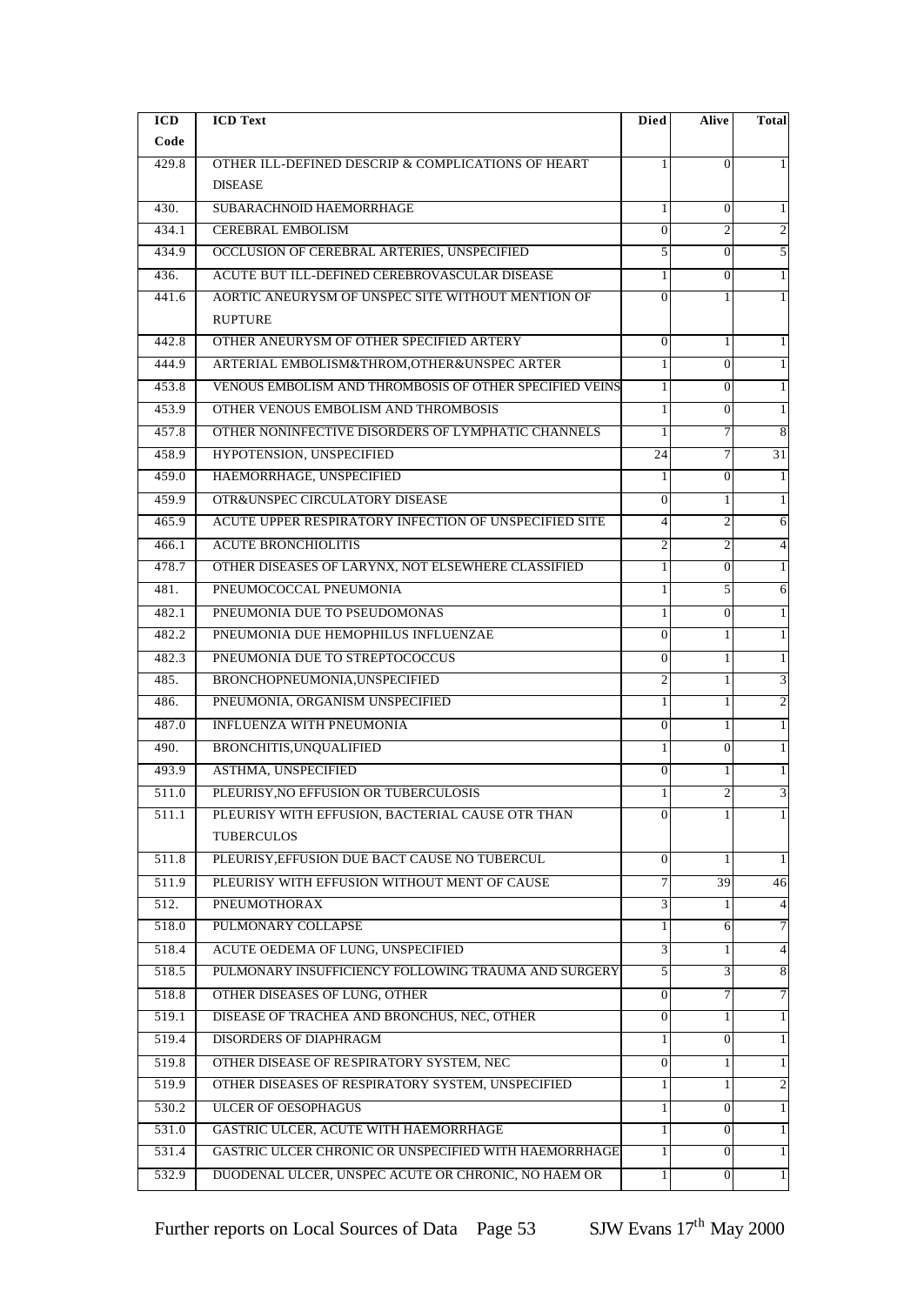| ICD Code | ICD Text | Died | Alive | Total |
|---|---|---|---|---|
| 429.8 | OTHER ILL-DEFINED DESCRIP & COMPLICATIONS OF HEART DISEASE | 1 | 0 | 1 |
| 430. | SUBARACHNOID HAEMORRHAGE | 1 | 0 | 1 |
| 434.1 | CEREBRAL EMBOLISM | 0 | 2 | 2 |
| 434.9 | OCCLUSION OF CEREBRAL ARTERIES, UNSPECIFIED | 5 | 0 | 5 |
| 436. | ACUTE BUT ILL-DEFINED CEREBROVASCULAR DISEASE | 1 | 0 | 1 |
| 441.6 | AORTIC ANEURYSM OF UNSPEC SITE WITHOUT MENTION OF RUPTURE | 0 | 1 | 1 |
| 442.8 | OTHER ANEURYSM OF OTHER SPECIFIED ARTERY | 0 | 1 | 1 |
| 444.9 | ARTERIAL EMBOLISM&THROM,OTHER&UNSPEC ARTER | 1 | 0 | 1 |
| 453.8 | VENOUS EMBOLISM AND THROMBOSIS OF OTHER SPECIFIED VEINS | 1 | 0 | 1 |
| 453.9 | OTHER VENOUS EMBOLISM AND THROMBOSIS | 1 | 0 | 1 |
| 457.8 | OTHER NONINFECTIVE DISORDERS OF LYMPHATIC CHANNELS | 1 | 7 | 8 |
| 458.9 | HYPOTENSION, UNSPECIFIED | 24 | 7 | 31 |
| 459.0 | HAEMORRHAGE, UNSPECIFIED | 1 | 0 | 1 |
| 459.9 | OTR&UNSPEC CIRCULATORY DISEASE | 0 | 1 | 1 |
| 465.9 | ACUTE UPPER RESPIRATORY INFECTION OF UNSPECIFIED SITE | 4 | 2 | 6 |
| 466.1 | ACUTE BRONCHIOLITIS | 2 | 2 | 4 |
| 478.7 | OTHER DISEASES OF LARYNX, NOT ELSEWHERE CLASSIFIED | 1 | 0 | 1 |
| 481. | PNEUMOCOCCAL PNEUMONIA | 1 | 5 | 6 |
| 482.1 | PNEUMONIA DUE TO PSEUDOMONAS | 1 | 0 | 1 |
| 482.2 | PNEUMONIA DUE HEMOPHILUS INFLUENZAE | 0 | 1 | 1 |
| 482.3 | PNEUMONIA DUE TO STREPTOCOCCUS | 0 | 1 | 1 |
| 485. | BRONCHOPNEUMONIA,UNSPECIFIED | 2 | 1 | 3 |
| 486. | PNEUMONIA, ORGANISM UNSPECIFIED | 1 | 1 | 2 |
| 487.0 | INFLUENZA WITH PNEUMONIA | 0 | 1 | 1 |
| 490. | BRONCHITIS,UNQUALIFIED | 1 | 0 | 1 |
| 493.9 | ASTHMA, UNSPECIFIED | 0 | 1 | 1 |
| 511.0 | PLEURISY,NO EFFUSION OR TUBERCULOSIS | 1 | 2 | 3 |
| 511.1 | PLEURISY WITH EFFUSION, BACTERIAL CAUSE OTR THAN TUBERCULOS | 0 | 1 | 1 |
| 511.8 | PLEURISY,EFFUSION DUE BACT CAUSE NO TUBERCUL | 0 | 1 | 1 |
| 511.9 | PLEURISY WITH EFFUSION WITHOUT MENT OF CAUSE | 7 | 39 | 46 |
| 512. | PNEUMOTHORAX | 3 | 1 | 4 |
| 518.0 | PULMONARY COLLAPSE | 1 | 6 | 7 |
| 518.4 | ACUTE OEDEMA OF LUNG, UNSPECIFIED | 3 | 1 | 4 |
| 518.5 | PULMONARY INSUFFICIENCY FOLLOWING TRAUMA AND SURGERY | 5 | 3 | 8 |
| 518.8 | OTHER DISEASES OF LUNG, OTHER | 0 | 7 | 7 |
| 519.1 | DISEASE OF TRACHEA AND BRONCHUS, NEC, OTHER | 0 | 1 | 1 |
| 519.4 | DISORDERS OF DIAPHRAGM | 1 | 0 | 1 |
| 519.8 | OTHER DISEASE OF RESPIRATORY SYSTEM, NEC | 0 | 1 | 1 |
| 519.9 | OTHER DISEASES OF RESPIRATORY SYSTEM, UNSPECIFIED | 1 | 1 | 2 |
| 530.2 | ULCER OF OESOPHAGUS | 1 | 0 | 1 |
| 531.0 | GASTRIC ULCER, ACUTE WITH HAEMORRHAGE | 1 | 0 | 1 |
| 531.4 | GASTRIC ULCER CHRONIC OR UNSPECIFIED WITH HAEMORRHAGE | 1 | 0 | 1 |
| 532.9 | DUODENAL ULCER, UNSPEC ACUTE OR CHRONIC, NO HAEM OR | 1 | 0 | 1 |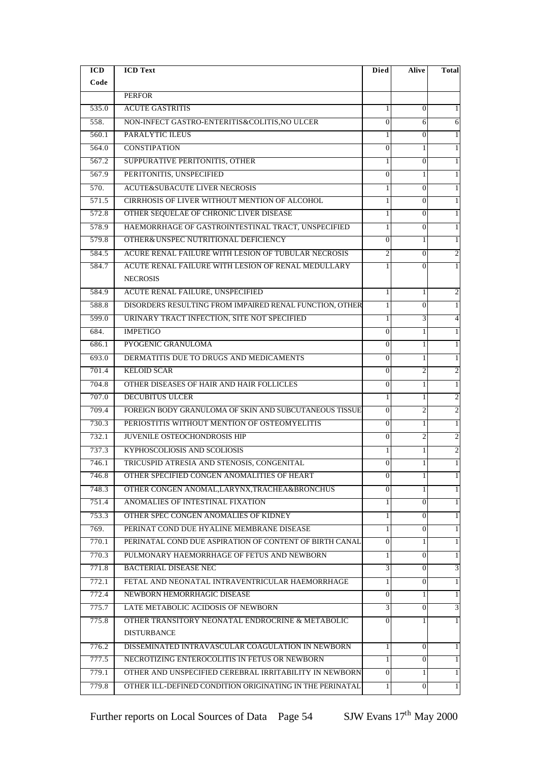| ICD Code | ICD Text | Died | Alive | Total |
|---|---|---|---|---|
| | PERFOR | | | |
| 535.0 | ACUTE GASTRITIS | 1 | 0 | 1 |
| 558. | NON-INFECT GASTRO-ENTERITIS&COLITIS,NO ULCER | 0 | 6 | 6 |
| 560.1 | PARALYTIC ILEUS | 1 | 0 | 1 |
| 564.0 | CONSTIPATION | 0 | 1 | 1 |
| 567.2 | SUPPURATIVE PERITONITIS, OTHER | 1 | 0 | 1 |
| 567.9 | PERITONITIS, UNSPECIFIED | 0 | 1 | 1 |
| 570. | ACUTE&SUBACUTE LIVER NECROSIS | 1 | 0 | 1 |
| 571.5 | CIRRHOSIS OF LIVER WITHOUT MENTION OF ALCOHOL | 1 | 0 | 1 |
| 572.8 | OTHER SEQUELAE OF CHRONIC LIVER DISEASE | 1 | 0 | 1 |
| 578.9 | HAEMORRHAGE OF GASTROINTESTINAL TRACT, UNSPECIFIED | 1 | 0 | 1 |
| 579.8 | OTHER&UNSPEC NUTRITIONAL DEFICIENCY | 0 | 1 | 1 |
| 584.5 | ACURE RENAL FAILURE WITH LESION OF TUBULAR NECROSIS | 2 | 0 | 2 |
| 584.7 | ACUTE RENAL FAILURE WITH LESION OF RENAL MEDULLARY NECROSIS | 1 | 0 | 1 |
| 584.9 | ACUTE RENAL FAILURE, UNSPECIFIED | 1 | 1 | 2 |
| 588.8 | DISORDERS RESULTING FROM IMPAIRED RENAL FUNCTION, OTHER | 1 | 0 | 1 |
| 599.0 | URINARY TRACT INFECTION, SITE NOT SPECIFIED | 1 | 3 | 4 |
| 684. | IMPETIGO | 0 | 1 | 1 |
| 686.1 | PYOGENIC GRANULOMA | 0 | 1 | 1 |
| 693.0 | DERMATITIS DUE TO DRUGS AND MEDICAMENTS | 0 | 1 | 1 |
| 701.4 | KELOID SCAR | 0 | 2 | 2 |
| 704.8 | OTHER DISEASES OF HAIR AND HAIR FOLLICLES | 0 | 1 | 1 |
| 707.0 | DECUBITUS ULCER | 1 | 1 | 2 |
| 709.4 | FOREIGN BODY GRANULOMA OF SKIN AND SUBCUTANEOUS TISSUE | 0 | 2 | 2 |
| 730.3 | PERIOSTITIS WITHOUT MENTION OF OSTEOMYELITIS | 0 | 1 | 1 |
| 732.1 | JUVENILE OSTEOCHONDROSIS HIP | 0 | 2 | 2 |
| 737.3 | KYPHOSCOLIOSIS AND SCOLIOSIS | 1 | 1 | 2 |
| 746.1 | TRICUSPID ATRESIA AND STENOSIS, CONGENITAL | 0 | 1 | 1 |
| 746.8 | OTHER SPECIFIED CONGEN ANOMALITIES OF HEART | 0 | 1 | 1 |
| 748.3 | OTHER CONGEN ANOMAL,LARYNX,TRACHEA&BRONCHUS | 0 | 1 | 1 |
| 751.4 | ANOMALIES OF INTESTINAL FIXATION | 1 | 0 | 1 |
| 753.3 | OTHER SPEC CONGEN ANOMALIES OF KIDNEY | 1 | 0 | 1 |
| 769. | PERINAT COND DUE HYALINE MEMBRANE DISEASE | 1 | 0 | 1 |
| 770.1 | PERINATAL COND DUE ASPIRATION OF CONTENT OF BIRTH CANAL | 0 | 1 | 1 |
| 770.3 | PULMONARY HAEMORRHAGE OF FETUS AND NEWBORN | 1 | 0 | 1 |
| 771.8 | BACTERIAL DISEASE NEC | 3 | 0 | 3 |
| 772.1 | FETAL AND NEONATAL INTRAVENTRICULAR HAEMORRHAGE | 1 | 0 | 1 |
| 772.4 | NEWBORN HEMORRHAGIC DISEASE | 0 | 1 | 1 |
| 775.7 | LATE METABOLIC ACIDOSIS OF NEWBORN | 3 | 0 | 3 |
| 775.8 | OTHER TRANSITORY NEONATAL ENDROCRINE & METABOLIC DISTURBANCE | 0 | 1 | 1 |
| 776.2 | DISSEMINATED INTRAVASCULAR COAGULATION IN NEWBORN | 1 | 0 | 1 |
| 777.5 | NECROTIZING ENTEROCOLITIS IN FETUS OR NEWBORN | 1 | 0 | 1 |
| 779.1 | OTHER AND UNSPECIFIED CEREBRAL IRRITABILITY IN NEWBORN | 0 | 1 | 1 |
| 779.8 | OTHER ILL-DEFINED CONDITION ORIGINATING IN THE PERINATAL | 1 | 0 | 1 |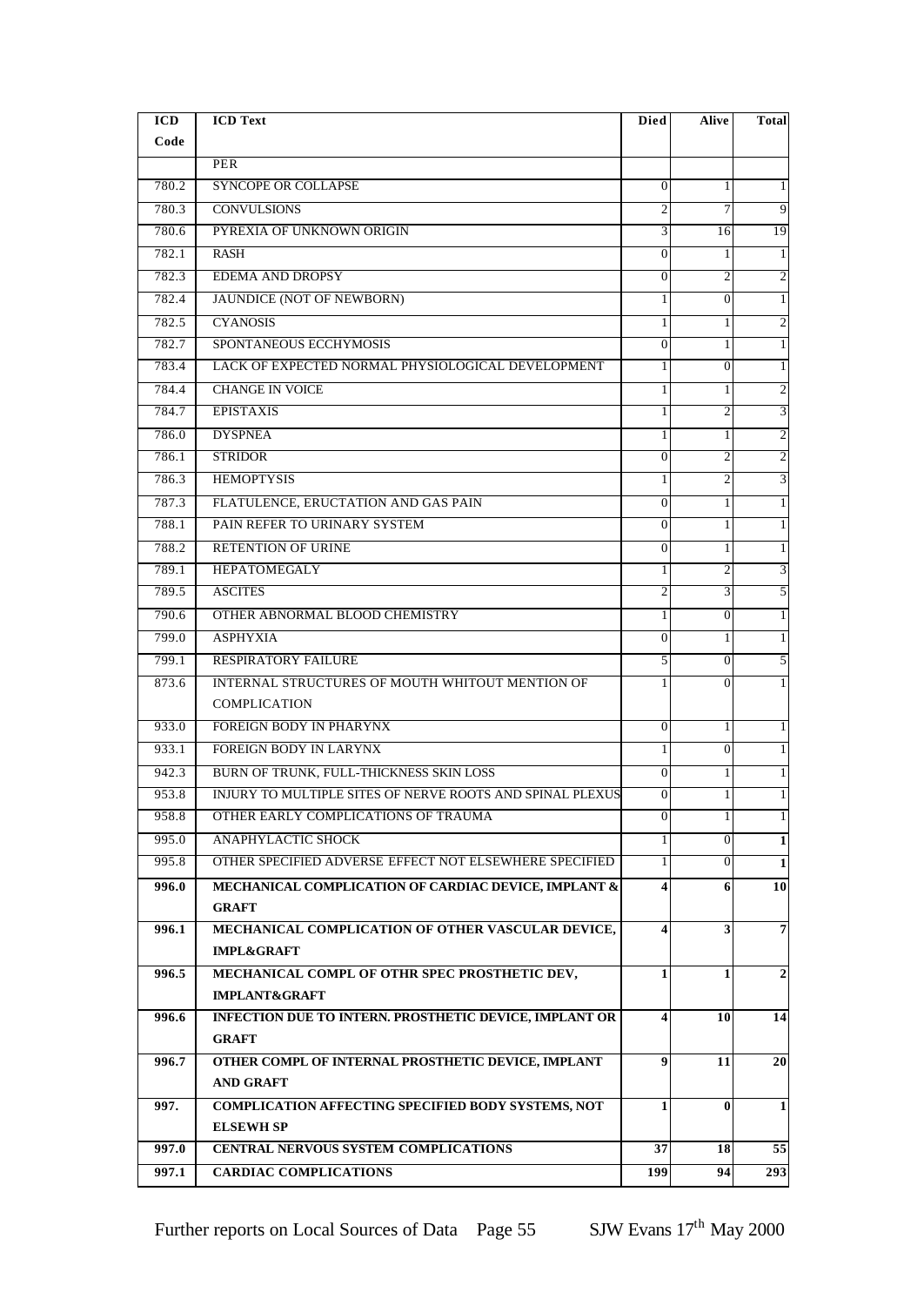| ICD Code | ICD Text | Died | Alive | Total |
|---|---|---|---|---|
| | PER | | | |
| 780.2 | SYNCOPE OR COLLAPSE | 0 | 1 | 1 |
| 780.3 | CONVULSIONS | 2 | 7 | 9 |
| 780.6 | PYREXIA OF UNKNOWN ORIGIN | 3 | 16 | 19 |
| 782.1 | RASH | 0 | 1 | 1 |
| 782.3 | EDEMA AND DROPSY | 0 | 2 | 2 |
| 782.4 | JAUNDICE (NOT OF NEWBORN) | 1 | 0 | 1 |
| 782.5 | CYANOSIS | 1 | 1 | 2 |
| 782.7 | SPONTANEOUS ECCHYMOSIS | 0 | 1 | 1 |
| 783.4 | LACK OF EXPECTED NORMAL PHYSIOLOGICAL DEVELOPMENT | 1 | 0 | 1 |
| 784.4 | CHANGE IN VOICE | 1 | 1 | 2 |
| 784.7 | EPISTAXIS | 1 | 2 | 3 |
| 786.0 | DYSPNEA | 1 | 1 | 2 |
| 786.1 | STRIDOR | 0 | 2 | 2 |
| 786.3 | HEMOPTYSIS | 1 | 2 | 3 |
| 787.3 | FLATULENCE, ERUCTATION AND GAS PAIN | 0 | 1 | 1 |
| 788.1 | PAIN REFER TO URINARY SYSTEM | 0 | 1 | 1 |
| 788.2 | RETENTION OF URINE | 0 | 1 | 1 |
| 789.1 | HEPATOMEGALY | 1 | 2 | 3 |
| 789.5 | ASCITES | 2 | 3 | 5 |
| 790.6 | OTHER ABNORMAL BLOOD CHEMISTRY | 1 | 0 | 1 |
| 799.0 | ASPHYXIA | 0 | 1 | 1 |
| 799.1 | RESPIRATORY FAILURE | 5 | 0 | 5 |
| 873.6 | INTERNAL STRUCTURES OF MOUTH WHITOUT MENTION OF COMPLICATION | 1 | 0 | 1 |
| 933.0 | FOREIGN BODY IN PHARYNX | 0 | 1 | 1 |
| 933.1 | FOREIGN BODY IN LARYNX | 1 | 0 | 1 |
| 942.3 | BURN OF TRUNK, FULL-THICKNESS SKIN LOSS | 0 | 1 | 1 |
| 953.8 | INJURY TO MULTIPLE SITES OF NERVE ROOTS AND SPINAL PLEXUS | 0 | 1 | 1 |
| 958.8 | OTHER EARLY COMPLICATIONS OF TRAUMA | 0 | 1 | 1 |
| 995.0 | ANAPHYLACTIC SHOCK | 1 | 0 | **1** |
| 995.8 | OTHER SPECIFIED ADVERSE EFFECT NOT ELSEWHERE SPECIFIED | 1 | 0 | **1** |
| **996.0** | **MECHANICAL COMPLICATION OF CARDIAC DEVICE, IMPLANT & GRAFT** | **4** | **6** | **10** |
| **996.1** | **MECHANICAL COMPLICATION OF OTHER VASCULAR DEVICE, IMPL&GRAFT** | **4** | **3** | **7** |
| **996.5** | **MECHANICAL COMPL OF OTHR SPEC PROSTHETIC DEV, IMPLANT&GRAFT** | **1** | **1** | **2** |
| **996.6** | **INFECTION DUE TO INTERN. PROSTHETIC DEVICE, IMPLANT OR GRAFT** | **4** | **10** | **14** |
| **996.7** | **OTHER COMPL OF INTERNAL PROSTHETIC DEVICE, IMPLANT AND GRAFT** | **9** | **11** | **20** |
| **997.** | **COMPLICATION AFFECTING SPECIFIED BODY SYSTEMS, NOT ELSEWH SP** | **1** | **0** | **1** |
| **997.0** | **CENTRAL NERVOUS SYSTEM COMPLICATIONS** | **37** | **18** | **55** |
| **997.1** | **CARDIAC COMPLICATIONS** | **199** | **94** | **293** |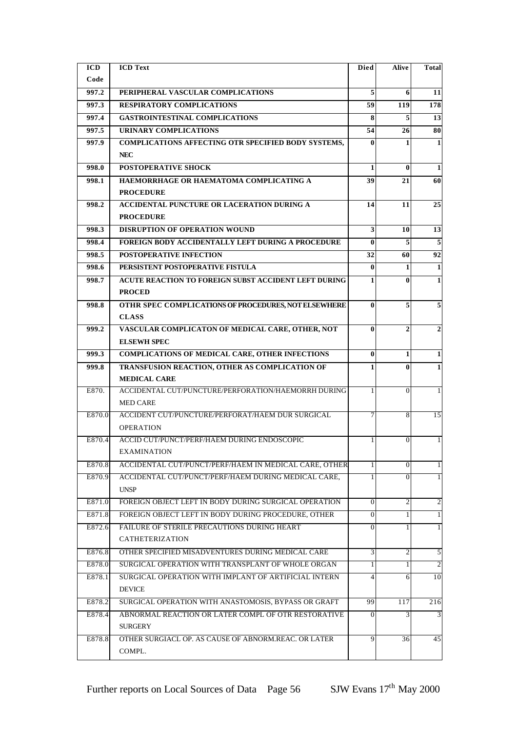| ICD Code | ICD Text | Died | Alive | Total |
|---|---|---|---|---|
| **997.2** | **PERIPHERAL VASCULAR COMPLICATIONS** | **5** | **6** | **11** |
| **997.3** | **RESPIRATORY COMPLICATIONS** | **59** | **119** | **178** |
| **997.4** | **GASTROINTESTINAL COMPLICATIONS** | **8** | **5** | **13** |
| **997.5** | **URINARY COMPLICATIONS** | **54** | **26** | **80** |
| **997.9** | **COMPLICATIONS AFFECTING OTR SPECIFIED BODY SYSTEMS, NEC** | **0** | **1** | **1** |
| **998.0** | **POSTOPERATIVE SHOCK** | **1** | **0** | **1** |
| **998.1** | **HAEMORRHAGE OR HAEMATOMA COMPLICATING A PROCEDURE** | **39** | **21** | **60** |
| **998.2** | **ACCIDENTAL PUNCTURE OR LACERATION DURING A PROCEDURE** | **14** | **11** | **25** |
| **998.3** | **DISRUPTION OF OPERATION WOUND** | **3** | **10** | **13** |
| **998.4** | **FOREIGN BODY ACCIDENTALLY LEFT DURING A PROCEDURE** | **0** | **5** | **5** |
| **998.5** | **POSTOPERATIVE INFECTION** | **32** | **60** | **92** |
| **998.6** | **PERSISTENT POSTOPERATIVE FISTULA** | **0** | **1** | **1** |
| **998.7** | **ACUTE REACTION TO FOREIGN SUBST ACCIDENT LEFT DURING PROCED** | **1** | **0** | **1** |
| **998.8** | **OTHR SPEC COMPLICATIONS OF PROCEDURES, NOT ELSEWHERE CLASS** | **0** | **5** | **5** |
| **999.2** | **VASCULAR COMPLICATON OF MEDICAL CARE, OTHER, NOT ELSEWH SPEC** | **0** | **2** | **2** |
| **999.3** | **COMPLICATIONS OF MEDICAL CARE, OTHER INFECTIONS** | **0** | **1** | **1** |
| **999.8** | **TRANSFUSION REACTION, OTHER AS COMPLICATION OF MEDICAL CARE** | **1** | **0** | **1** |
| E870. | ACCIDENTAL CUT/PUNCTURE/PERFORATION/HAEMORRH DURING MED CARE | 1 | 0 | 1 |
| E870.0 | ACCIDENT CUT/PUNCTURE/PERFORAT/HAEM DUR SURGICAL OPERATION | 7 | 8 | 15 |
| E870.4 | ACCID CUT/PUNCT/PERF/HAEM DURING ENDOSCOPIC EXAMINATION | 1 | 0 | 1 |
| E870.8 | ACCIDENTAL CUT/PUNCT/PERF/HAEM IN MEDICAL CARE, OTHER | 1 | 0 | 1 |
| E870.9 | ACCIDENTAL CUT/PUNCT/PERF/HAEM DURING MEDICAL CARE, UNSP | 1 | 0 | 1 |
| E871.0 | FOREIGN OBJECT LEFT IN BODY DURING SURGICAL OPERATION | 0 | 2 | 2 |
| E871.8 | FOREIGN OBJECT LEFT IN BODY DURING PROCEDURE, OTHER | 0 | 1 | 1 |
| E872.6 | FAILURE OF STERILE PRECAUTIONS DURING HEART CATHETERIZATION | 0 | 1 | 1 |
| E876.8 | OTHER SPECIFIED MISADVENTURES DURING MEDICAL CARE | 3 | 2 | 5 |
| E878.0 | SURGICAL OPERATION WITH TRANSPLANT OF WHOLE ORGAN | 1 | 1 | 2 |
| E878.1 | SURGICAL OPERATION WITH IMPLANT OF ARTIFICIAL INTERN DEVICE | 4 | 6 | 10 |
| E878.2 | SURGICAL OPERATION WITH ANASTOMOSIS, BYPASS OR GRAFT | 99 | 117 | 216 |
| E878.4 | ABNORMAL REACTION OR LATER COMPL OF OTR RESTORATIVE SURGERY | 0 | 3 | 3 |
| E878.8 | OTHER SURGIACL OP. AS CAUSE OF ABNORM.REAC. OR LATER COMPL. | 9 | 36 | 45 |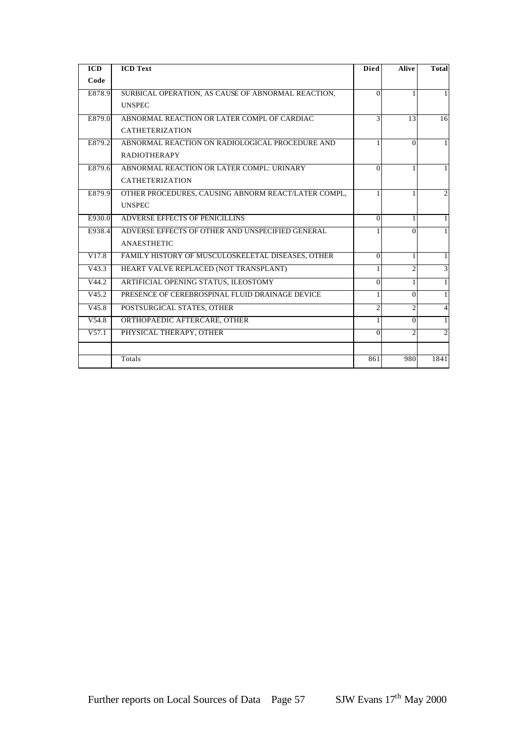| ICD Code | ICD Text | Died | Alive | Total |
|---|---|---|---|---|
| E878.9 | SURBICAL OPERATION, AS CAUSE OF ABNORMAL REACTION, UNSPEC | 0 | 1 | 1 |
| E879.0 | ABNORMAL REACTION OR LATER COMPL OF CARDIAC CATHETERIZATION | 3 | 13 | 16 |
| E879.2 | ABNORMAL REACTION ON RADIOLOGICAL PROCEDURE AND RADIOTHERAPY | 1 | 0 | 1 |
| E879.6 | ABNORMAL REACTION OR LATER COMPL: URINARY CATHETERIZATION | 0 | 1 | 1 |
| E879.9 | OTHER PROCEDURES, CAUSING ABNORM REACT/LATER COMPL, UNSPEC | 1 | 1 | 2 |
| E930.0 | ADVERSE EFFECTS OF PENICILLINS | 0 | 1 | 1 |
| E938.4 | ADVERSE EFFECTS OF OTHER AND UNSPECIFIED GENERAL ANAESTHETIC | 1 | 0 | 1 |
| V17.8 | FAMILY HISTORY OF MUSCULOSKELETAL DISEASES, OTHER | 0 | 1 | 1 |
| V43.3 | HEART VALVE REPLACED (NOT TRANSPLANT) | 1 | 2 | 3 |
| V44.2 | ARTIFICIAL OPENING STATUS, ILEOSTOMY | 0 | 1 | 1 |
| V45.2 | PRESENCE OF CEREBROSPINAL FLUID DRAINAGE DEVICE | 1 | 0 | 1 |
| V45.8 | POSTSURGICAL STATES, OTHER | 2 | 2 | 4 |
| V54.8 | ORTHOPAEDIC AFTERCARE, OTHER | 1 | 0 | 1 |
| V57.1 | PHYSICAL THERAPY, OTHER | 0 | 2 | 2 |
| | | | | |
| | Totals | 861 | 980 | 1841 |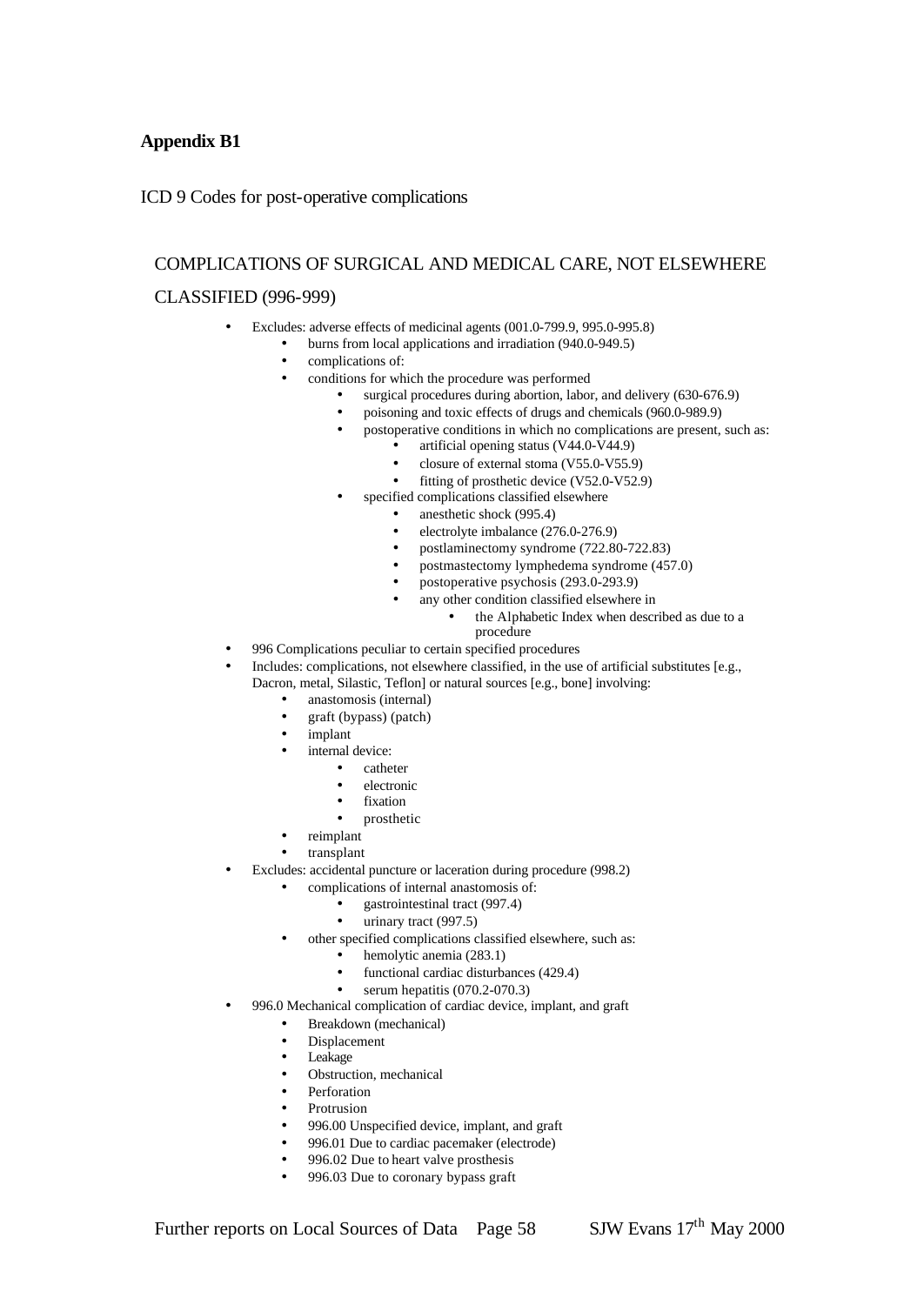**Appendix B1**

ICD 9 Codes for post-operative complications

COMPLICATIONS OF SURGICAL AND MEDICAL CARE, NOT ELSEWHERE CLASSIFIED (996-999)

- Excludes: adverse effects of medicinal agents (001.0-799.9, 995.0-995.8)
    - burns from local applications and irradiation (940.0-949.5)
    - complications of:
    - conditions for which the procedure was performed
        - surgical procedures during abortion, labor, and delivery (630-676.9)
        - poisoning and toxic effects of drugs and chemicals (960.0-989.9)
        - postoperative conditions in which no complications are present, such as:
            - artificial opening status (V44.0-V44.9)
            - closure of external stoma (V55.0-V55.9)
            - fitting of prosthetic device (V52.0-V52.9)
        - specified complications classified elsewhere
            - anesthetic shock (995.4)
            - electrolyte imbalance (276.0-276.9)
            - postlaminectomy syndrome (722.80-722.83)
            - postmastectomy lymphedema syndrome (457.0)
            - postoperative psychosis (293.0-293.9)
            - any other condition classified elsewhere in
                - the Alphabetic Index when described as due to a procedure
- 996 Complications peculiar to certain specified procedures
- Includes: complications, not elsewhere classified, in the use of artificial substitutes [e.g., Dacron, metal, Silastic, Teflon] or natural sources [e.g., bone] involving:
    - anastomosis (internal)
    - graft (bypass) (patch)
    - implant
    - internal device:
        - catheter
        - electronic
        - fixation
        - prosthetic
    - reimplant
    - transplant
- Excludes: accidental puncture or laceration during procedure (998.2)
    - complications of internal anastomosis of:
        - gastrointestinal tract (997.4)
        - urinary tract (997.5)
    - other specified complications classified elsewhere, such as:
        - hemolytic anemia (283.1)
        - functional cardiac disturbances (429.4)
        - serum hepatitis (070.2-070.3)
- 996.0 Mechanical complication of cardiac device, implant, and graft
    - Breakdown (mechanical)
    - Displacement
    - Leakage
    - Obstruction, mechanical
    - Perforation
    - Protrusion
    - 996.00 Unspecified device, implant, and graft
    - 996.01 Due to cardiac pacemaker (electrode)
    - 996.02 Due to heart valve prosthesis
    - 996.03 Due to coronary bypass graft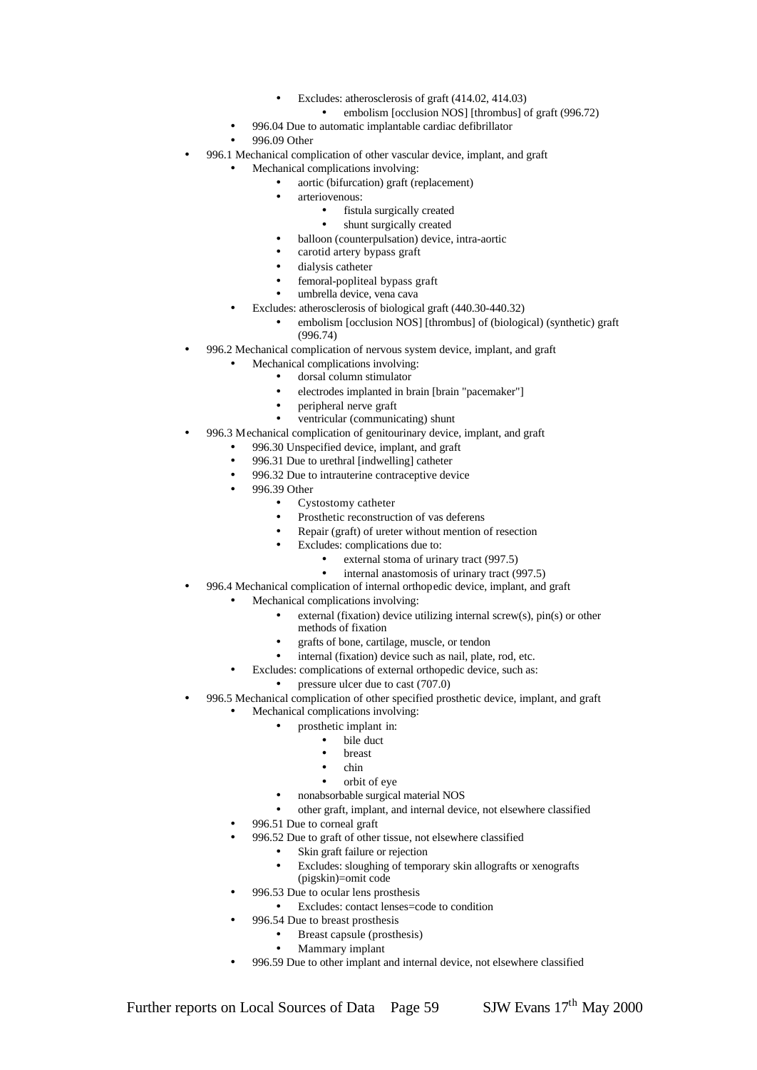- Excludes: atherosclerosis of graft (414.02, 414.03)
            - embolism [occlusion NOS] [thrombus] of graft (996.72)
    - 996.04 Due to automatic implantable cardiac defibrillator
    - 996.09 Other
- 996.1 Mechanical complication of other vascular device, implant, and graft
    - Mechanical complications involving:
        - aortic (bifurcation) graft (replacement)
        - arteriovenous:
            - fistula surgically created
            - shunt surgically created
        - balloon (counterpulsation) device, intra-aortic
        - carotid artery bypass graft
        - dialysis catheter
        - femoral-popliteal bypass graft
        - umbrella device, vena cava
    - Excludes: atherosclerosis of biological graft (440.30-440.32)
        - embolism [occlusion NOS] [thrombus] of (biological) (synthetic) graft (996.74)
- 996.2 Mechanical complication of nervous system device, implant, and graft
    - Mechanical complications involving:
        - dorsal column stimulator
        - electrodes implanted in brain [brain "pacemaker"]
        - peripheral nerve graft
        - ventricular (communicating) shunt
- 996.3 Mechanical complication of genitourinary device, implant, and graft
    - 996.30 Unspecified device, implant, and graft
    - 996.31 Due to urethral [indwelling] catheter
    - 996.32 Due to intrauterine contraceptive device
    - 996.39 Other
        - Cystostomy catheter
        - Prosthetic reconstruction of vas deferens
        - Repair (graft) of ureter without mention of resection
        - Excludes: complications due to:
            - external stoma of urinary tract (997.5)
            - internal anastomosis of urinary tract (997.5)
- 996.4 Mechanical complication of internal orthopedic device, implant, and graft
    - Mechanical complications involving:
        - external (fixation) device utilizing internal screw(s), pin(s) or other methods of fixation
        - grafts of bone, cartilage, muscle, or tendon
        - internal (fixation) device such as nail, plate, rod, etc.
    - Excludes: complications of external orthopedic device, such as:
        - pressure ulcer due to cast (707.0)
- 996.5 Mechanical complication of other specified prosthetic device, implant, and graft
    - Mechanical complications involving:
        - prosthetic implant in:
            - bile duct
            - breast
            - chin
            - orbit of eye
        - nonabsorbable surgical material NOS
        - other graft, implant, and internal device, not elsewhere classified
    - 996.51 Due to corneal graft
    - 996.52 Due to graft of other tissue, not elsewhere classified
        - Skin graft failure or rejection
        - Excludes: sloughing of temporary skin allografts or xenografts (pigskin)=omit code
    - 996.53 Due to ocular lens prosthesis
        - Excludes: contact lenses=code to condition
    - 996.54 Due to breast prosthesis
        - Breast capsule (prosthesis)
        - Mammary implant
    - 996.59 Due to other implant and internal device, not elsewhere classified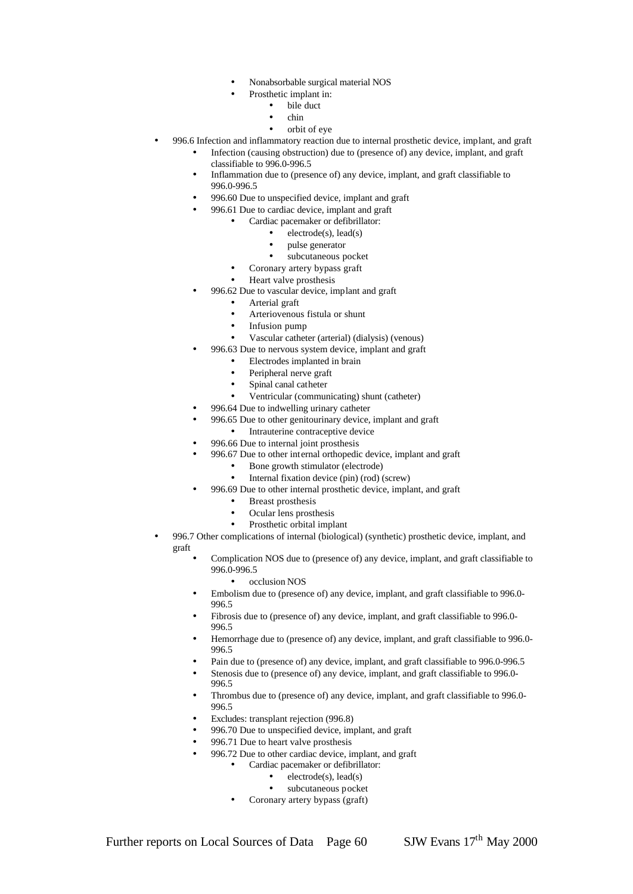- Nonabsorbable surgical material NOS
        - Prosthetic implant in:
            - bile duct
            - chin
            - orbit of eye
- 996.6 Infection and inflammatory reaction due to internal prosthetic device, implant, and graft
    - Infection (causing obstruction) due to (presence of) any device, implant, and graft classifiable to 996.0-996.5
    - Inflammation due to (presence of) any device, implant, and graft classifiable to 996.0-996.5
    - 996.60 Due to unspecified device, implant and graft
    - 996.61 Due to cardiac device, implant and graft
        - Cardiac pacemaker or defibrillator:
            - electrode(s), lead(s)
            - pulse generator
            - subcutaneous pocket
        - Coronary artery bypass graft
        - Heart valve prosthesis
    - 996.62 Due to vascular device, implant and graft
        - Arterial graft
        - Arteriovenous fistula or shunt
        - Infusion pump
        - Vascular catheter (arterial) (dialysis) (venous)
    - 996.63 Due to nervous system device, implant and graft
        - Electrodes implanted in brain
        - Peripheral nerve graft
        - Spinal canal catheter
        - Ventricular (communicating) shunt (catheter)
    - 996.64 Due to indwelling urinary catheter
    - 996.65 Due to other genitourinary device, implant and graft
        - Intrauterine contraceptive device
    - 996.66 Due to internal joint prosthesis
    - 996.67 Due to other internal orthopedic device, implant and graft
        - Bone growth stimulator (electrode)
        - Internal fixation device (pin) (rod) (screw)
    - 996.69 Due to other internal prosthetic device, implant, and graft
        - Breast prosthesis
        - Ocular lens prosthesis
        - Prosthetic orbital implant
- 996.7 Other complications of internal (biological) (synthetic) prosthetic device, implant, and graft
    - Complication NOS due to (presence of) any device, implant, and graft classifiable to 996.0-996.5
        - occlusion NOS
    - Embolism due to (presence of) any device, implant, and graft classifiable to 996.0-996.5
    - Fibrosis due to (presence of) any device, implant, and graft classifiable to 996.0-996.5
    - Hemorrhage due to (presence of) any device, implant, and graft classifiable to 996.0-996.5
    - Pain due to (presence of) any device, implant, and graft classifiable to 996.0-996.5
    - Stenosis due to (presence of) any device, implant, and graft classifiable to 996.0-996.5
    - Thrombus due to (presence of) any device, implant, and graft classifiable to 996.0-996.5
    - Excludes: transplant rejection (996.8)
    - 996.70 Due to unspecified device, implant, and graft
    - 996.71 Due to heart valve prosthesis
    - 996.72 Due to other cardiac device, implant, and graft
        - Cardiac pacemaker or defibrillator:
            - electrode(s), lead(s)
            - subcutaneous pocket
        - Coronary artery bypass (graft)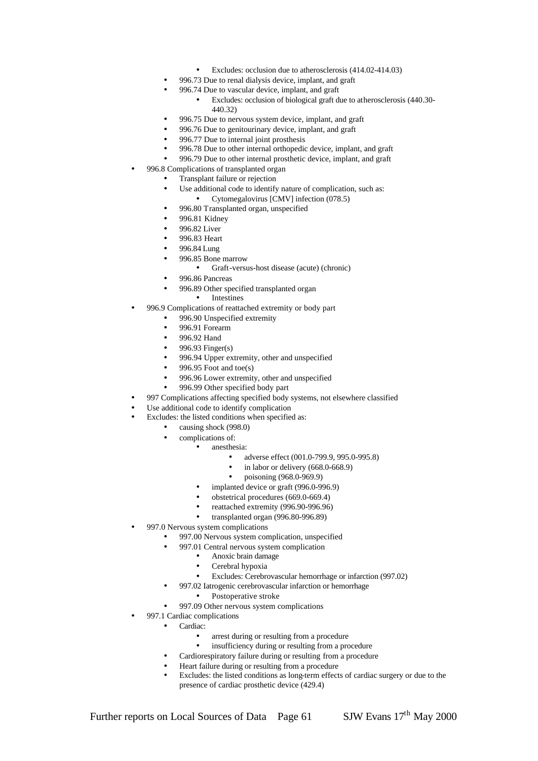- Excludes: occlusion due to atherosclerosis (414.02-414.03)
    - 996.73 Due to renal dialysis device, implant, and graft
    - 996.74 Due to vascular device, implant, and graft
        - Excludes: occlusion of biological graft due to atherosclerosis (440.30-440.32)
    - 996.75 Due to nervous system device, implant, and graft
    - 996.76 Due to genitourinary device, implant, and graft
    - 996.77 Due to internal joint prosthesis
    - 996.78 Due to other internal orthopedic device, implant, and graft
    - 996.79 Due to other internal prosthetic device, implant, and graft
- 996.8 Complications of transplanted organ
    - Transplant failure or rejection
    - Use additional code to identify nature of complication, such as:
        - Cytomegalovirus [CMV] infection (078.5)
    - 996.80 Transplanted organ, unspecified
    - 996.81 Kidney
    - 996.82 Liver
    - 996.83 Heart
    - 996.84 Lung
    - 996.85 Bone marrow
        - Graft-versus-host disease (acute) (chronic)
    - 996.86 Pancreas
    - 996.89 Other specified transplanted organ
        - Intestines
- 996.9 Complications of reattached extremity or body part
    - 996.90 Unspecified extremity
    - 996.91 Forearm
    - 996.92 Hand
    - 996.93 Finger(s)
    - 996.94 Upper extremity, other and unspecified
    - 996.95 Foot and toe(s)
    - 996.96 Lower extremity, other and unspecified
    - 996.99 Other specified body part
- 997 Complications affecting specified body systems, not elsewhere classified
- Use additional code to identify complication
- Excludes: the listed conditions when specified as:
    - causing shock (998.0)
    - complications of:
        - anesthesia:
            - adverse effect (001.0-799.9, 995.0-995.8)
            - in labor or delivery (668.0-668.9)
            - poisoning (968.0-969.9)
        - implanted device or graft (996.0-996.9)
        - obstetrical procedures (669.0-669.4)
        - reattached extremity (996.90-996.96)
        - transplanted organ (996.80-996.89)
- 997.0 Nervous system complications
    - 997.00 Nervous system complication, unspecified
    - 997.01 Central nervous system complication
        - Anoxic brain damage
        - Cerebral hypoxia
        - Excludes: Cerebrovascular hemorrhage or infarction (997.02)
    - 997.02 Iatrogenic cerebrovascular infarction or hemorrhage
        - Postoperative stroke
    - 997.09 Other nervous system complications
- 997.1 Cardiac complications
    - Cardiac:
        - arrest during or resulting from a procedure
        - insufficiency during or resulting from a procedure
    - Cardiorespiratory failure during or resulting from a procedure
    - Heart failure during or resulting from a procedure
    - Excludes: the listed conditions as long-term effects of cardiac surgery or due to the presence of cardiac prosthetic device (429.4)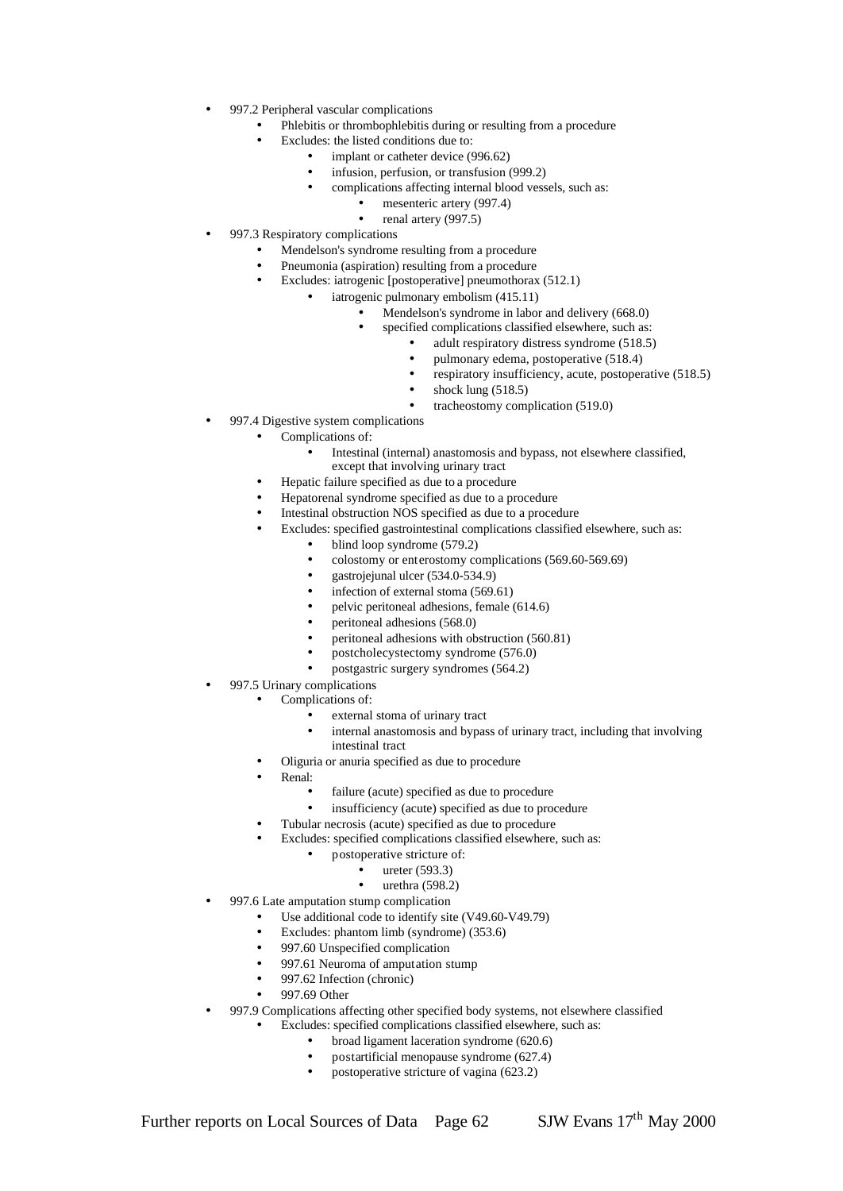- 997.2 Peripheral vascular complications
    - Phlebitis or thrombophlebitis during or resulting from a procedure
    - Excludes: the listed conditions due to:
        - implant or catheter device (996.62)
        - infusion, perfusion, or transfusion (999.2)
        - complications affecting internal blood vessels, such as:
            - mesenteric artery (997.4)
            - renal artery (997.5)
- 997.3 Respiratory complications
    - Mendelson's syndrome resulting from a procedure
    - Pneumonia (aspiration) resulting from a procedure
    - Excludes: iatrogenic [postoperative] pneumothorax (512.1)
        - iatrogenic pulmonary embolism (415.11)
            - Mendelson's syndrome in labor and delivery (668.0)
            - specified complications classified elsewhere, such as:
                - adult respiratory distress syndrome (518.5)
                - pulmonary edema, postoperative (518.4)
                - respiratory insufficiency, acute, postoperative (518.5)
                - shock lung (518.5)
                - tracheostomy complication (519.0)
- 997.4 Digestive system complications
    - Complications of:
        - Intestinal (internal) anastomosis and bypass, not elsewhere classified, except that involving urinary tract
    - Hepatic failure specified as due to a procedure
    - Hepatorenal syndrome specified as due to a procedure
    - Intestinal obstruction NOS specified as due to a procedure
    - Excludes: specified gastrointestinal complications classified elsewhere, such as:
        - blind loop syndrome (579.2)
        - colostomy or enterostomy complications (569.60-569.69)
        - gastrojejunal ulcer (534.0-534.9)
        - infection of external stoma (569.61)
        - pelvic peritoneal adhesions, female (614.6)
        - peritoneal adhesions (568.0)
        - peritoneal adhesions with obstruction (560.81)
        - postcholecystectomy syndrome (576.0)
        - postgastric surgery syndromes (564.2)
- 997.5 Urinary complications
    - Complications of:
        - external stoma of urinary tract
        - internal anastomosis and bypass of urinary tract, including that involving intestinal tract
    - Oliguria or anuria specified as due to procedure
    - Renal:
        - failure (acute) specified as due to procedure
        - insufficiency (acute) specified as due to procedure
    - Tubular necrosis (acute) specified as due to procedure
    - Excludes: specified complications classified elsewhere, such as:
        - postoperative stricture of:
            - ureter (593.3)
            - urethra (598.2)
- 997.6 Late amputation stump complication
    - Use additional code to identify site (V49.60-V49.79)
    - Excludes: phantom limb (syndrome) (353.6)
    - 997.60 Unspecified complication
    - 997.61 Neuroma of amputation stump
    - 997.62 Infection (chronic)
    - 997.69 Other
- 997.9 Complications affecting other specified body systems, not elsewhere classified
    - Excludes: specified complications classified elsewhere, such as:
        - broad ligament laceration syndrome (620.6)
        - postartificial menopause syndrome (627.4)
        - postoperative stricture of vagina (623.2)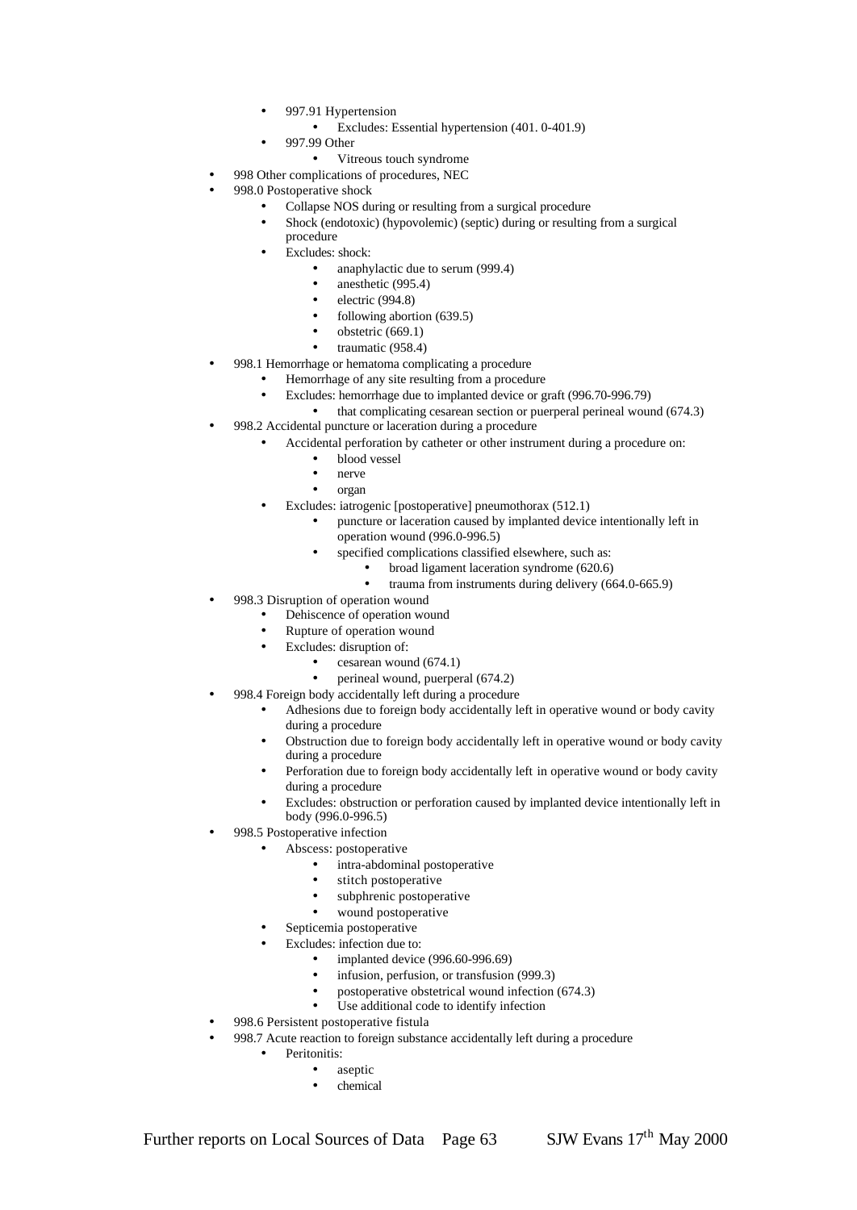- 997.91 Hypertension
    - Excludes: Essential hypertension (401. 0-401.9)
- 997.99 Other
    - Vitreous touch syndrome
- 998 Other complications of procedures, NEC
- 998.0 Postoperative shock
    - Collapse NOS during or resulting from a surgical procedure
    - Shock (endotoxic) (hypovolemic) (septic) during or resulting from a surgical procedure
    - Excludes: shock:
        - anaphylactic due to serum (999.4)
        - anesthetic (995.4)
        - electric (994.8)
        - following abortion (639.5)
        - obstetric (669.1)
        - traumatic (958.4)
- 998.1 Hemorrhage or hematoma complicating a procedure
    - Hemorrhage of any site resulting from a procedure
    - Excludes: hemorrhage due to implanted device or graft (996.70-996.79)
        - that complicating cesarean section or puerperal perineal wound (674.3)
- 998.2 Accidental puncture or laceration during a procedure
    - Accidental perforation by catheter or other instrument during a procedure on:
        - blood vessel
        - nerve
        - organ
    - Excludes: iatrogenic [postoperative] pneumothorax (512.1)
        - puncture or laceration caused by implanted device intentionally left in operation wound (996.0-996.5)
        - specified complications classified elsewhere, such as:
            - broad ligament laceration syndrome (620.6)
            - trauma from instruments during delivery (664.0-665.9)
- 998.3 Disruption of operation wound
    - Dehiscence of operation wound
    - Rupture of operation wound
    - Excludes: disruption of:
        - cesarean wound (674.1)
        - perineal wound, puerperal (674.2)
- 998.4 Foreign body accidentally left during a procedure
    - Adhesions due to foreign body accidentally left in operative wound or body cavity during a procedure
    - Obstruction due to foreign body accidentally left in operative wound or body cavity during a procedure
    - Perforation due to foreign body accidentally left in operative wound or body cavity during a procedure
    - Excludes: obstruction or perforation caused by implanted device intentionally left in body (996.0-996.5)
- 998.5 Postoperative infection
    - Abscess: postoperative
        - intra-abdominal postoperative
        - stitch postoperative
        - subphrenic postoperative
        - wound postoperative
    - Septicemia postoperative
    - Excludes: infection due to:
        - implanted device (996.60-996.69)
        - infusion, perfusion, or transfusion (999.3)
        - postoperative obstetrical wound infection (674.3)
        - Use additional code to identify infection
- 998.6 Persistent postoperative fistula
- 998.7 Acute reaction to foreign substance accidentally left during a procedure
    - Peritonitis:
        - aseptic
        - chemical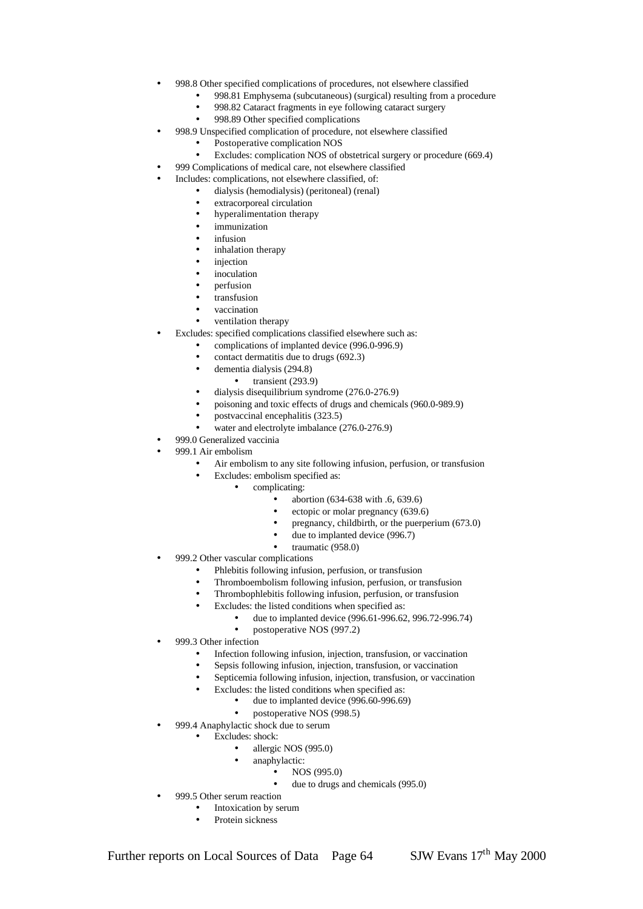- 998.8 Other specified complications of procedures, not elsewhere classified
  - 998.81 Emphysema (subcutaneous) (surgical) resulting from a procedure
  - 998.82 Cataract fragments in eye following cataract surgery
  - 998.89 Other specified complications
- 998.9 Unspecified complication of procedure, not elsewhere classified
  - Postoperative complication NOS
  - Excludes: complication NOS of obstetrical surgery or procedure (669.4)
- 999 Complications of medical care, not elsewhere classified
- Includes: complications, not elsewhere classified, of:
  - dialysis (hemodialysis) (peritoneal) (renal)
  - extracorporeal circulation
  - hyperalimentation therapy
  - immunization
  - infusion
  - inhalation therapy
  - injection
  - inoculation
  - perfusion
  - transfusion
  - vaccination
  - ventilation therapy
- Excludes: specified complications classified elsewhere such as:
  - complications of implanted device (996.0-996.9)
  - contact dermatitis due to drugs (692.3)
  - dementia dialysis (294.8)
    - transient (293.9)
  - dialysis disequilibrium syndrome (276.0-276.9)
  - poisoning and toxic effects of drugs and chemicals (960.0-989.9)
  - postvaccinal encephalitis (323.5)
  - water and electrolyte imbalance (276.0-276.9)
- 999.0 Generalized vaccinia
- 999.1 Air embolism
  - Air embolism to any site following infusion, perfusion, or transfusion
  - Excludes: embolism specified as:
    - complicating:
      - abortion (634-638 with .6, 639.6)
      - ectopic or molar pregnancy (639.6)
      - pregnancy, childbirth, or the puerperium (673.0)
      - due to implanted device (996.7)
      - traumatic (958.0)
- 999.2 Other vascular complications
  - Phlebitis following infusion, perfusion, or transfusion
  - Thromboembolism following infusion, perfusion, or transfusion
  - Thrombophlebitis following infusion, perfusion, or transfusion
  - Excludes: the listed conditions when specified as:
    - due to implanted device (996.61-996.62, 996.72-996.74)
    - postoperative NOS (997.2)
- 999.3 Other infection
  - Infection following infusion, injection, transfusion, or vaccination
  - Sepsis following infusion, injection, transfusion, or vaccination
  - Septicemia following infusion, injection, transfusion, or vaccination
  - Excludes: the listed conditions when specified as:
    - due to implanted device (996.60-996.69)
    - postoperative NOS (998.5)
- 999.4 Anaphylactic shock due to serum
  - Excludes: shock:
    - allergic NOS (995.0)
    - anaphylactic:
      - NOS (995.0)
      - due to drugs and chemicals (995.0)
- 999.5 Other serum reaction
  - Intoxication by serum
  - Protein sickness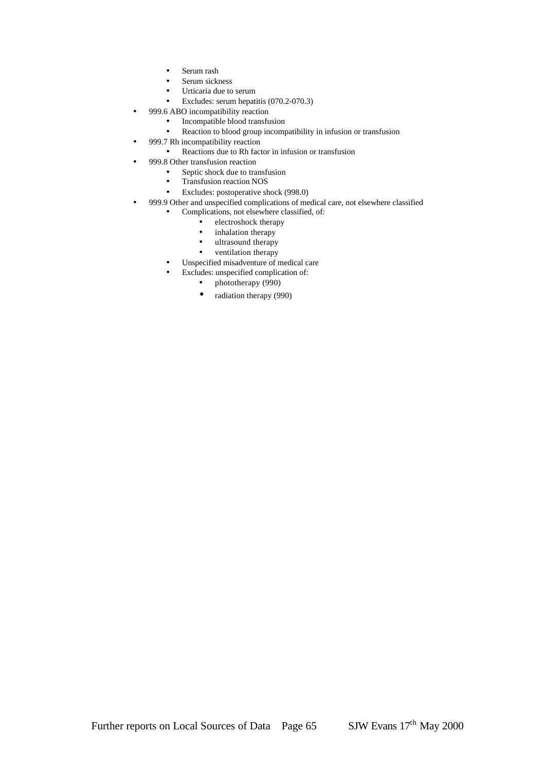- Serum rash
    - Serum sickness
    - Urticaria due to serum
    - Excludes: serum hepatitis (070.2-070.3)
- 999.6 ABO incompatibility reaction
    - Incompatible blood transfusion
    - Reaction to blood group incompatibility in infusion or transfusion
- 999.7 Rh incompatibility reaction
    - Reactions due to Rh factor in infusion or transfusion
- 999.8 Other transfusion reaction
    - Septic shock due to transfusion
    - Transfusion reaction NOS
    - Excludes: postoperative shock (998.0)
- 999.9 Other and unspecified complications of medical care, not elsewhere classified
    - Complications, not elsewhere classified, of:
        - electroshock therapy
        - inhalation therapy
        - ultrasound therapy
        - ventilation therapy
    - Unspecified misadventure of medical care
    - Excludes: unspecified complication of:
        - phototherapy (990)
        - radiation therapy (990)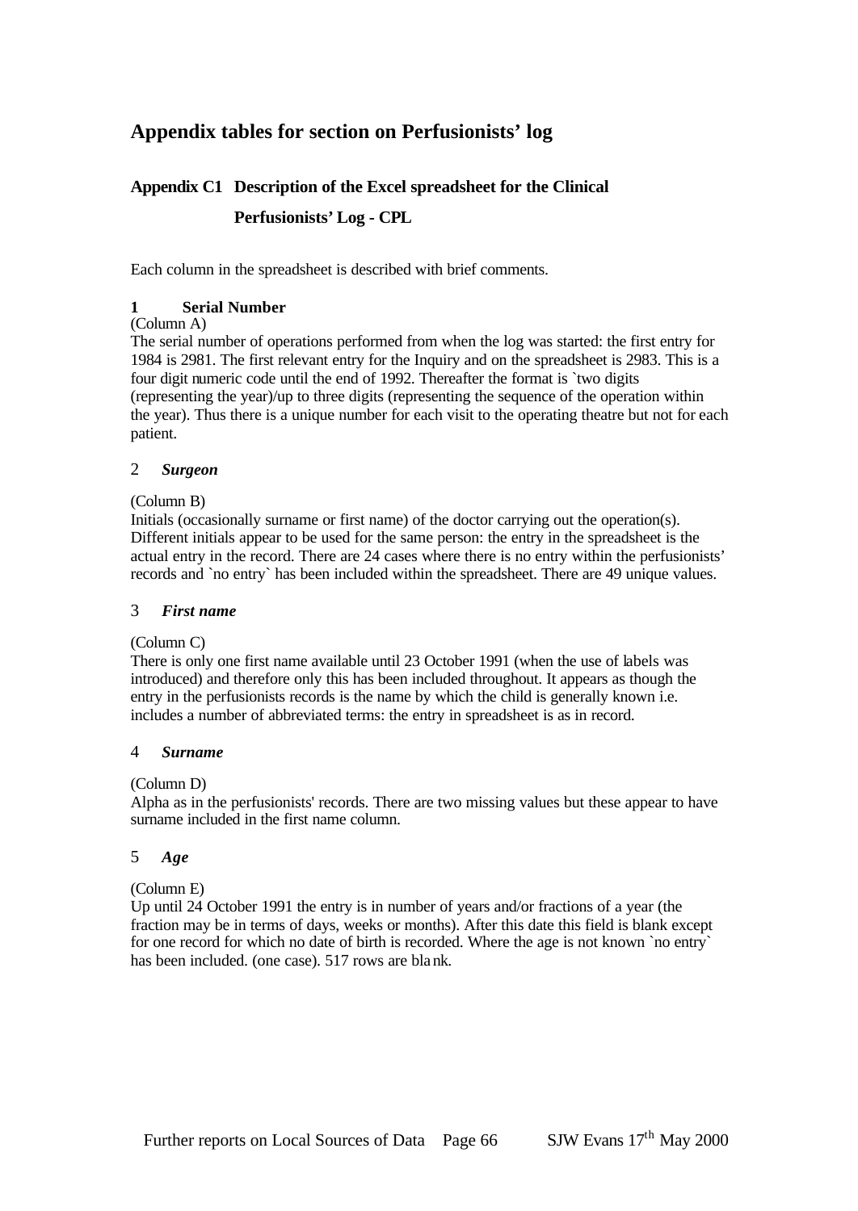## Appendix tables for section on Perfusionists' log

### Appendix C1 Description of the Excel spreadsheet for the Clinical Perfusionists' Log - CPL

Each column in the spreadsheet is described with brief comments.

**1 Serial Number**

(Column A)

The serial number of operations performed from when the log was started: the first entry for 1984 is 2981. The first relevant entry for the Inquiry and on the spreadsheet is 2983. This is a four digit numeric code until the end of 1992. Thereafter the format is `two digits (representing the year)/up to three digits (representing the sequence of the operation within the year). Thus there is a unique number for each visit to the operating theatre but not for each patient.

2 ***Surgeon***

(Column B)

Initials (occasionally surname or first name) of the doctor carrying out the operation(s). Different initials appear to be used for the same person: the entry in the spreadsheet is the actual entry in the record. There are 24 cases where there is no entry within the perfusionists' records and `no entry` has been included within the spreadsheet. There are 49 unique values.

3 ***First name***

(Column C)

There is only one first name available until 23 October 1991 (when the use of labels was introduced) and therefore only this has been included throughout. It appears as though the entry in the perfusionists records is the name by which the child is generally known i.e. includes a number of abbreviated terms: the entry in spreadsheet is as in record.

4 ***Surname***

(Column D)

Alpha as in the perfusionists' records. There are two missing values but these appear to have surname included in the first name column.

5 ***Age***

(Column E)

Up until 24 October 1991 the entry is in number of years and/or fractions of a year (the fraction may be in terms of days, weeks or months). After this date this field is blank except for one record for which no date of birth is recorded. Where the age is not known `no entry` has been included. (one case). 517 rows are blank.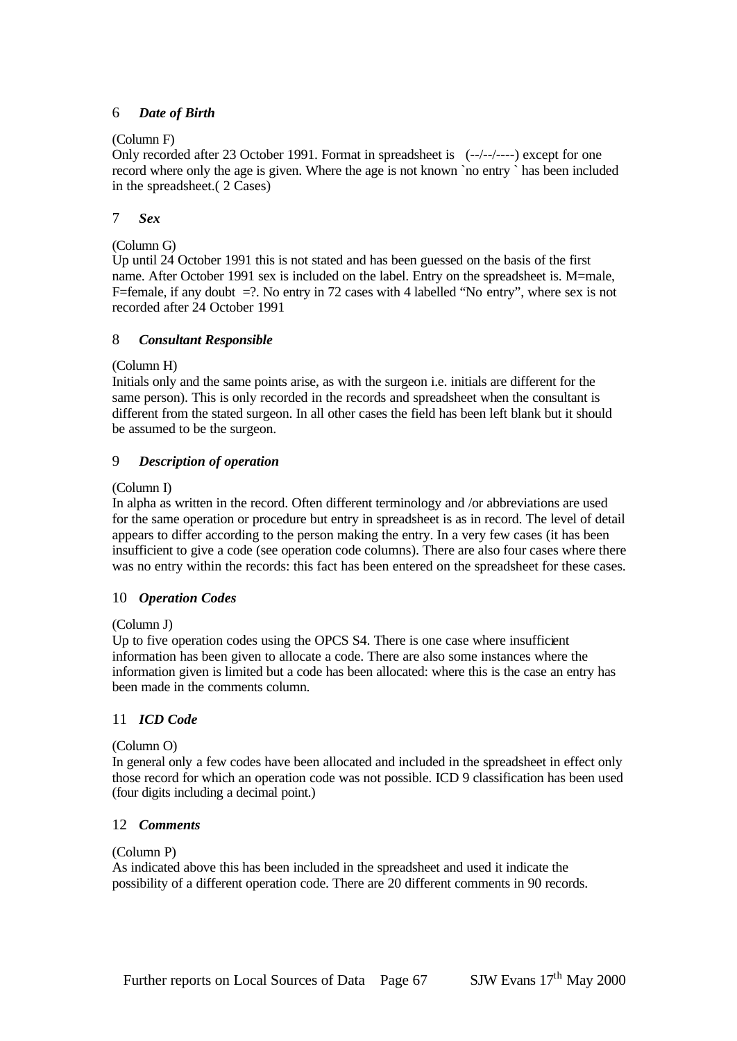## 6 *Date of Birth*

(Column F)
Only recorded after 23 October 1991. Format in spreadsheet is (--/--/----) except for one record where only the age is given. Where the age is not known `no entry ` has been included in the spreadsheet.( 2 Cases)

## 7 *Sex*

(Column G)
Up until 24 October 1991 this is not stated and has been guessed on the basis of the first name. After October 1991 sex is included on the label. Entry on the spreadsheet is. M=male, F=female, if any doubt =?. No entry in 72 cases with 4 labelled "No entry", where sex is not recorded after 24 October 1991

## 8 *Consultant Responsible*

(Column H)
Initials only and the same points arise, as with the surgeon i.e. initials are different for the same person). This is only recorded in the records and spreadsheet when the consultant is different from the stated surgeon. In all other cases the field has been left blank but it should be assumed to be the surgeon.

## 9 *Description of operation*

(Column I)
In alpha as written in the record. Often different terminology and /or abbreviations are used for the same operation or procedure but entry in spreadsheet is as in record. The level of detail appears to differ according to the person making the entry. In a very few cases (it has been insufficient to give a code (see operation code columns). There are also four cases where there was no entry within the records: this fact has been entered on the spreadsheet for these cases.

## 10 *Operation Codes*

(Column J)
Up to five operation codes using the OPCS S4. There is one case where insufficient information has been given to allocate a code. There are also some instances where the information given is limited but a code has been allocated: where this is the case an entry has been made in the comments column.

## 11 *ICD Code*

(Column O)
In general only a few codes have been allocated and included in the spreadsheet in effect only those record for which an operation code was not possible. ICD 9 classification has been used (four digits including a decimal point.)

## 12 *Comments*

(Column P)
As indicated above this has been included in the spreadsheet and used it indicate the possibility of a different operation code. There are 20 different comments in 90 records.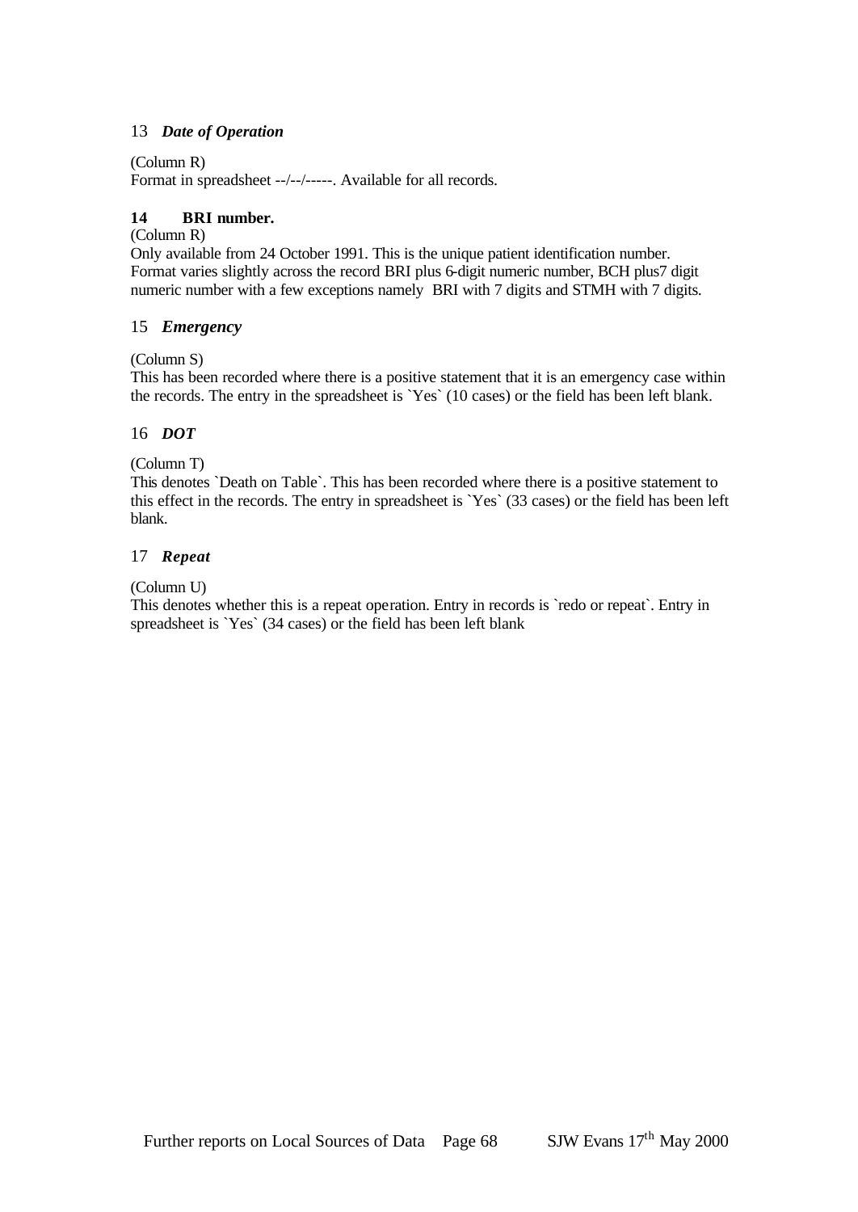13 ***Date of Operation***

(Column R)
Format in spreadsheet --/--/-----. Available for all records.

**14 BRI number.**

(Column R)
Only available from 24 October 1991. This is the unique patient identification number. Format varies slightly across the record BRI plus 6-digit numeric number, BCH plus7 digit numeric number with a few exceptions namely BRI with 7 digits and STMH with 7 digits.

15 ***Emergency***

(Column S)
This has been recorded where there is a positive statement that it is an emergency case within the records. The entry in the spreadsheet is `Yes` (10 cases) or the field has been left blank.

16 ***DOT***

(Column T)
This denotes `Death on Table`. This has been recorded where there is a positive statement to this effect in the records. The entry in spreadsheet is `Yes` (33 cases) or the field has been left blank.

17 ***Repeat***

(Column U)
This denotes whether this is a repeat operation. Entry in records is `redo or repeat`. Entry in spreadsheet is `Yes` (34 cases) or the field has been left blank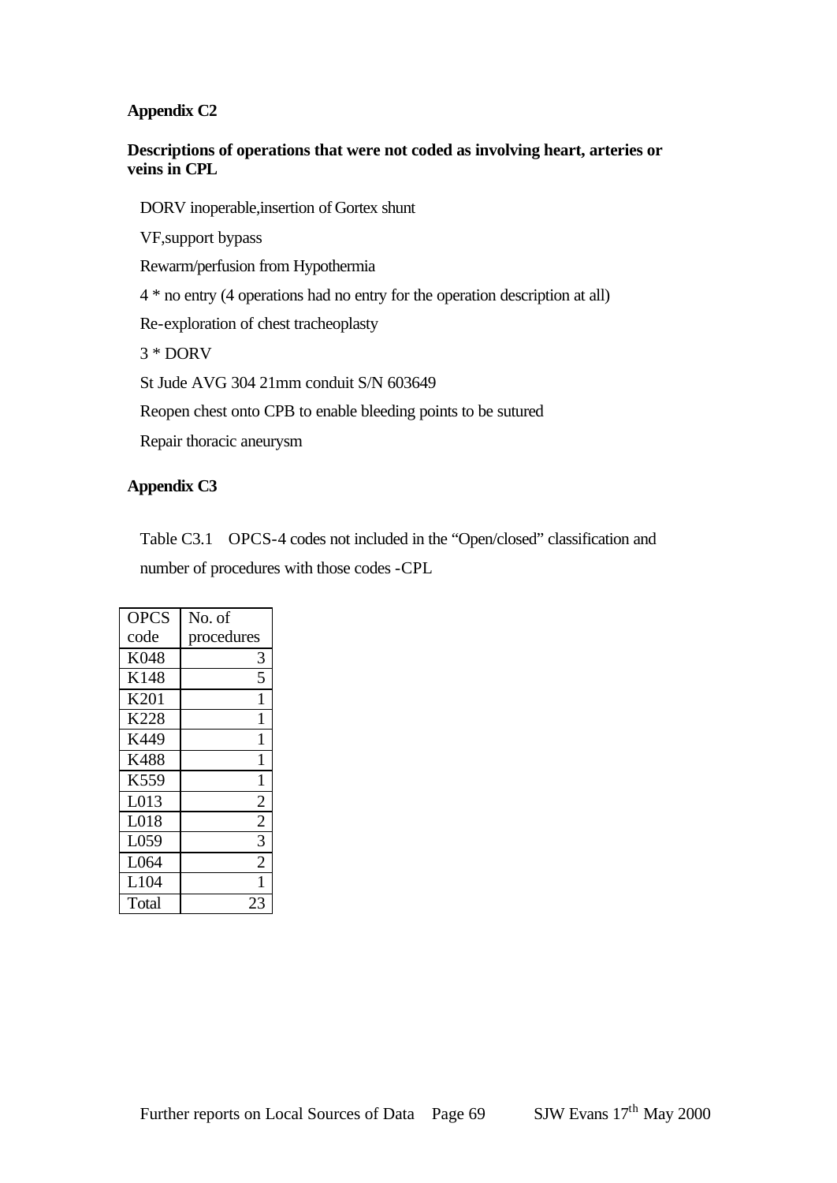**Appendix C2**

**Descriptions of operations that were not coded as involving heart, arteries or veins in CPL**

DORV inoperable,insertion of Gortex shunt

VF,support bypass

Rewarm/perfusion from Hypothermia

4 * no entry (4 operations had no entry for the operation description at all)

Re-exploration of chest tracheoplasty

3 * DORV

St Jude AVG 304 21mm conduit S/N 603649

Reopen chest onto CPB to enable bleeding points to be sutured

Repair thoracic aneurysm

**Appendix C3**

Table C3.1 OPCS-4 codes not included in the "Open/closed" classification and number of procedures with those codes -CPL

| OPCS code | No. of procedures |
|---|---|
| K048 | 3 |
| K148 | 5 |
| K201 | 1 |
| K228 | 1 |
| K449 | 1 |
| K488 | 1 |
| K559 | 1 |
| L013 | 2 |
| L018 | 2 |
| L059 | 3 |
| L064 | 2 |
| L104 | 1 |
| Total | 23 |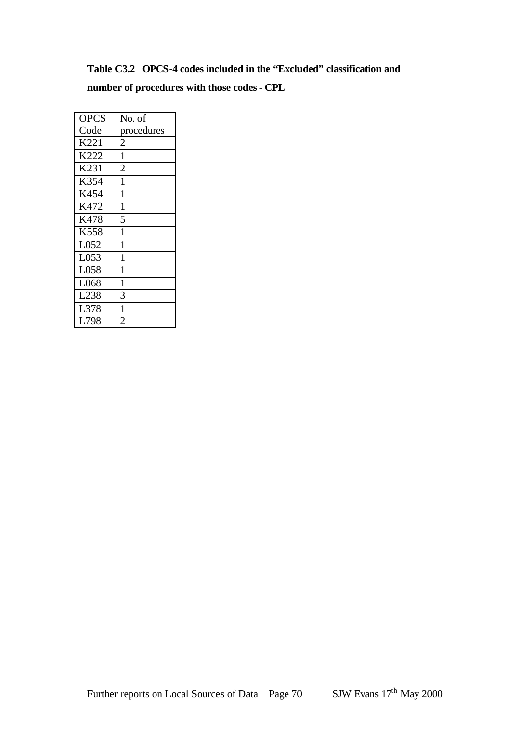**Table C3.2 OPCS-4 codes included in the "Excluded" classification and number of procedures with those codes - CPL**

| OPCS Code | No. of procedures |
|---|---|
| K221 | 2 |
| K222 | 1 |
| K231 | 2 |
| K354 | 1 |
| K454 | 1 |
| K472 | 1 |
| K478 | 5 |
| K558 | 1 |
| L052 | 1 |
| L053 | 1 |
| L058 | 1 |
| L068 | 1 |
| L238 | 3 |
| L378 | 1 |
| L798 | 2 |